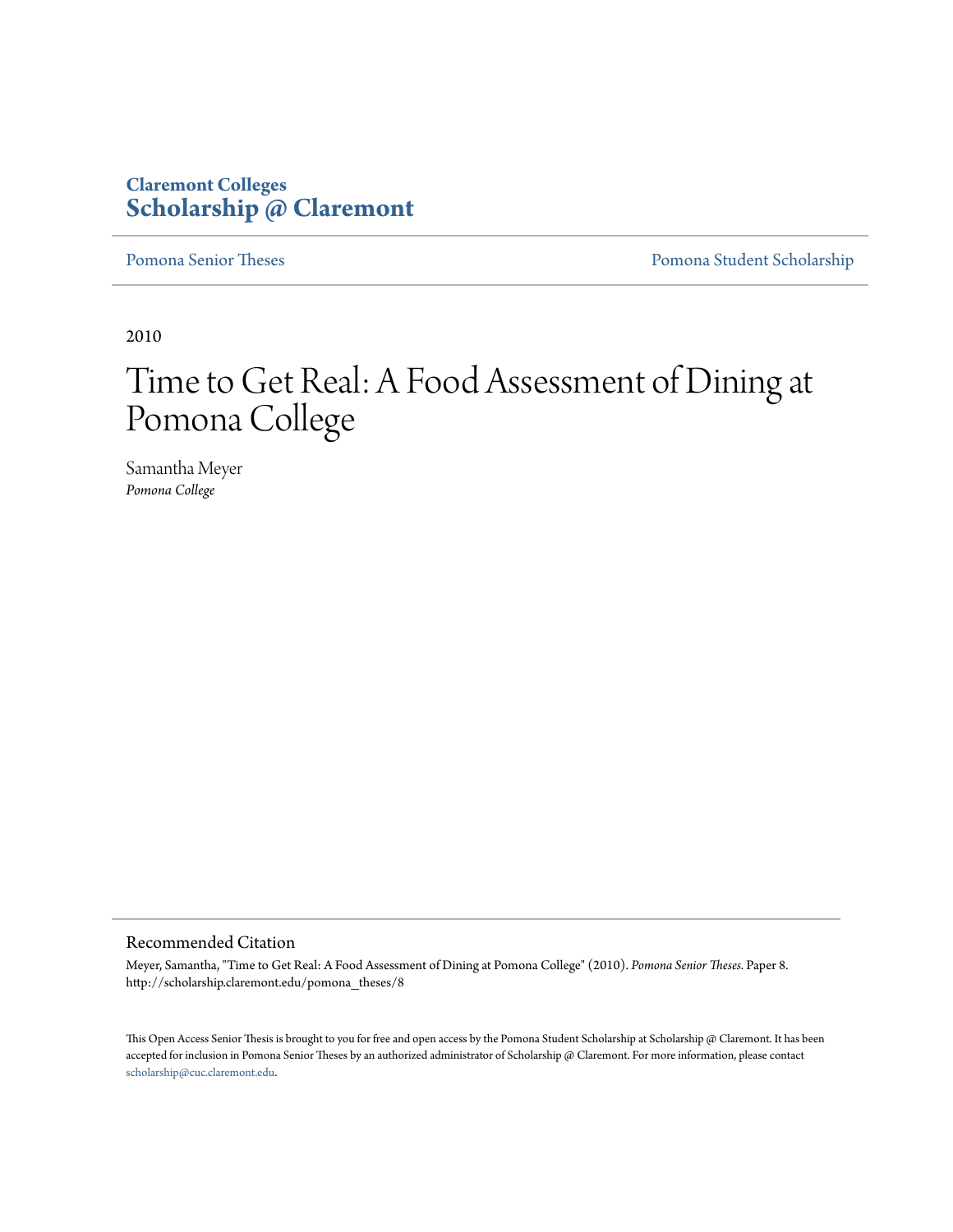**Claremont Colleges**
**Scholarship @ Claremont**

Pomona Senior Theses | Pomona Student Scholarship

2010

# Time to Get Real: A Food Assessment of Dining at Pomona College

Samantha Meyer
*Pomona College*

## Recommended Citation

Meyer, Samantha, "Time to Get Real: A Food Assessment of Dining at Pomona College" (2010). *Pomona Senior Theses.* Paper 8. http://scholarship.claremont.edu/pomona_theses/8

This Open Access Senior Thesis is brought to you for free and open access by the Pomona Student Scholarship at Scholarship @ Claremont. It has been accepted for inclusion in Pomona Senior Theses by an authorized administrator of Scholarship @ Claremont. For more information, please contact scholarship@cuc.claremont.edu.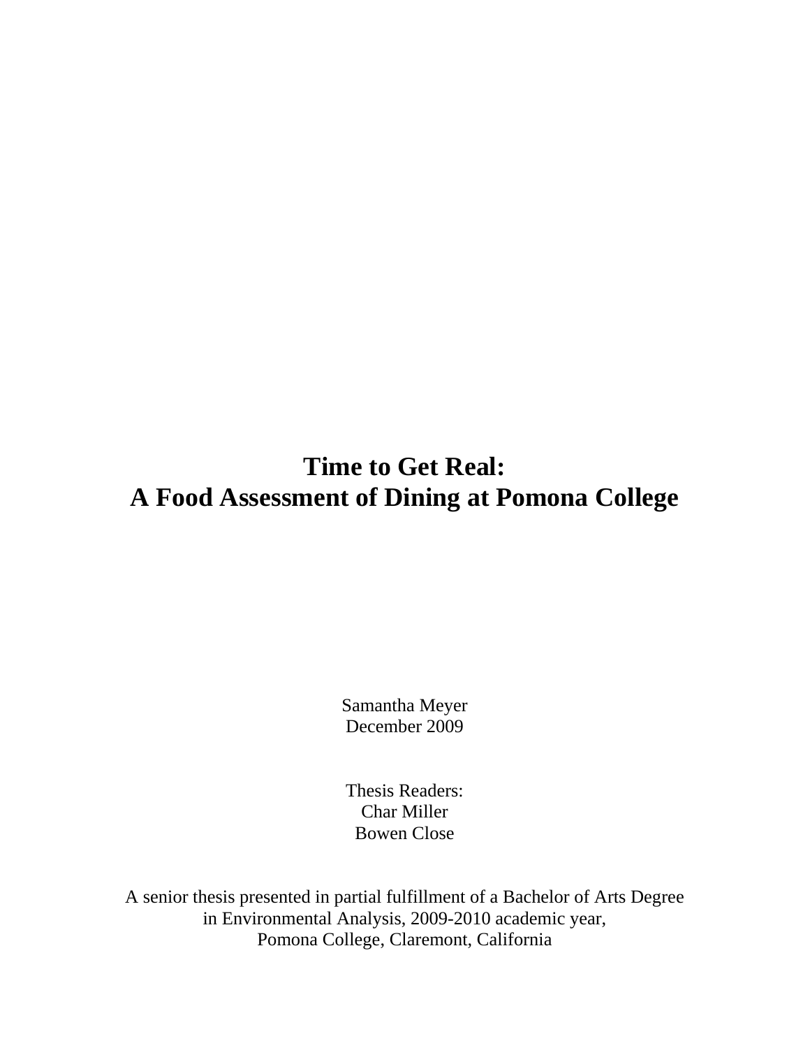# Time to Get Real:
# A Food Assessment of Dining at Pomona College

Samantha Meyer
December 2009

Thesis Readers:
Char Miller
Bowen Close

A senior thesis presented in partial fulfillment of a Bachelor of Arts Degree
in Environmental Analysis, 2009-2010 academic year,
Pomona College, Claremont, California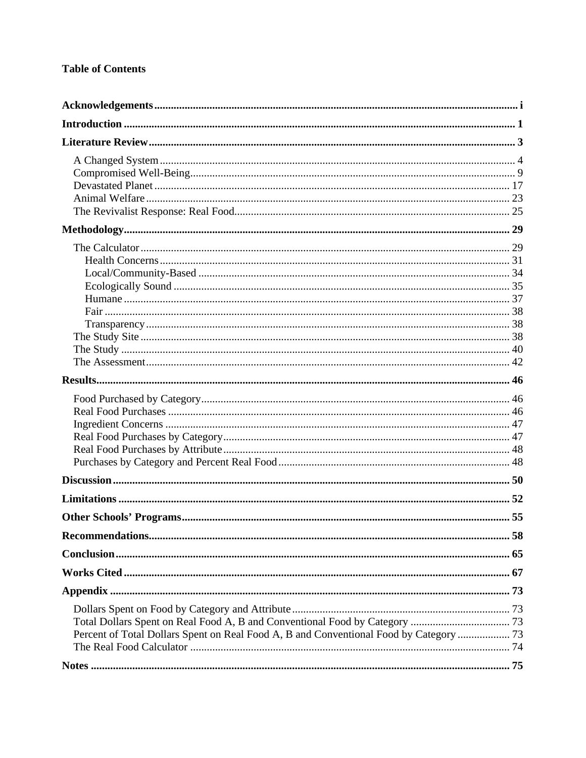**Table of Contents**

**Acknowledgements** .......... i

**Introduction** .......... 1

**Literature Review** .......... 3

- A Changed System .......... 4
- Compromised Well-Being .......... 9
- Devastated Planet .......... 17
- Animal Welfare .......... 23
- The Revivalist Response: Real Food .......... 25

**Methodology** .......... 29

- The Calculator .......... 29
  - Health Concerns .......... 31
  - Local/Community-Based .......... 34
  - Ecologically Sound .......... 35
  - Humane .......... 37
  - Fair .......... 38
  - Transparency .......... 38
- The Study Site .......... 38
- The Study .......... 40
- The Assessment .......... 42

**Results** .......... 46

- Food Purchased by Category .......... 46
- Real Food Purchases .......... 46
- Ingredient Concerns .......... 47
- Real Food Purchases by Category .......... 47
- Real Food Purchases by Attribute .......... 48
- Purchases by Category and Percent Real Food .......... 48

**Discussion** .......... 50

**Limitations** .......... 52

**Other Schools' Programs** .......... 55

**Recommendations** .......... 58

**Conclusion** .......... 65

**Works Cited** .......... 67

**Appendix** .......... 73

- Dollars Spent on Food by Category and Attribute .......... 73
- Total Dollars Spent on Real Food A, B and Conventional Food by Category .......... 73
- Percent of Total Dollars Spent on Real Food A, B and Conventional Food by Category .......... 73
- The Real Food Calculator .......... 74

**Notes** .......... 75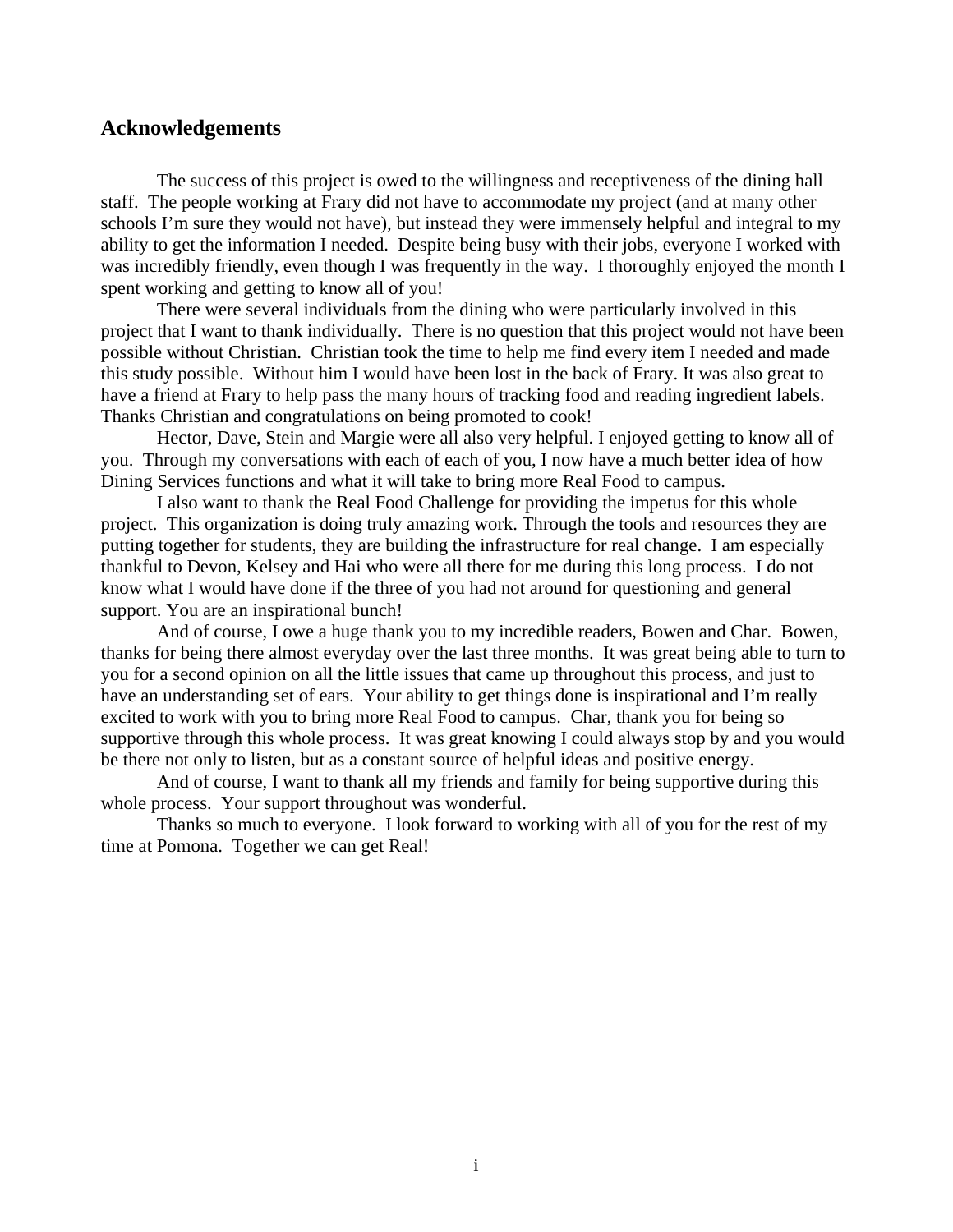## Acknowledgements

The success of this project is owed to the willingness and receptiveness of the dining hall staff. The people working at Frary did not have to accommodate my project (and at many other schools I'm sure they would not have), but instead they were immensely helpful and integral to my ability to get the information I needed. Despite being busy with their jobs, everyone I worked with was incredibly friendly, even though I was frequently in the way. I thoroughly enjoyed the month I spent working and getting to know all of you!

There were several individuals from the dining who were particularly involved in this project that I want to thank individually. There is no question that this project would not have been possible without Christian. Christian took the time to help me find every item I needed and made this study possible. Without him I would have been lost in the back of Frary. It was also great to have a friend at Frary to help pass the many hours of tracking food and reading ingredient labels. Thanks Christian and congratulations on being promoted to cook!

Hector, Dave, Stein and Margie were all also very helpful. I enjoyed getting to know all of you. Through my conversations with each of each of you, I now have a much better idea of how Dining Services functions and what it will take to bring more Real Food to campus.

I also want to thank the Real Food Challenge for providing the impetus for this whole project. This organization is doing truly amazing work. Through the tools and resources they are putting together for students, they are building the infrastructure for real change. I am especially thankful to Devon, Kelsey and Hai who were all there for me during this long process. I do not know what I would have done if the three of you had not around for questioning and general support. You are an inspirational bunch!

And of course, I owe a huge thank you to my incredible readers, Bowen and Char. Bowen, thanks for being there almost everyday over the last three months. It was great being able to turn to you for a second opinion on all the little issues that came up throughout this process, and just to have an understanding set of ears. Your ability to get things done is inspirational and I'm really excited to work with you to bring more Real Food to campus. Char, thank you for being so supportive through this whole process. It was great knowing I could always stop by and you would be there not only to listen, but as a constant source of helpful ideas and positive energy.

And of course, I want to thank all my friends and family for being supportive during this whole process. Your support throughout was wonderful.

Thanks so much to everyone. I look forward to working with all of you for the rest of my time at Pomona. Together we can get Real!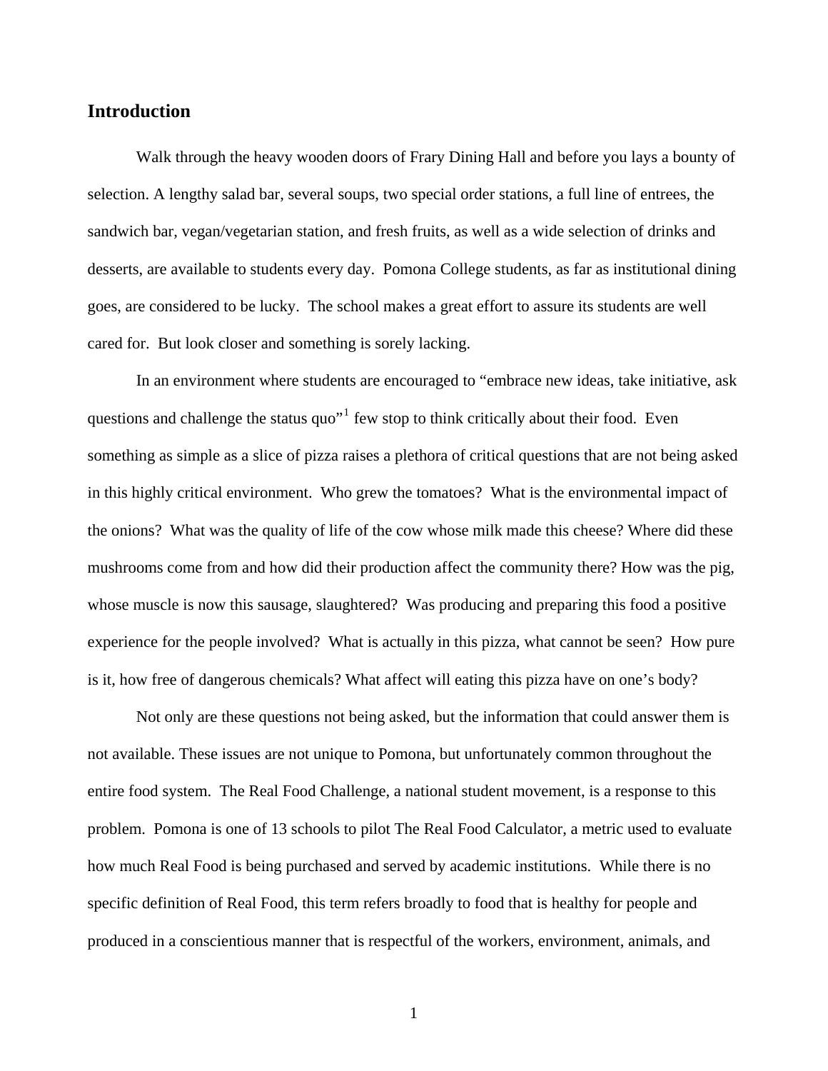## Introduction

Walk through the heavy wooden doors of Frary Dining Hall and before you lays a bounty of selection. A lengthy salad bar, several soups, two special order stations, a full line of entrees, the sandwich bar, vegan/vegetarian station, and fresh fruits, as well as a wide selection of drinks and desserts, are available to students every day. Pomona College students, as far as institutional dining goes, are considered to be lucky. The school makes a great effort to assure its students are well cared for. But look closer and something is sorely lacking.

In an environment where students are encouraged to "embrace new ideas, take initiative, ask questions and challenge the status quo"[1] few stop to think critically about their food. Even something as simple as a slice of pizza raises a plethora of critical questions that are not being asked in this highly critical environment. Who grew the tomatoes? What is the environmental impact of the onions? What was the quality of life of the cow whose milk made this cheese? Where did these mushrooms come from and how did their production affect the community there? How was the pig, whose muscle is now this sausage, slaughtered? Was producing and preparing this food a positive experience for the people involved? What is actually in this pizza, what cannot be seen? How pure is it, how free of dangerous chemicals? What affect will eating this pizza have on one's body?

Not only are these questions not being asked, but the information that could answer them is not available. These issues are not unique to Pomona, but unfortunately common throughout the entire food system. The Real Food Challenge, a national student movement, is a response to this problem. Pomona is one of 13 schools to pilot The Real Food Calculator, a metric used to evaluate how much Real Food is being purchased and served by academic institutions. While there is no specific definition of Real Food, this term refers broadly to food that is healthy for people and produced in a conscientious manner that is respectful of the workers, environment, animals, and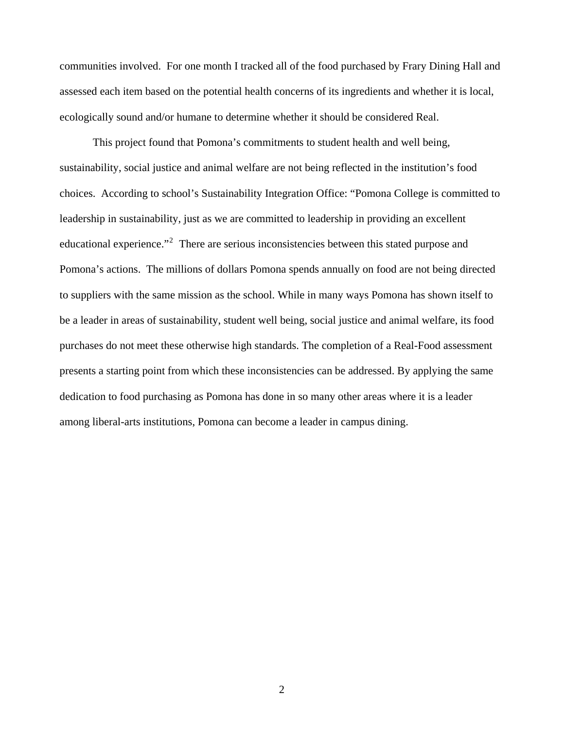communities involved. For one month I tracked all of the food purchased by Frary Dining Hall and assessed each item based on the potential health concerns of its ingredients and whether it is local, ecologically sound and/or humane to determine whether it should be considered Real.

This project found that Pomona's commitments to student health and well being, sustainability, social justice and animal welfare are not being reflected in the institution's food choices. According to school's Sustainability Integration Office: "Pomona College is committed to leadership in sustainability, just as we are committed to leadership in providing an excellent educational experience."[2] There are serious inconsistencies between this stated purpose and Pomona's actions. The millions of dollars Pomona spends annually on food are not being directed to suppliers with the same mission as the school. While in many ways Pomona has shown itself to be a leader in areas of sustainability, student well being, social justice and animal welfare, its food purchases do not meet these otherwise high standards. The completion of a Real-Food assessment presents a starting point from which these inconsistencies can be addressed. By applying the same dedication to food purchasing as Pomona has done in so many other areas where it is a leader among liberal-arts institutions, Pomona can become a leader in campus dining.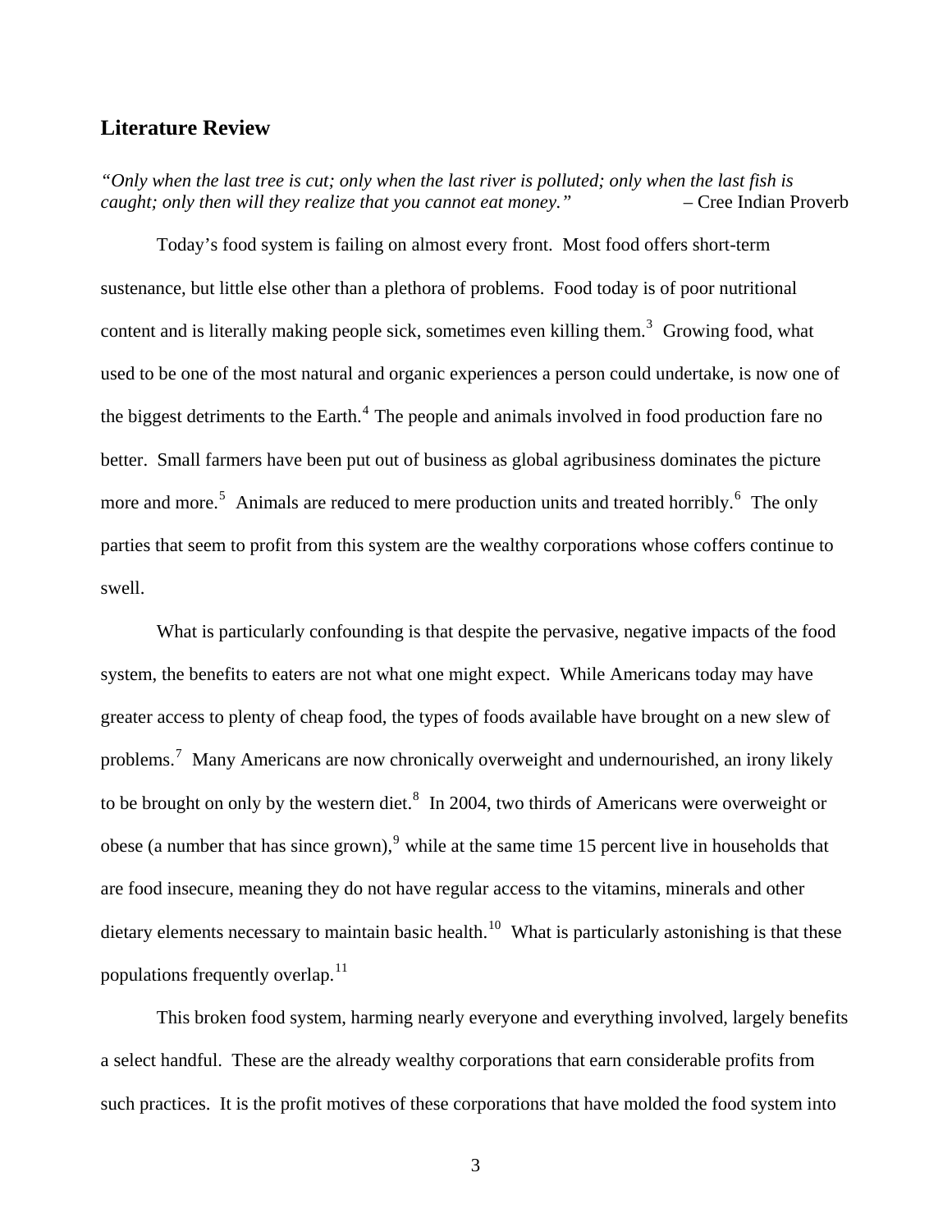## Literature Review

*"Only when the last tree is cut; only when the last river is polluted; only when the last fish is caught; only then will they realize that you cannot eat money."* – Cree Indian Proverb

Today's food system is failing on almost every front. Most food offers short-term sustenance, but little else other than a plethora of problems. Food today is of poor nutritional content and is literally making people sick, sometimes even killing them.[3] Growing food, what used to be one of the most natural and organic experiences a person could undertake, is now one of the biggest detriments to the Earth.[4] The people and animals involved in food production fare no better. Small farmers have been put out of business as global agribusiness dominates the picture more and more.[5] Animals are reduced to mere production units and treated horribly.[6] The only parties that seem to profit from this system are the wealthy corporations whose coffers continue to swell.

What is particularly confounding is that despite the pervasive, negative impacts of the food system, the benefits to eaters are not what one might expect. While Americans today may have greater access to plenty of cheap food, the types of foods available have brought on a new slew of problems.[7] Many Americans are now chronically overweight and undernourished, an irony likely to be brought on only by the western diet.[8] In 2004, two thirds of Americans were overweight or obese (a number that has since grown),[9] while at the same time 15 percent live in households that are food insecure, meaning they do not have regular access to the vitamins, minerals and other dietary elements necessary to maintain basic health.[10] What is particularly astonishing is that these populations frequently overlap.[11]

This broken food system, harming nearly everyone and everything involved, largely benefits a select handful. These are the already wealthy corporations that earn considerable profits from such practices. It is the profit motives of these corporations that have molded the food system into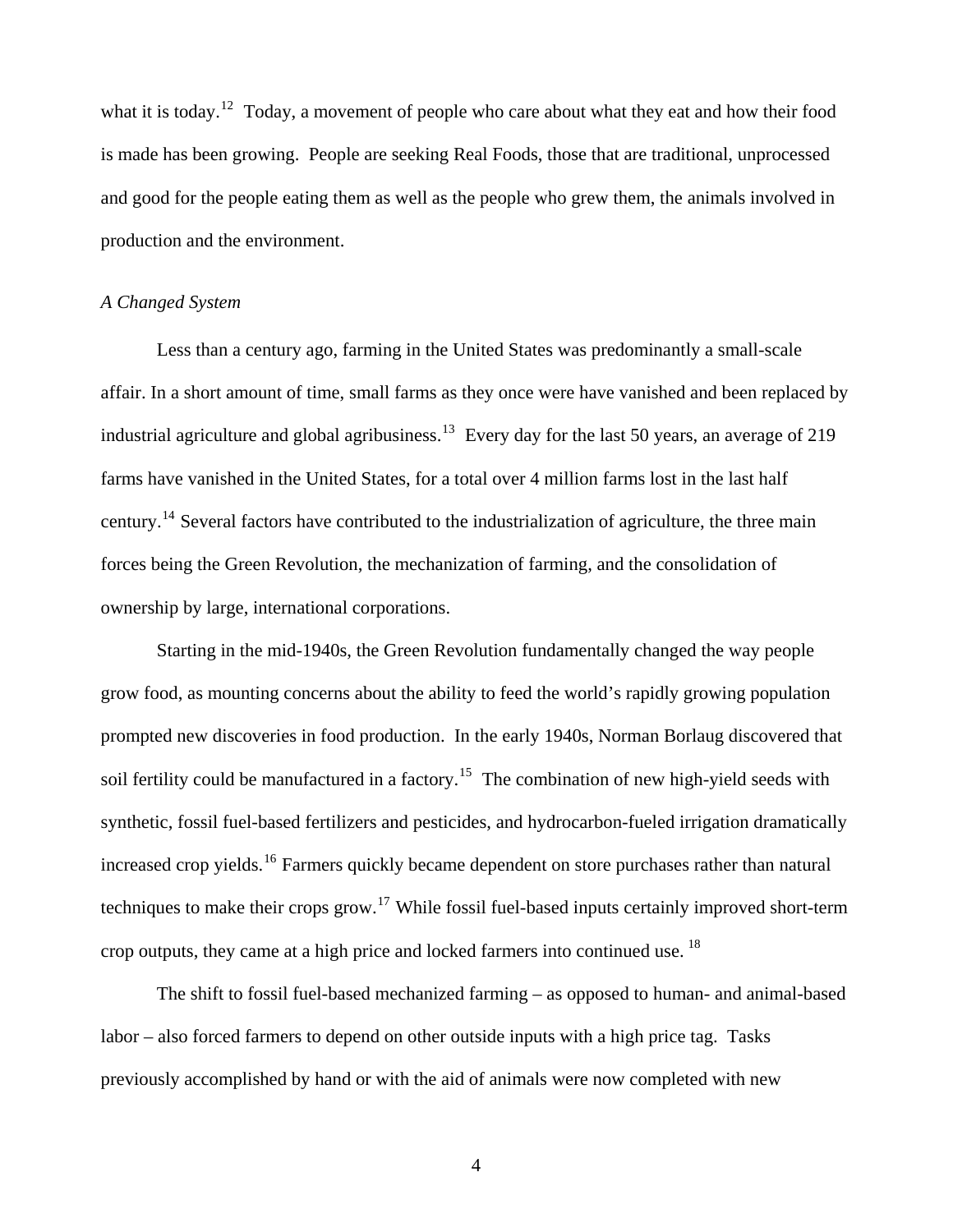what it is today.[12] Today, a movement of people who care about what they eat and how their food is made has been growing. People are seeking Real Foods, those that are traditional, unprocessed and good for the people eating them as well as the people who grew them, the animals involved in production and the environment.

*A Changed System*

Less than a century ago, farming in the United States was predominantly a small-scale affair. In a short amount of time, small farms as they once were have vanished and been replaced by industrial agriculture and global agribusiness.[13] Every day for the last 50 years, an average of 219 farms have vanished in the United States, for a total over 4 million farms lost in the last half century.[14] Several factors have contributed to the industrialization of agriculture, the three main forces being the Green Revolution, the mechanization of farming, and the consolidation of ownership by large, international corporations.

Starting in the mid-1940s, the Green Revolution fundamentally changed the way people grow food, as mounting concerns about the ability to feed the world's rapidly growing population prompted new discoveries in food production. In the early 1940s, Norman Borlaug discovered that soil fertility could be manufactured in a factory.[15] The combination of new high-yield seeds with synthetic, fossil fuel-based fertilizers and pesticides, and hydrocarbon-fueled irrigation dramatically increased crop yields.[16] Farmers quickly became dependent on store purchases rather than natural techniques to make their crops grow.[17] While fossil fuel-based inputs certainly improved short-term crop outputs, they came at a high price and locked farmers into continued use.[18]

The shift to fossil fuel-based mechanized farming – as opposed to human- and animal-based labor – also forced farmers to depend on other outside inputs with a high price tag. Tasks previously accomplished by hand or with the aid of animals were now completed with new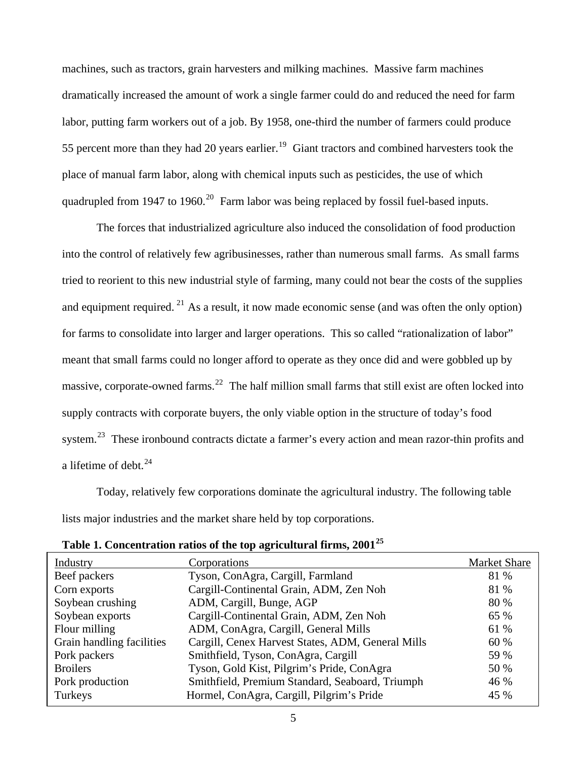machines, such as tractors, grain harvesters and milking machines. Massive farm machines dramatically increased the amount of work a single farmer could do and reduced the need for farm labor, putting farm workers out of a job. By 1958, one-third the number of farmers could produce 55 percent more than they had 20 years earlier.[19] Giant tractors and combined harvesters took the place of manual farm labor, along with chemical inputs such as pesticides, the use of which quadrupled from 1947 to 1960.[20] Farm labor was being replaced by fossil fuel-based inputs.

The forces that industrialized agriculture also induced the consolidation of food production into the control of relatively few agribusinesses, rather than numerous small farms. As small farms tried to reorient to this new industrial style of farming, many could not bear the costs of the supplies and equipment required.[21] As a result, it now made economic sense (and was often the only option) for farms to consolidate into larger and larger operations. This so called "rationalization of labor" meant that small farms could no longer afford to operate as they once did and were gobbled up by massive, corporate-owned farms.[22] The half million small farms that still exist are often locked into supply contracts with corporate buyers, the only viable option in the structure of today's food system.[23] These ironbound contracts dictate a farmer's every action and mean razor-thin profits and a lifetime of debt.[24]

Today, relatively few corporations dominate the agricultural industry. The following table lists major industries and the market share held by top corporations.

**Table 1. Concentration ratios of the top agricultural firms, 2001[25]**

| Industry | Corporations | Market Share |
|---|---|---|
| Beef packers | Tyson, ConAgra, Cargill, Farmland | 81 % |
| Corn exports | Cargill-Continental Grain, ADM, Zen Noh | 81 % |
| Soybean crushing | ADM, Cargill, Bunge, AGP | 80 % |
| Soybean exports | Cargill-Continental Grain, ADM, Zen Noh | 65 % |
| Flour milling | ADM, ConAgra, Cargill, General Mills | 61 % |
| Grain handling facilities | Cargill, Cenex Harvest States, ADM, General Mills | 60 % |
| Pork packers | Smithfield, Tyson, ConAgra, Cargill | 59 % |
| Broilers | Tyson, Gold Kist, Pilgrim's Pride, ConAgra | 50 % |
| Pork production | Smithfield, Premium Standard, Seaboard, Triumph | 46 % |
| Turkeys | Hormel, ConAgra, Cargill, Pilgrim's Pride | 45 % |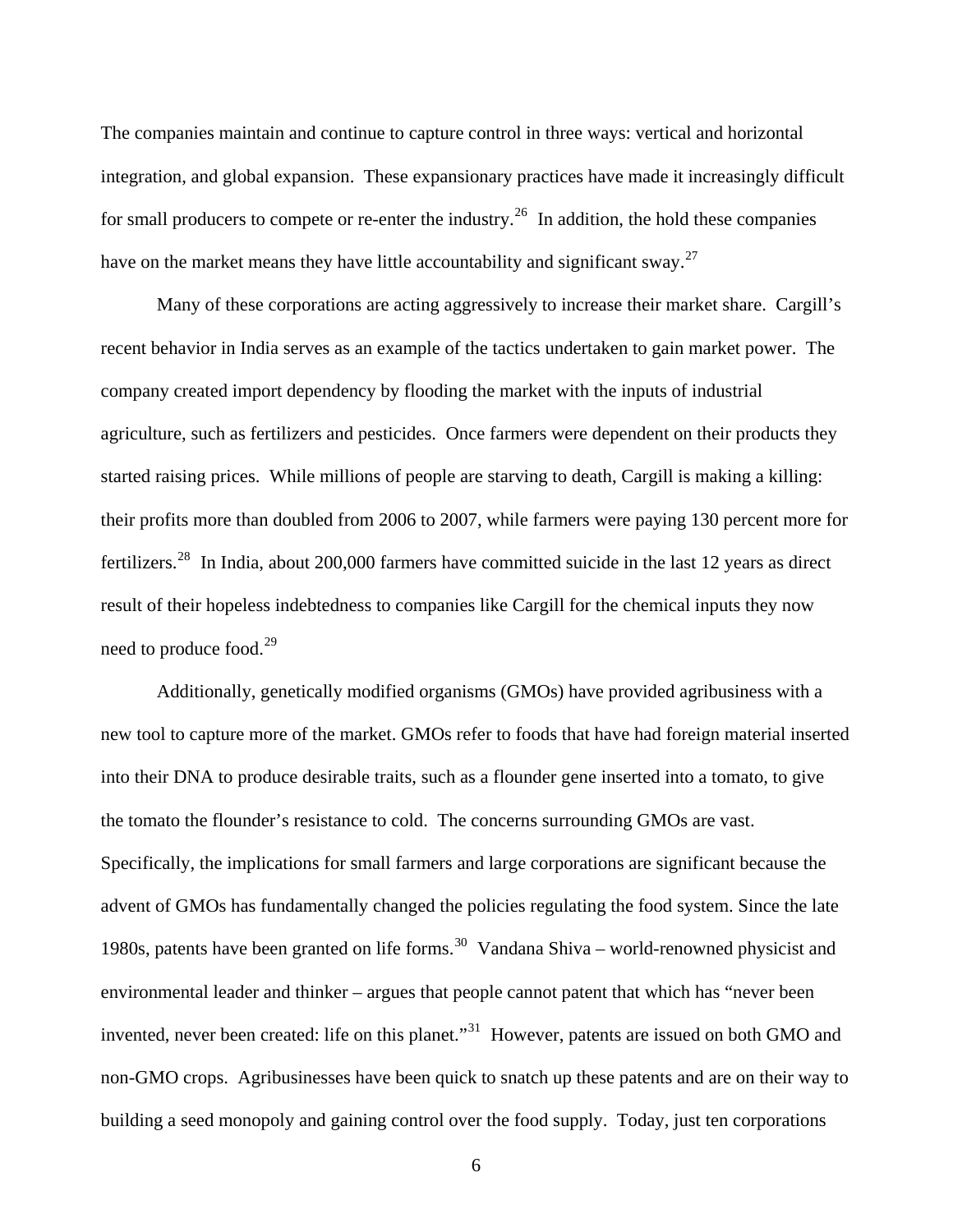The companies maintain and continue to capture control in three ways: vertical and horizontal integration, and global expansion. These expansionary practices have made it increasingly difficult for small producers to compete or re-enter the industry.[26] In addition, the hold these companies have on the market means they have little accountability and significant sway.[27]

Many of these corporations are acting aggressively to increase their market share. Cargill's recent behavior in India serves as an example of the tactics undertaken to gain market power. The company created import dependency by flooding the market with the inputs of industrial agriculture, such as fertilizers and pesticides. Once farmers were dependent on their products they started raising prices. While millions of people are starving to death, Cargill is making a killing: their profits more than doubled from 2006 to 2007, while farmers were paying 130 percent more for fertilizers.[28] In India, about 200,000 farmers have committed suicide in the last 12 years as direct result of their hopeless indebtedness to companies like Cargill for the chemical inputs they now need to produce food.[29]

Additionally, genetically modified organisms (GMOs) have provided agribusiness with a new tool to capture more of the market. GMOs refer to foods that have had foreign material inserted into their DNA to produce desirable traits, such as a flounder gene inserted into a tomato, to give the tomato the flounder's resistance to cold. The concerns surrounding GMOs are vast. Specifically, the implications for small farmers and large corporations are significant because the advent of GMOs has fundamentally changed the policies regulating the food system. Since the late 1980s, patents have been granted on life forms.[30] Vandana Shiva – world-renowned physicist and environmental leader and thinker – argues that people cannot patent that which has "never been invented, never been created: life on this planet."[31] However, patents are issued on both GMO and non-GMO crops. Agribusinesses have been quick to snatch up these patents and are on their way to building a seed monopoly and gaining control over the food supply. Today, just ten corporations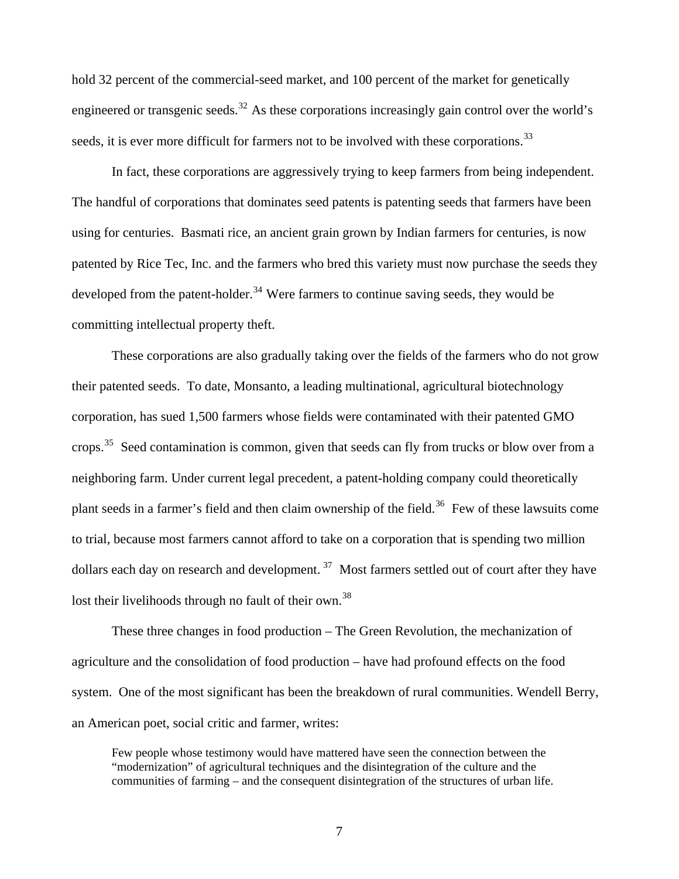hold 32 percent of the commercial-seed market, and 100 percent of the market for genetically engineered or transgenic seeds.[32] As these corporations increasingly gain control over the world's seeds, it is ever more difficult for farmers not to be involved with these corporations.[33]

In fact, these corporations are aggressively trying to keep farmers from being independent. The handful of corporations that dominates seed patents is patenting seeds that farmers have been using for centuries. Basmati rice, an ancient grain grown by Indian farmers for centuries, is now patented by Rice Tec, Inc. and the farmers who bred this variety must now purchase the seeds they developed from the patent-holder.[34] Were farmers to continue saving seeds, they would be committing intellectual property theft.

These corporations are also gradually taking over the fields of the farmers who do not grow their patented seeds. To date, Monsanto, a leading multinational, agricultural biotechnology corporation, has sued 1,500 farmers whose fields were contaminated with their patented GMO crops.[35] Seed contamination is common, given that seeds can fly from trucks or blow over from a neighboring farm. Under current legal precedent, a patent-holding company could theoretically plant seeds in a farmer's field and then claim ownership of the field.[36] Few of these lawsuits come to trial, because most farmers cannot afford to take on a corporation that is spending two million dollars each day on research and development.[37] Most farmers settled out of court after they have lost their livelihoods through no fault of their own.[38]

These three changes in food production – The Green Revolution, the mechanization of agriculture and the consolidation of food production – have had profound effects on the food system. One of the most significant has been the breakdown of rural communities. Wendell Berry, an American poet, social critic and farmer, writes:

> Few people whose testimony would have mattered have seen the connection between the "modernization" of agricultural techniques and the disintegration of the culture and the communities of farming – and the consequent disintegration of the structures of urban life.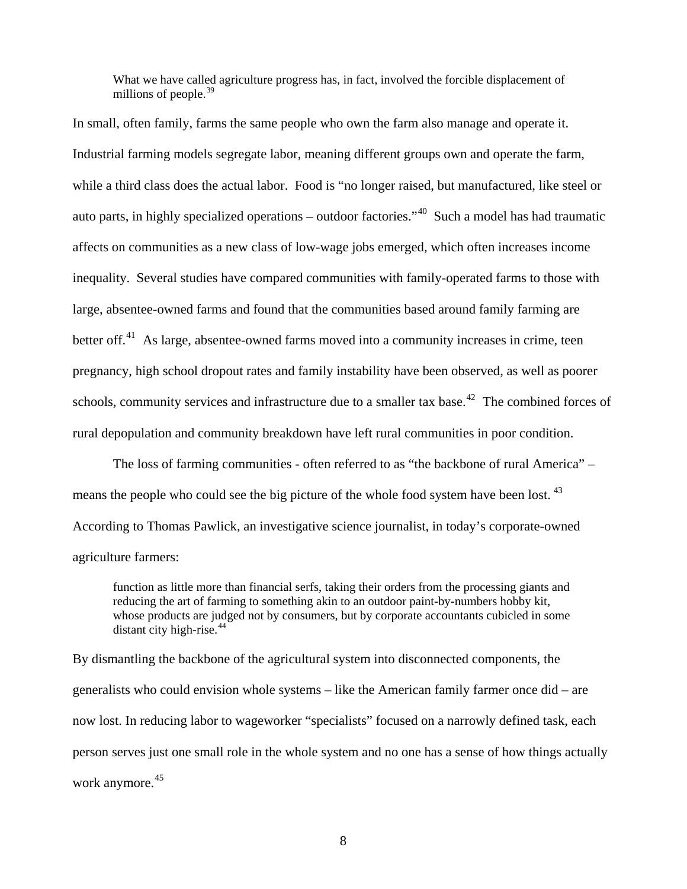> What we have called agriculture progress has, in fact, involved the forcible displacement of millions of people.[39]

In small, often family, farms the same people who own the farm also manage and operate it. Industrial farming models segregate labor, meaning different groups own and operate the farm, while a third class does the actual labor. Food is "no longer raised, but manufactured, like steel or auto parts, in highly specialized operations – outdoor factories."[40] Such a model has had traumatic affects on communities as a new class of low-wage jobs emerged, which often increases income inequality. Several studies have compared communities with family-operated farms to those with large, absentee-owned farms and found that the communities based around family farming are better off.[41] As large, absentee-owned farms moved into a community increases in crime, teen pregnancy, high school dropout rates and family instability have been observed, as well as poorer schools, community services and infrastructure due to a smaller tax base.[42] The combined forces of rural depopulation and community breakdown have left rural communities in poor condition.

The loss of farming communities - often referred to as "the backbone of rural America" – means the people who could see the big picture of the whole food system have been lost.[43] According to Thomas Pawlick, an investigative science journalist, in today's corporate-owned agriculture farmers:

> function as little more than financial serfs, taking their orders from the processing giants and reducing the art of farming to something akin to an outdoor paint-by-numbers hobby kit, whose products are judged not by consumers, but by corporate accountants cubicled in some distant city high-rise.[44]

By dismantling the backbone of the agricultural system into disconnected components, the generalists who could envision whole systems – like the American family farmer once did – are now lost. In reducing labor to wageworker "specialists" focused on a narrowly defined task, each person serves just one small role in the whole system and no one has a sense of how things actually work anymore.[45]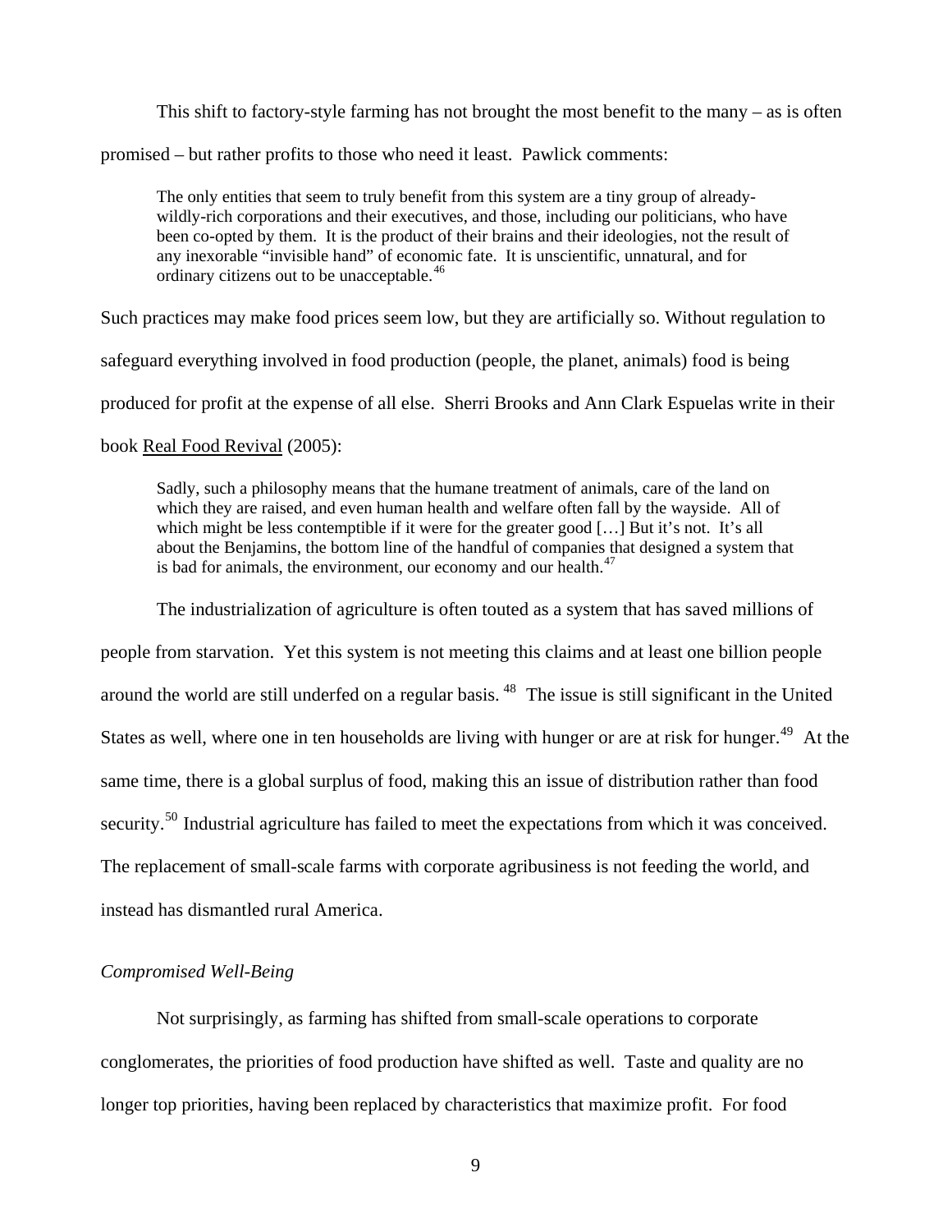This shift to factory-style farming has not brought the most benefit to the many – as is often promised – but rather profits to those who need it least. Pawlick comments:

> The only entities that seem to truly benefit from this system are a tiny group of already-wildly-rich corporations and their executives, and those, including our politicians, who have been co-opted by them. It is the product of their brains and their ideologies, not the result of any inexorable "invisible hand" of economic fate. It is unscientific, unnatural, and for ordinary citizens out to be unacceptable.[46]

Such practices may make food prices seem low, but they are artificially so. Without regulation to safeguard everything involved in food production (people, the planet, animals) food is being produced for profit at the expense of all else. Sherri Brooks and Ann Clark Espuelas write in their book Real Food Revival (2005):

> Sadly, such a philosophy means that the humane treatment of animals, care of the land on which they are raised, and even human health and welfare often fall by the wayside. All of which might be less contemptible if it were for the greater good […] But it's not. It's all about the Benjamins, the bottom line of the handful of companies that designed a system that is bad for animals, the environment, our economy and our health.[47]

The industrialization of agriculture is often touted as a system that has saved millions of people from starvation. Yet this system is not meeting this claims and at least one billion people around the world are still underfed on a regular basis.[48] The issue is still significant in the United States as well, where one in ten households are living with hunger or are at risk for hunger.[49] At the same time, there is a global surplus of food, making this an issue of distribution rather than food security.[50] Industrial agriculture has failed to meet the expectations from which it was conceived. The replacement of small-scale farms with corporate agribusiness is not feeding the world, and instead has dismantled rural America.

*Compromised Well-Being*

Not surprisingly, as farming has shifted from small-scale operations to corporate conglomerates, the priorities of food production have shifted as well. Taste and quality are no longer top priorities, having been replaced by characteristics that maximize profit. For food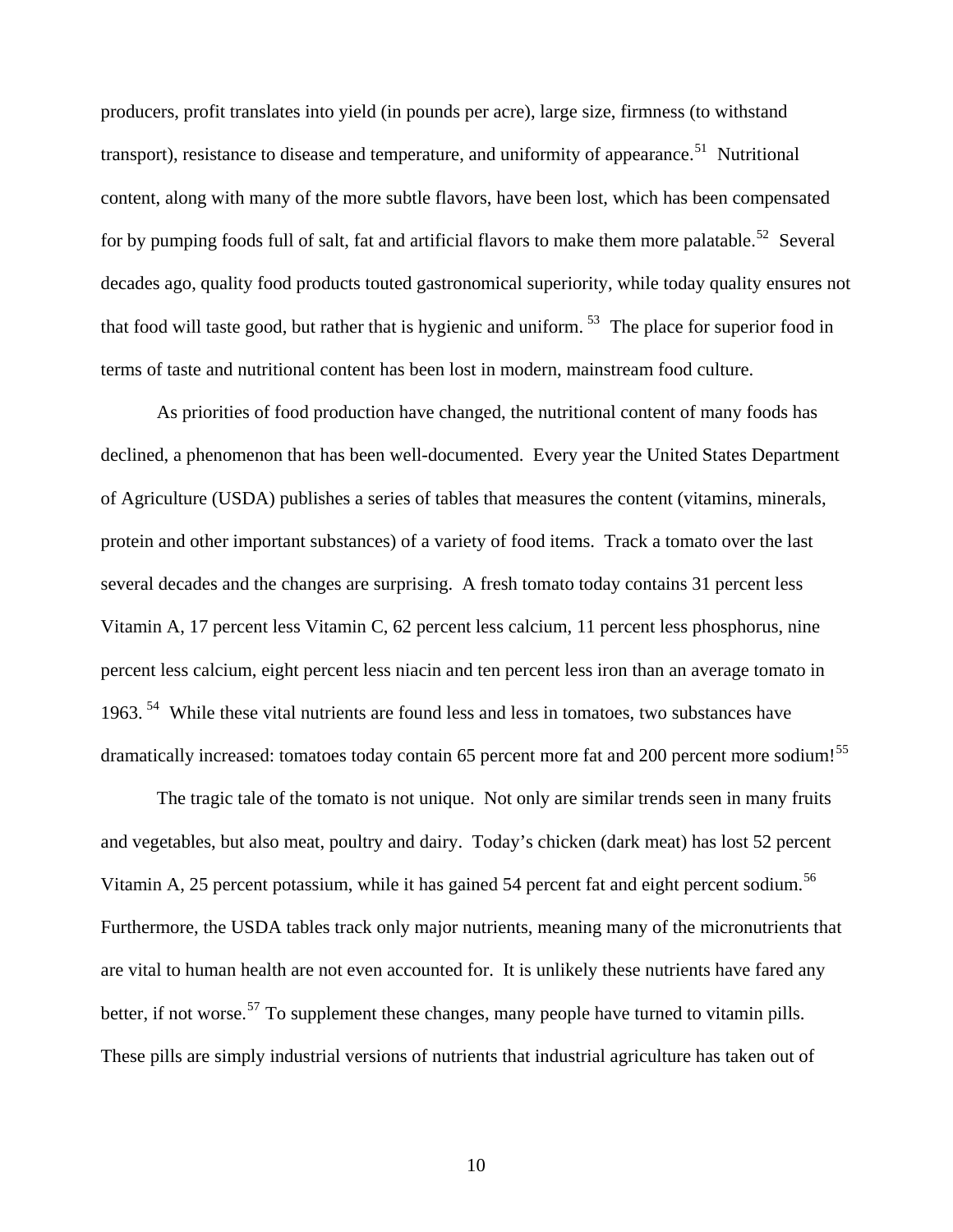producers, profit translates into yield (in pounds per acre), large size, firmness (to withstand transport), resistance to disease and temperature, and uniformity of appearance.[51] Nutritional content, along with many of the more subtle flavors, have been lost, which has been compensated for by pumping foods full of salt, fat and artificial flavors to make them more palatable.[52] Several decades ago, quality food products touted gastronomical superiority, while today quality ensures not that food will taste good, but rather that is hygienic and uniform.[53] The place for superior food in terms of taste and nutritional content has been lost in modern, mainstream food culture.

As priorities of food production have changed, the nutritional content of many foods has declined, a phenomenon that has been well-documented. Every year the United States Department of Agriculture (USDA) publishes a series of tables that measures the content (vitamins, minerals, protein and other important substances) of a variety of food items. Track a tomato over the last several decades and the changes are surprising. A fresh tomato today contains 31 percent less Vitamin A, 17 percent less Vitamin C, 62 percent less calcium, 11 percent less phosphorus, nine percent less calcium, eight percent less niacin and ten percent less iron than an average tomato in 1963.[54] While these vital nutrients are found less and less in tomatoes, two substances have dramatically increased: tomatoes today contain 65 percent more fat and 200 percent more sodium![55]

The tragic tale of the tomato is not unique. Not only are similar trends seen in many fruits and vegetables, but also meat, poultry and dairy. Today's chicken (dark meat) has lost 52 percent Vitamin A, 25 percent potassium, while it has gained 54 percent fat and eight percent sodium.[56] Furthermore, the USDA tables track only major nutrients, meaning many of the micronutrients that are vital to human health are not even accounted for. It is unlikely these nutrients have fared any better, if not worse.[57] To supplement these changes, many people have turned to vitamin pills. These pills are simply industrial versions of nutrients that industrial agriculture has taken out of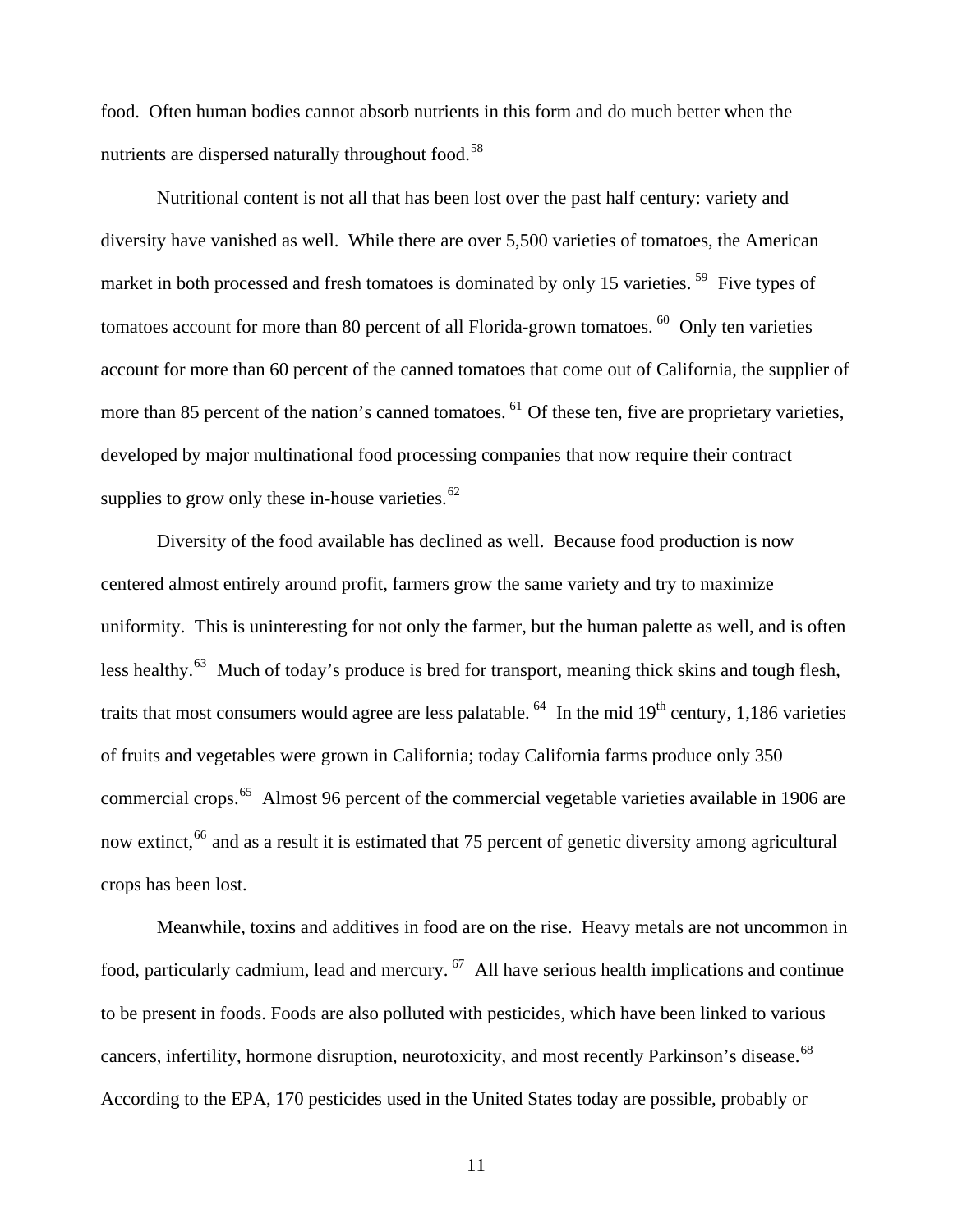food. Often human bodies cannot absorb nutrients in this form and do much better when the nutrients are dispersed naturally throughout food.[58]

Nutritional content is not all that has been lost over the past half century: variety and diversity have vanished as well. While there are over 5,500 varieties of tomatoes, the American market in both processed and fresh tomatoes is dominated by only 15 varieties. [59] Five types of tomatoes account for more than 80 percent of all Florida-grown tomatoes. [60] Only ten varieties account for more than 60 percent of the canned tomatoes that come out of California, the supplier of more than 85 percent of the nation's canned tomatoes. [61] Of these ten, five are proprietary varieties, developed by major multinational food processing companies that now require their contract supplies to grow only these in-house varieties.[62]

Diversity of the food available has declined as well. Because food production is now centered almost entirely around profit, farmers grow the same variety and try to maximize uniformity. This is uninteresting for not only the farmer, but the human palette as well, and is often less healthy.[63] Much of today's produce is bred for transport, meaning thick skins and tough flesh, traits that most consumers would agree are less palatable. [64] In the mid 19th century, 1,186 varieties of fruits and vegetables were grown in California; today California farms produce only 350 commercial crops.[65] Almost 96 percent of the commercial vegetable varieties available in 1906 are now extinct,[66] and as a result it is estimated that 75 percent of genetic diversity among agricultural crops has been lost.

Meanwhile, toxins and additives in food are on the rise. Heavy metals are not uncommon in food, particularly cadmium, lead and mercury. [67] All have serious health implications and continue to be present in foods. Foods are also polluted with pesticides, which have been linked to various cancers, infertility, hormone disruption, neurotoxicity, and most recently Parkinson's disease.[68] According to the EPA, 170 pesticides used in the United States today are possible, probably or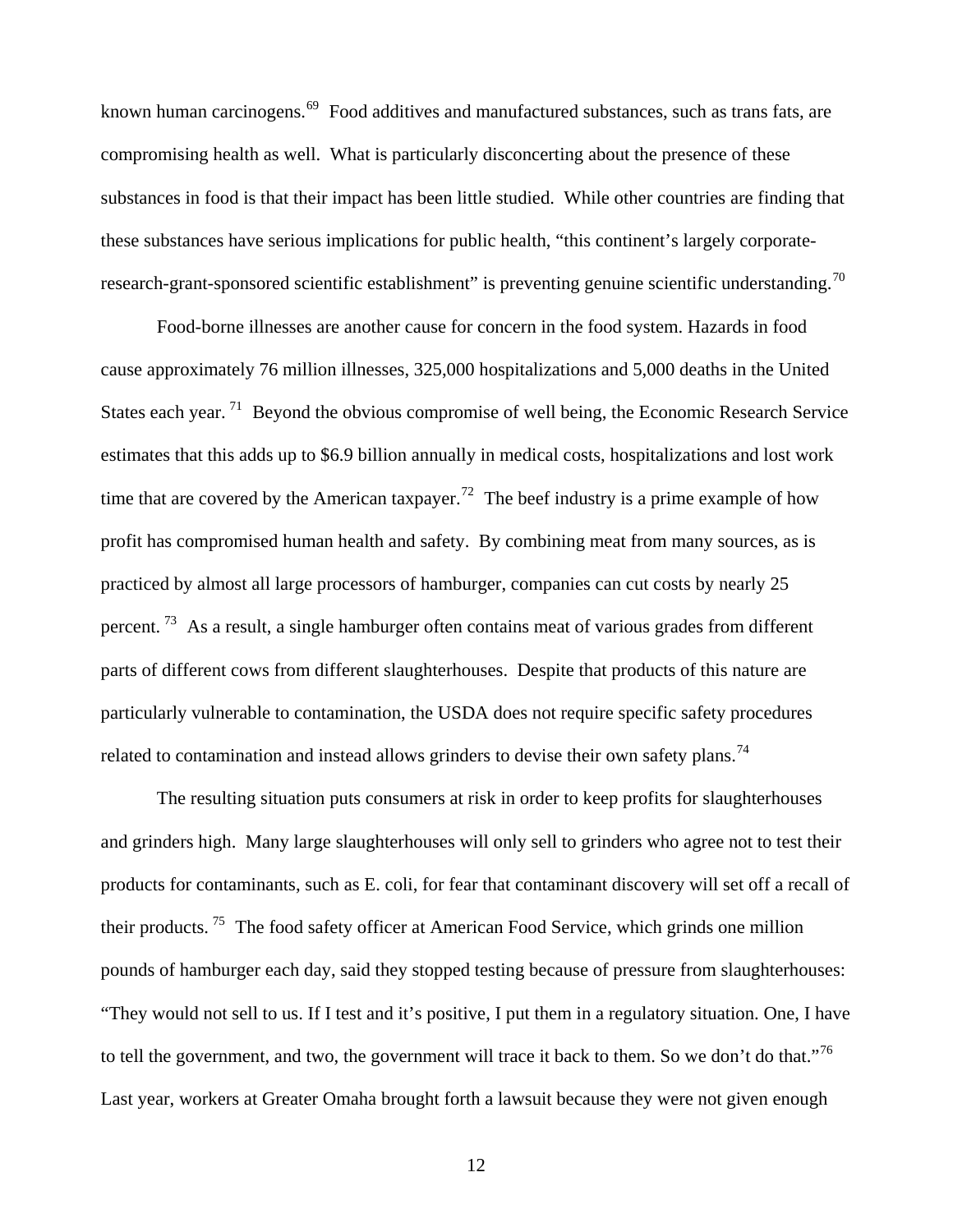known human carcinogens.[69] Food additives and manufactured substances, such as trans fats, are compromising health as well. What is particularly disconcerting about the presence of these substances in food is that their impact has been little studied. While other countries are finding that these substances have serious implications for public health, "this continent's largely corporate-research-grant-sponsored scientific establishment" is preventing genuine scientific understanding.[70]

Food-borne illnesses are another cause for concern in the food system. Hazards in food cause approximately 76 million illnesses, 325,000 hospitalizations and 5,000 deaths in the United States each year.[71] Beyond the obvious compromise of well being, the Economic Research Service estimates that this adds up to $6.9 billion annually in medical costs, hospitalizations and lost work time that are covered by the American taxpayer.[72] The beef industry is a prime example of how profit has compromised human health and safety. By combining meat from many sources, as is practiced by almost all large processors of hamburger, companies can cut costs by nearly 25 percent.[73] As a result, a single hamburger often contains meat of various grades from different parts of different cows from different slaughterhouses. Despite that products of this nature are particularly vulnerable to contamination, the USDA does not require specific safety procedures related to contamination and instead allows grinders to devise their own safety plans.[74]

The resulting situation puts consumers at risk in order to keep profits for slaughterhouses and grinders high. Many large slaughterhouses will only sell to grinders who agree not to test their products for contaminants, such as E. coli, for fear that contaminant discovery will set off a recall of their products.[75] The food safety officer at American Food Service, which grinds one million pounds of hamburger each day, said they stopped testing because of pressure from slaughterhouses: "They would not sell to us. If I test and it's positive, I put them in a regulatory situation. One, I have to tell the government, and two, the government will trace it back to them. So we don't do that."[76] Last year, workers at Greater Omaha brought forth a lawsuit because they were not given enough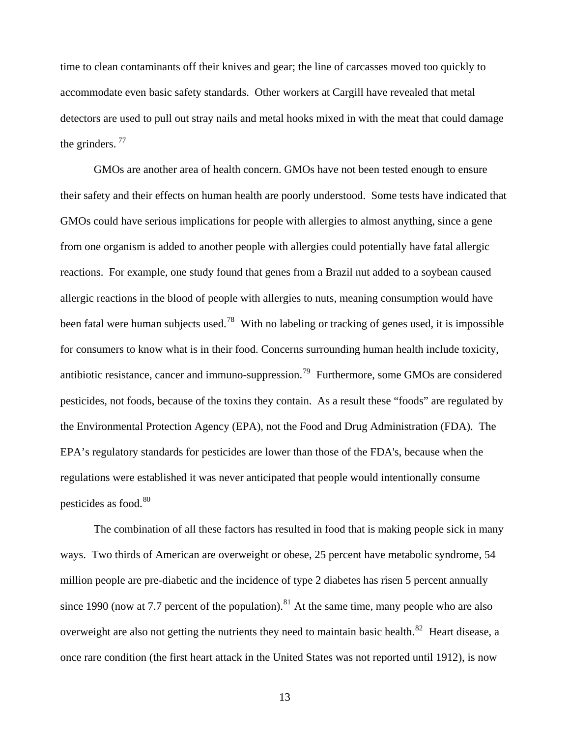time to clean contaminants off their knives and gear; the line of carcasses moved too quickly to accommodate even basic safety standards. Other workers at Cargill have revealed that metal detectors are used to pull out stray nails and metal hooks mixed in with the meat that could damage the grinders. [77]

GMOs are another area of health concern. GMOs have not been tested enough to ensure their safety and their effects on human health are poorly understood. Some tests have indicated that GMOs could have serious implications for people with allergies to almost anything, since a gene from one organism is added to another people with allergies could potentially have fatal allergic reactions. For example, one study found that genes from a Brazil nut added to a soybean caused allergic reactions in the blood of people with allergies to nuts, meaning consumption would have been fatal were human subjects used.[78] With no labeling or tracking of genes used, it is impossible for consumers to know what is in their food. Concerns surrounding human health include toxicity, antibiotic resistance, cancer and immuno-suppression.[79] Furthermore, some GMOs are considered pesticides, not foods, because of the toxins they contain. As a result these "foods" are regulated by the Environmental Protection Agency (EPA), not the Food and Drug Administration (FDA). The EPA's regulatory standards for pesticides are lower than those of the FDA's, because when the regulations were established it was never anticipated that people would intentionally consume pesticides as food.[80]

The combination of all these factors has resulted in food that is making people sick in many ways. Two thirds of American are overweight or obese, 25 percent have metabolic syndrome, 54 million people are pre-diabetic and the incidence of type 2 diabetes has risen 5 percent annually since 1990 (now at 7.7 percent of the population).[81] At the same time, many people who are also overweight are also not getting the nutrients they need to maintain basic health.[82] Heart disease, a once rare condition (the first heart attack in the United States was not reported until 1912), is now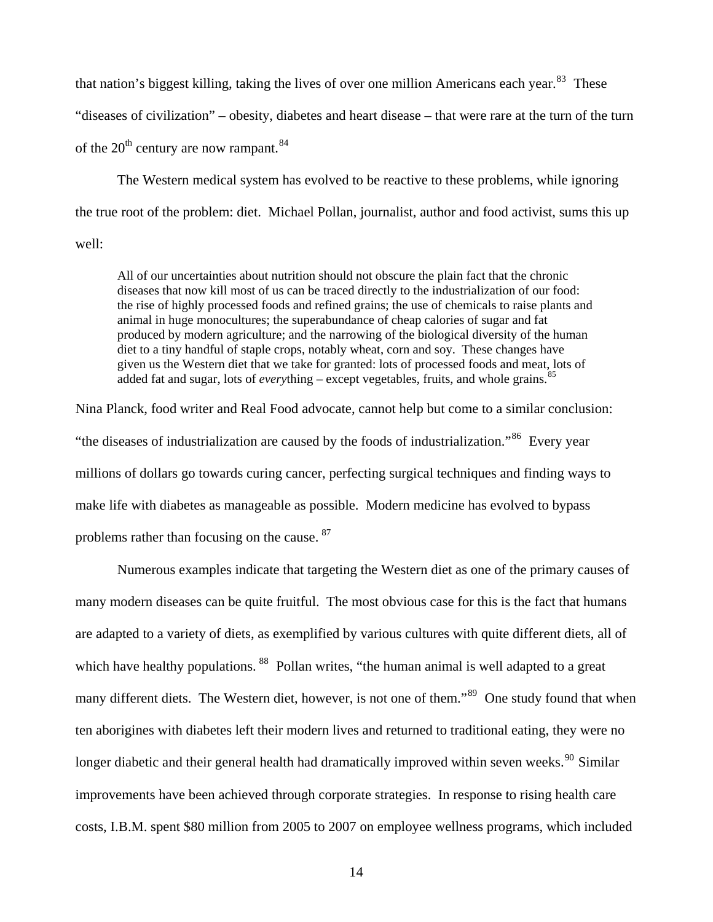that nation's biggest killing, taking the lives of over one million Americans each year.[83] These "diseases of civilization" – obesity, diabetes and heart disease – that were rare at the turn of the turn of the 20th century are now rampant.[84]

The Western medical system has evolved to be reactive to these problems, while ignoring the true root of the problem: diet. Michael Pollan, journalist, author and food activist, sums this up well:

> All of our uncertainties about nutrition should not obscure the plain fact that the chronic diseases that now kill most of us can be traced directly to the industrialization of our food: the rise of highly processed foods and refined grains; the use of chemicals to raise plants and animal in huge monocultures; the superabundance of cheap calories of sugar and fat produced by modern agriculture; and the narrowing of the biological diversity of the human diet to a tiny handful of staple crops, notably wheat, corn and soy. These changes have given us the Western diet that we take for granted: lots of processed foods and meat, lots of added fat and sugar, lots of *every*thing – except vegetables, fruits, and whole grains.[85]

Nina Planck, food writer and Real Food advocate, cannot help but come to a similar conclusion: "the diseases of industrialization are caused by the foods of industrialization."[86] Every year millions of dollars go towards curing cancer, perfecting surgical techniques and finding ways to make life with diabetes as manageable as possible. Modern medicine has evolved to bypass problems rather than focusing on the cause.[87]

Numerous examples indicate that targeting the Western diet as one of the primary causes of many modern diseases can be quite fruitful. The most obvious case for this is the fact that humans are adapted to a variety of diets, as exemplified by various cultures with quite different diets, all of which have healthy populations.[88] Pollan writes, "the human animal is well adapted to a great many different diets. The Western diet, however, is not one of them."[89] One study found that when ten aborigines with diabetes left their modern lives and returned to traditional eating, they were no longer diabetic and their general health had dramatically improved within seven weeks.[90] Similar improvements have been achieved through corporate strategies. In response to rising health care costs, I.B.M. spent $80 million from 2005 to 2007 on employee wellness programs, which included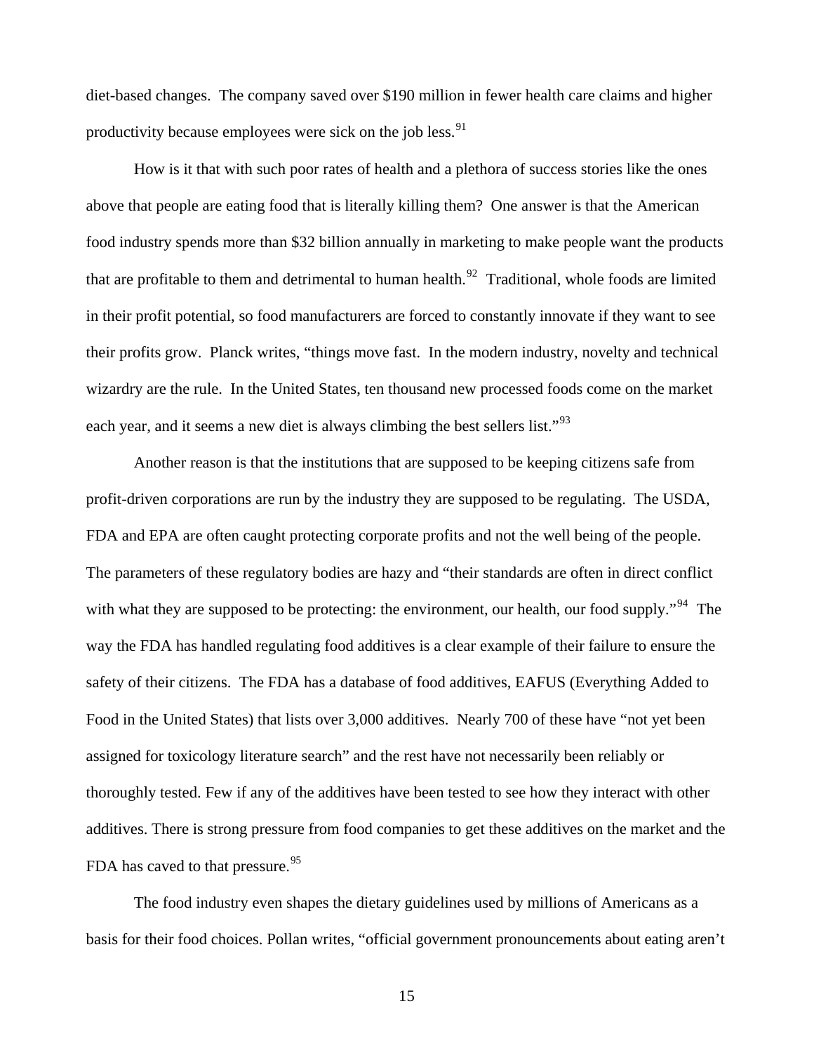diet-based changes. The company saved over $190 million in fewer health care claims and higher productivity because employees were sick on the job less.[91]

How is it that with such poor rates of health and a plethora of success stories like the ones above that people are eating food that is literally killing them? One answer is that the American food industry spends more than $32 billion annually in marketing to make people want the products that are profitable to them and detrimental to human health.[92] Traditional, whole foods are limited in their profit potential, so food manufacturers are forced to constantly innovate if they want to see their profits grow. Planck writes, "things move fast. In the modern industry, novelty and technical wizardry are the rule. In the United States, ten thousand new processed foods come on the market each year, and it seems a new diet is always climbing the best sellers list."[93]

Another reason is that the institutions that are supposed to be keeping citizens safe from profit-driven corporations are run by the industry they are supposed to be regulating. The USDA, FDA and EPA are often caught protecting corporate profits and not the well being of the people. The parameters of these regulatory bodies are hazy and "their standards are often in direct conflict with what they are supposed to be protecting: the environment, our health, our food supply."[94] The way the FDA has handled regulating food additives is a clear example of their failure to ensure the safety of their citizens. The FDA has a database of food additives, EAFUS (Everything Added to Food in the United States) that lists over 3,000 additives. Nearly 700 of these have "not yet been assigned for toxicology literature search" and the rest have not necessarily been reliably or thoroughly tested. Few if any of the additives have been tested to see how they interact with other additives. There is strong pressure from food companies to get these additives on the market and the FDA has caved to that pressure.[95]

The food industry even shapes the dietary guidelines used by millions of Americans as a basis for their food choices. Pollan writes, "official government pronouncements about eating aren't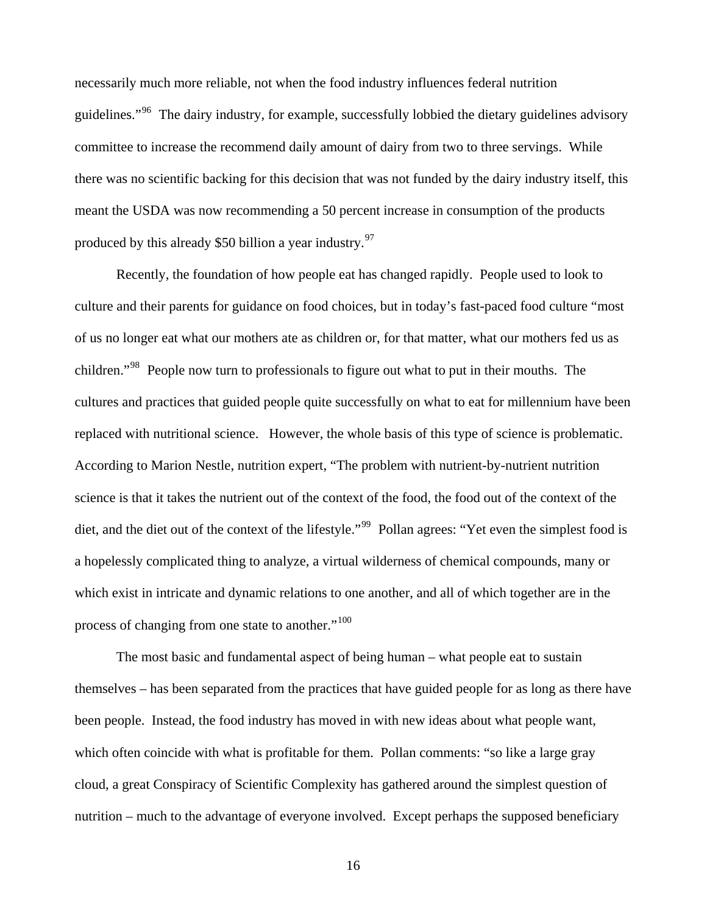necessarily much more reliable, not when the food industry influences federal nutrition guidelines."[96] The dairy industry, for example, successfully lobbied the dietary guidelines advisory committee to increase the recommend daily amount of dairy from two to three servings. While there was no scientific backing for this decision that was not funded by the dairy industry itself, this meant the USDA was now recommending a 50 percent increase in consumption of the products produced by this already $50 billion a year industry.[97]

Recently, the foundation of how people eat has changed rapidly. People used to look to culture and their parents for guidance on food choices, but in today's fast-paced food culture "most of us no longer eat what our mothers ate as children or, for that matter, what our mothers fed us as children."[98] People now turn to professionals to figure out what to put in their mouths. The cultures and practices that guided people quite successfully on what to eat for millennium have been replaced with nutritional science. However, the whole basis of this type of science is problematic. According to Marion Nestle, nutrition expert, "The problem with nutrient-by-nutrient nutrition science is that it takes the nutrient out of the context of the food, the food out of the context of the diet, and the diet out of the context of the lifestyle."[99] Pollan agrees: "Yet even the simplest food is a hopelessly complicated thing to analyze, a virtual wilderness of chemical compounds, many or which exist in intricate and dynamic relations to one another, and all of which together are in the process of changing from one state to another."[100]

The most basic and fundamental aspect of being human – what people eat to sustain themselves – has been separated from the practices that have guided people for as long as there have been people. Instead, the food industry has moved in with new ideas about what people want, which often coincide with what is profitable for them. Pollan comments: "so like a large gray cloud, a great Conspiracy of Scientific Complexity has gathered around the simplest question of nutrition – much to the advantage of everyone involved. Except perhaps the supposed beneficiary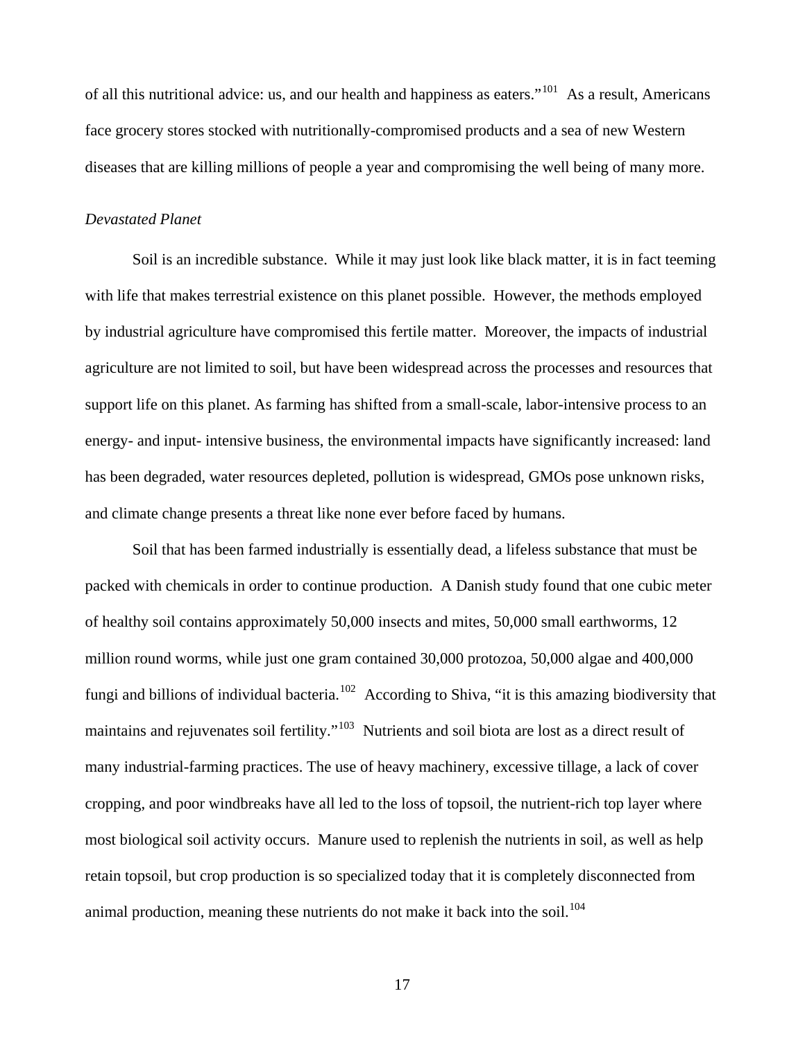of all this nutritional advice: us, and our health and happiness as eaters."[101] As a result, Americans face grocery stores stocked with nutritionally-compromised products and a sea of new Western diseases that are killing millions of people a year and compromising the well being of many more.

### *Devastated Planet*

Soil is an incredible substance. While it may just look like black matter, it is in fact teeming with life that makes terrestrial existence on this planet possible. However, the methods employed by industrial agriculture have compromised this fertile matter. Moreover, the impacts of industrial agriculture are not limited to soil, but have been widespread across the processes and resources that support life on this planet. As farming has shifted from a small-scale, labor-intensive process to an energy- and input- intensive business, the environmental impacts have significantly increased: land has been degraded, water resources depleted, pollution is widespread, GMOs pose unknown risks, and climate change presents a threat like none ever before faced by humans.

Soil that has been farmed industrially is essentially dead, a lifeless substance that must be packed with chemicals in order to continue production. A Danish study found that one cubic meter of healthy soil contains approximately 50,000 insects and mites, 50,000 small earthworms, 12 million round worms, while just one gram contained 30,000 protozoa, 50,000 algae and 400,000 fungi and billions of individual bacteria.[102] According to Shiva, "it is this amazing biodiversity that maintains and rejuvenates soil fertility."[103] Nutrients and soil biota are lost as a direct result of many industrial-farming practices. The use of heavy machinery, excessive tillage, a lack of cover cropping, and poor windbreaks have all led to the loss of topsoil, the nutrient-rich top layer where most biological soil activity occurs. Manure used to replenish the nutrients in soil, as well as help retain topsoil, but crop production is so specialized today that it is completely disconnected from animal production, meaning these nutrients do not make it back into the soil.[104]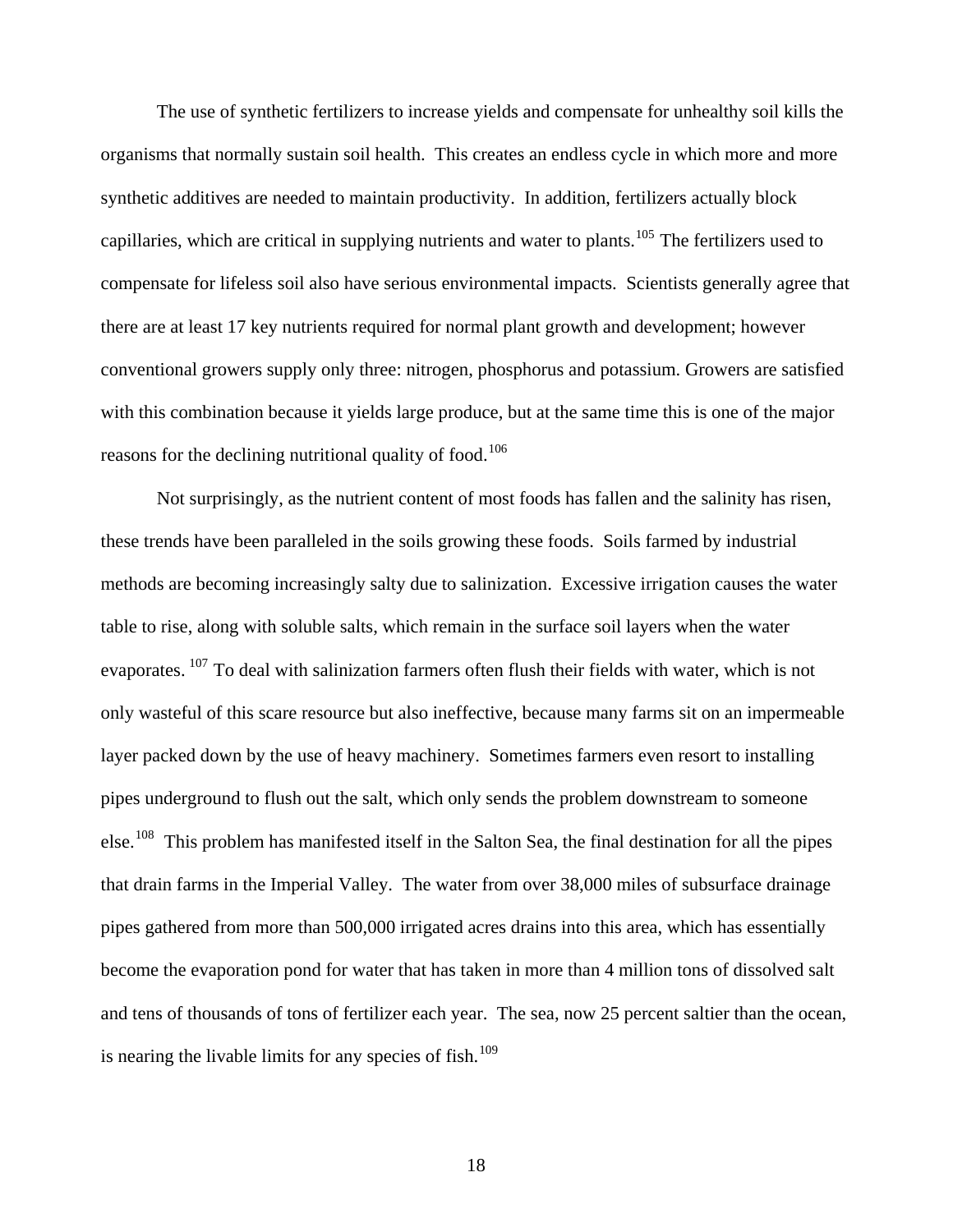The use of synthetic fertilizers to increase yields and compensate for unhealthy soil kills the organisms that normally sustain soil health. This creates an endless cycle in which more and more synthetic additives are needed to maintain productivity. In addition, fertilizers actually block capillaries, which are critical in supplying nutrients and water to plants.[105] The fertilizers used to compensate for lifeless soil also have serious environmental impacts. Scientists generally agree that there are at least 17 key nutrients required for normal plant growth and development; however conventional growers supply only three: nitrogen, phosphorus and potassium. Growers are satisfied with this combination because it yields large produce, but at the same time this is one of the major reasons for the declining nutritional quality of food.[106]

Not surprisingly, as the nutrient content of most foods has fallen and the salinity has risen, these trends have been paralleled in the soils growing these foods. Soils farmed by industrial methods are becoming increasingly salty due to salinization. Excessive irrigation causes the water table to rise, along with soluble salts, which remain in the surface soil layers when the water evaporates. [107] To deal with salinization farmers often flush their fields with water, which is not only wasteful of this scare resource but also ineffective, because many farms sit on an impermeable layer packed down by the use of heavy machinery. Sometimes farmers even resort to installing pipes underground to flush out the salt, which only sends the problem downstream to someone else.[108] This problem has manifested itself in the Salton Sea, the final destination for all the pipes that drain farms in the Imperial Valley. The water from over 38,000 miles of subsurface drainage pipes gathered from more than 500,000 irrigated acres drains into this area, which has essentially become the evaporation pond for water that has taken in more than 4 million tons of dissolved salt and tens of thousands of tons of fertilizer each year. The sea, now 25 percent saltier than the ocean, is nearing the livable limits for any species of fish.[109]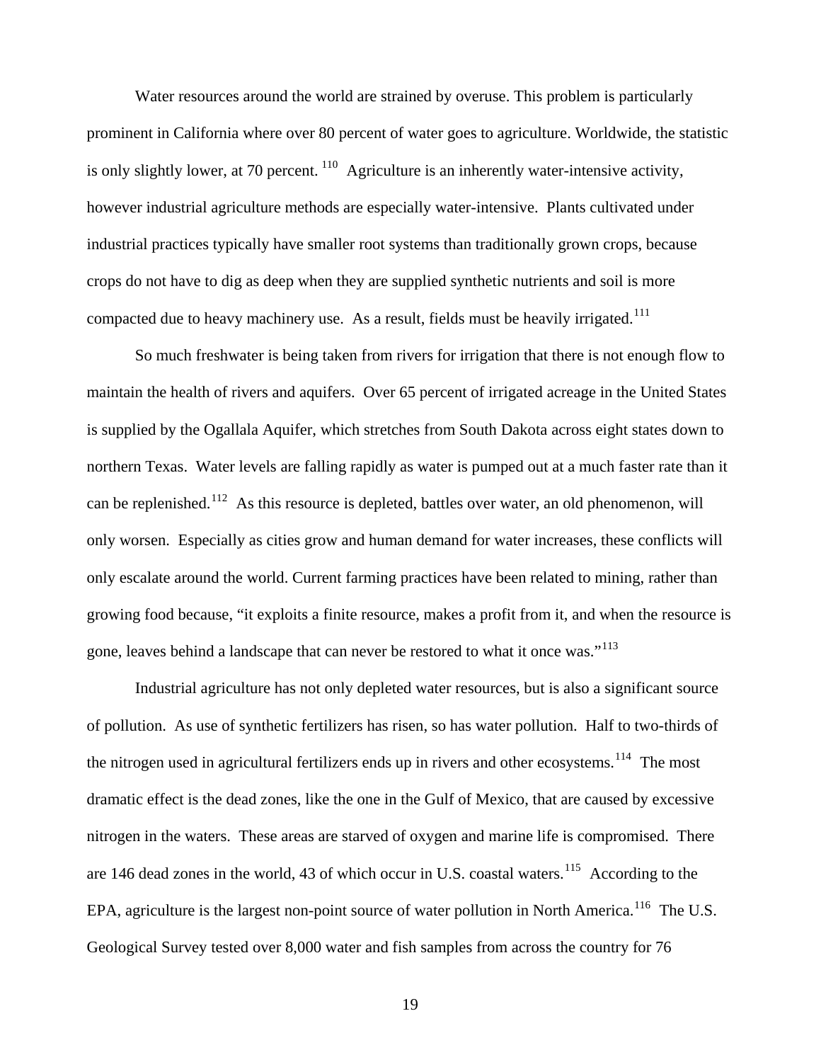Water resources around the world are strained by overuse. This problem is particularly prominent in California where over 80 percent of water goes to agriculture. Worldwide, the statistic is only slightly lower, at 70 percent. [110] Agriculture is an inherently water-intensive activity, however industrial agriculture methods are especially water-intensive. Plants cultivated under industrial practices typically have smaller root systems than traditionally grown crops, because crops do not have to dig as deep when they are supplied synthetic nutrients and soil is more compacted due to heavy machinery use. As a result, fields must be heavily irrigated.[111]

So much freshwater is being taken from rivers for irrigation that there is not enough flow to maintain the health of rivers and aquifers. Over 65 percent of irrigated acreage in the United States is supplied by the Ogallala Aquifer, which stretches from South Dakota across eight states down to northern Texas. Water levels are falling rapidly as water is pumped out at a much faster rate than it can be replenished.[112] As this resource is depleted, battles over water, an old phenomenon, will only worsen. Especially as cities grow and human demand for water increases, these conflicts will only escalate around the world. Current farming practices have been related to mining, rather than growing food because, "it exploits a finite resource, makes a profit from it, and when the resource is gone, leaves behind a landscape that can never be restored to what it once was."[113]

Industrial agriculture has not only depleted water resources, but is also a significant source of pollution. As use of synthetic fertilizers has risen, so has water pollution. Half to two-thirds of the nitrogen used in agricultural fertilizers ends up in rivers and other ecosystems.[114] The most dramatic effect is the dead zones, like the one in the Gulf of Mexico, that are caused by excessive nitrogen in the waters. These areas are starved of oxygen and marine life is compromised. There are 146 dead zones in the world, 43 of which occur in U.S. coastal waters.[115] According to the EPA, agriculture is the largest non-point source of water pollution in North America.[116] The U.S. Geological Survey tested over 8,000 water and fish samples from across the country for 76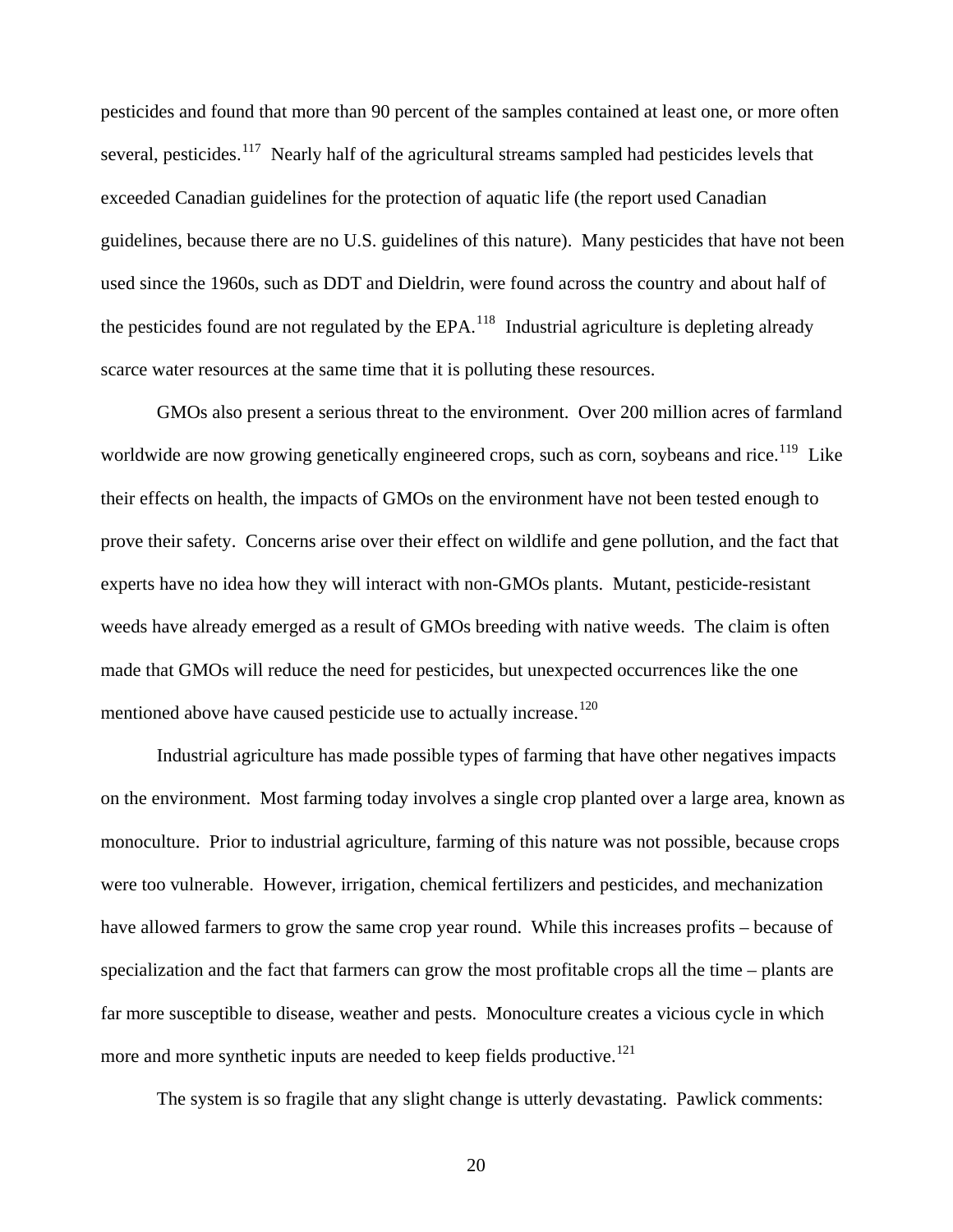pesticides and found that more than 90 percent of the samples contained at least one, or more often several, pesticides.[117] Nearly half of the agricultural streams sampled had pesticides levels that exceeded Canadian guidelines for the protection of aquatic life (the report used Canadian guidelines, because there are no U.S. guidelines of this nature). Many pesticides that have not been used since the 1960s, such as DDT and Dieldrin, were found across the country and about half of the pesticides found are not regulated by the EPA.[118] Industrial agriculture is depleting already scarce water resources at the same time that it is polluting these resources.

GMOs also present a serious threat to the environment. Over 200 million acres of farmland worldwide are now growing genetically engineered crops, such as corn, soybeans and rice.[119] Like their effects on health, the impacts of GMOs on the environment have not been tested enough to prove their safety. Concerns arise over their effect on wildlife and gene pollution, and the fact that experts have no idea how they will interact with non-GMOs plants. Mutant, pesticide-resistant weeds have already emerged as a result of GMOs breeding with native weeds. The claim is often made that GMOs will reduce the need for pesticides, but unexpected occurrences like the one mentioned above have caused pesticide use to actually increase.[120]

Industrial agriculture has made possible types of farming that have other negatives impacts on the environment. Most farming today involves a single crop planted over a large area, known as monoculture. Prior to industrial agriculture, farming of this nature was not possible, because crops were too vulnerable. However, irrigation, chemical fertilizers and pesticides, and mechanization have allowed farmers to grow the same crop year round. While this increases profits – because of specialization and the fact that farmers can grow the most profitable crops all the time – plants are far more susceptible to disease, weather and pests. Monoculture creates a vicious cycle in which more and more synthetic inputs are needed to keep fields productive.[121]

The system is so fragile that any slight change is utterly devastating. Pawlick comments: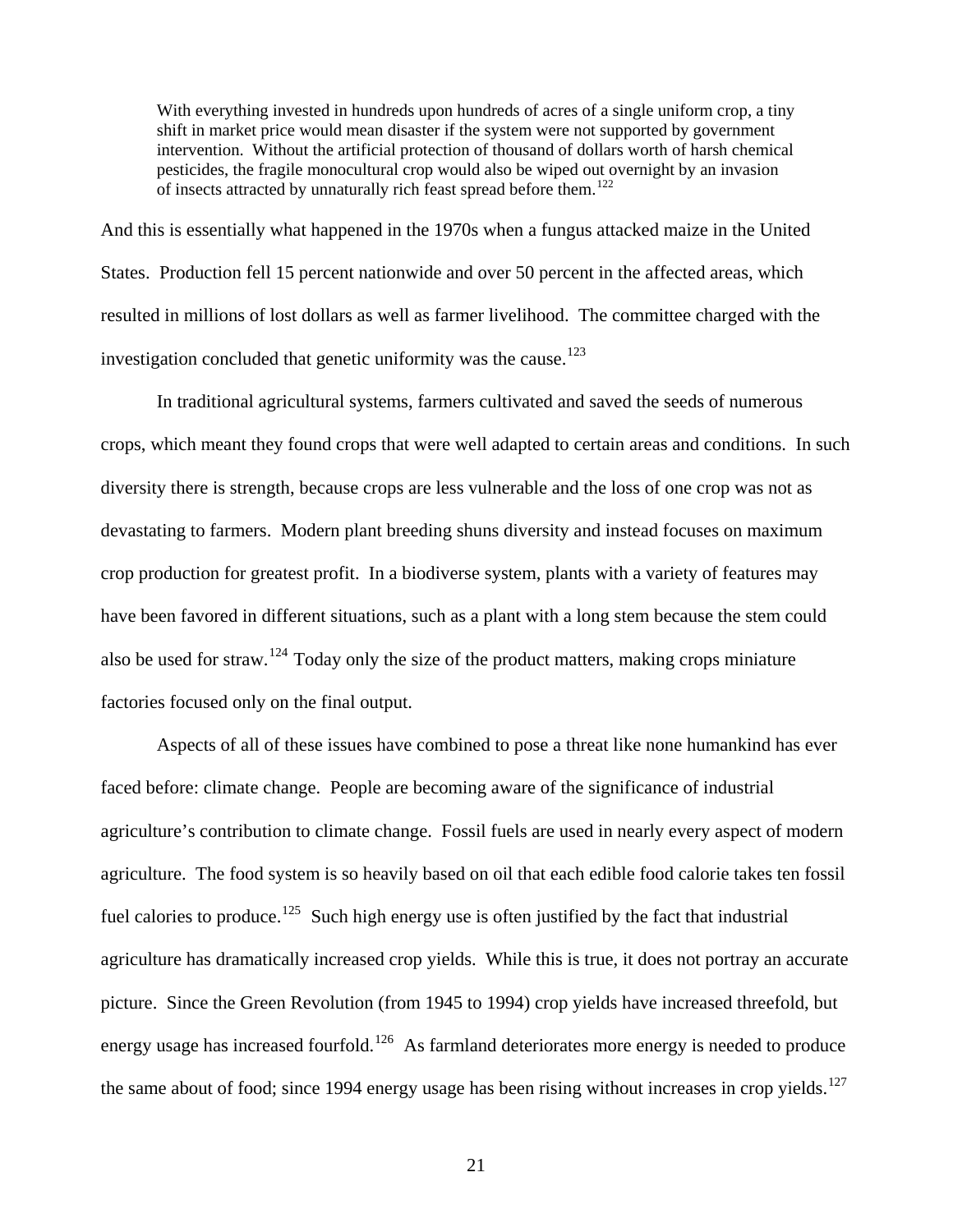> With everything invested in hundreds upon hundreds of acres of a single uniform crop, a tiny shift in market price would mean disaster if the system were not supported by government intervention. Without the artificial protection of thousand of dollars worth of harsh chemical pesticides, the fragile monocultural crop would also be wiped out overnight by an invasion of insects attracted by unnaturally rich feast spread before them.[122]

And this is essentially what happened in the 1970s when a fungus attacked maize in the United States. Production fell 15 percent nationwide and over 50 percent in the affected areas, which resulted in millions of lost dollars as well as farmer livelihood. The committee charged with the investigation concluded that genetic uniformity was the cause.[123]

In traditional agricultural systems, farmers cultivated and saved the seeds of numerous crops, which meant they found crops that were well adapted to certain areas and conditions. In such diversity there is strength, because crops are less vulnerable and the loss of one crop was not as devastating to farmers. Modern plant breeding shuns diversity and instead focuses on maximum crop production for greatest profit. In a biodiverse system, plants with a variety of features may have been favored in different situations, such as a plant with a long stem because the stem could also be used for straw.[124] Today only the size of the product matters, making crops miniature factories focused only on the final output.

Aspects of all of these issues have combined to pose a threat like none humankind has ever faced before: climate change. People are becoming aware of the significance of industrial agriculture's contribution to climate change. Fossil fuels are used in nearly every aspect of modern agriculture. The food system is so heavily based on oil that each edible food calorie takes ten fossil fuel calories to produce.[125] Such high energy use is often justified by the fact that industrial agriculture has dramatically increased crop yields. While this is true, it does not portray an accurate picture. Since the Green Revolution (from 1945 to 1994) crop yields have increased threefold, but energy usage has increased fourfold.[126] As farmland deteriorates more energy is needed to produce the same about of food; since 1994 energy usage has been rising without increases in crop yields.[127]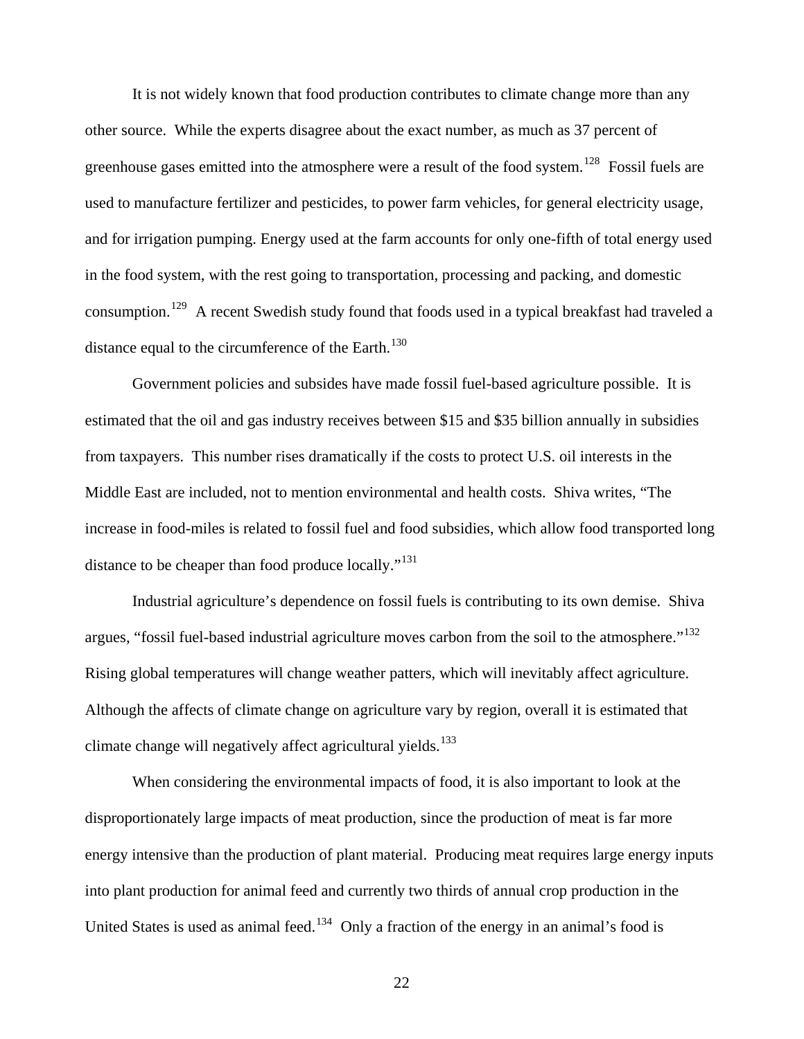It is not widely known that food production contributes to climate change more than any other source. While the experts disagree about the exact number, as much as 37 percent of greenhouse gases emitted into the atmosphere were a result of the food system.[128] Fossil fuels are used to manufacture fertilizer and pesticides, to power farm vehicles, for general electricity usage, and for irrigation pumping. Energy used at the farm accounts for only one-fifth of total energy used in the food system, with the rest going to transportation, processing and packing, and domestic consumption.[129] A recent Swedish study found that foods used in a typical breakfast had traveled a distance equal to the circumference of the Earth.[130]

Government policies and subsides have made fossil fuel-based agriculture possible. It is estimated that the oil and gas industry receives between $15 and $35 billion annually in subsidies from taxpayers. This number rises dramatically if the costs to protect U.S. oil interests in the Middle East are included, not to mention environmental and health costs. Shiva writes, "The increase in food-miles is related to fossil fuel and food subsidies, which allow food transported long distance to be cheaper than food produce locally."[131]

Industrial agriculture's dependence on fossil fuels is contributing to its own demise. Shiva argues, "fossil fuel-based industrial agriculture moves carbon from the soil to the atmosphere."[132] Rising global temperatures will change weather patters, which will inevitably affect agriculture. Although the affects of climate change on agriculture vary by region, overall it is estimated that climate change will negatively affect agricultural yields.[133]

When considering the environmental impacts of food, it is also important to look at the disproportionately large impacts of meat production, since the production of meat is far more energy intensive than the production of plant material. Producing meat requires large energy inputs into plant production for animal feed and currently two thirds of annual crop production in the United States is used as animal feed.[134] Only a fraction of the energy in an animal's food is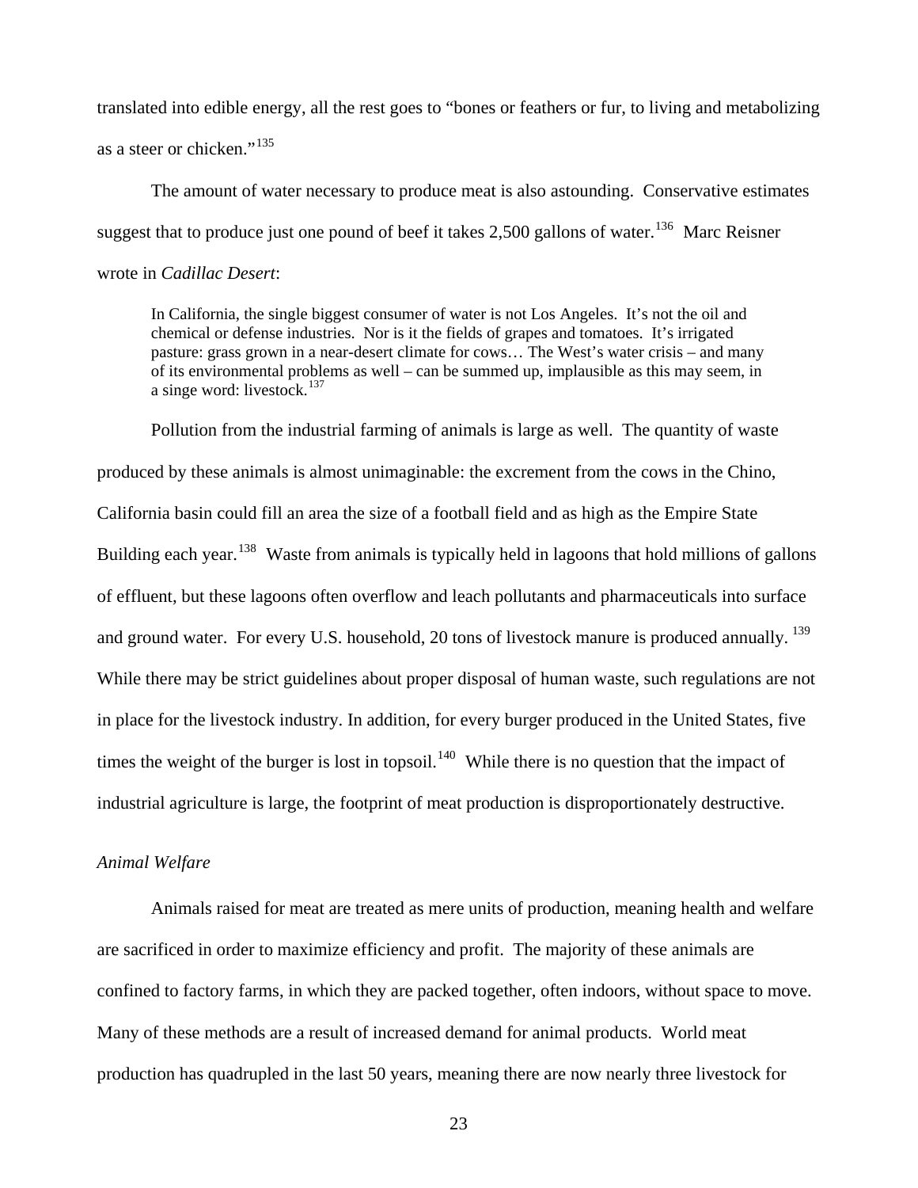translated into edible energy, all the rest goes to "bones or feathers or fur, to living and metabolizing as a steer or chicken."[135]

The amount of water necessary to produce meat is also astounding. Conservative estimates suggest that to produce just one pound of beef it takes 2,500 gallons of water.[136] Marc Reisner wrote in *Cadillac Desert*:

> In California, the single biggest consumer of water is not Los Angeles. It's not the oil and chemical or defense industries. Nor is it the fields of grapes and tomatoes. It's irrigated pasture: grass grown in a near-desert climate for cows… The West's water crisis – and many of its environmental problems as well – can be summed up, implausible as this may seem, in a singe word: livestock.[137]

Pollution from the industrial farming of animals is large as well. The quantity of waste produced by these animals is almost unimaginable: the excrement from the cows in the Chino, California basin could fill an area the size of a football field and as high as the Empire State Building each year.[138] Waste from animals is typically held in lagoons that hold millions of gallons of effluent, but these lagoons often overflow and leach pollutants and pharmaceuticals into surface and ground water. For every U.S. household, 20 tons of livestock manure is produced annually.[139] While there may be strict guidelines about proper disposal of human waste, such regulations are not in place for the livestock industry. In addition, for every burger produced in the United States, five times the weight of the burger is lost in topsoil.[140] While there is no question that the impact of industrial agriculture is large, the footprint of meat production is disproportionately destructive.

*Animal Welfare*

Animals raised for meat are treated as mere units of production, meaning health and welfare are sacrificed in order to maximize efficiency and profit. The majority of these animals are confined to factory farms, in which they are packed together, often indoors, without space to move. Many of these methods are a result of increased demand for animal products. World meat production has quadrupled in the last 50 years, meaning there are now nearly three livestock for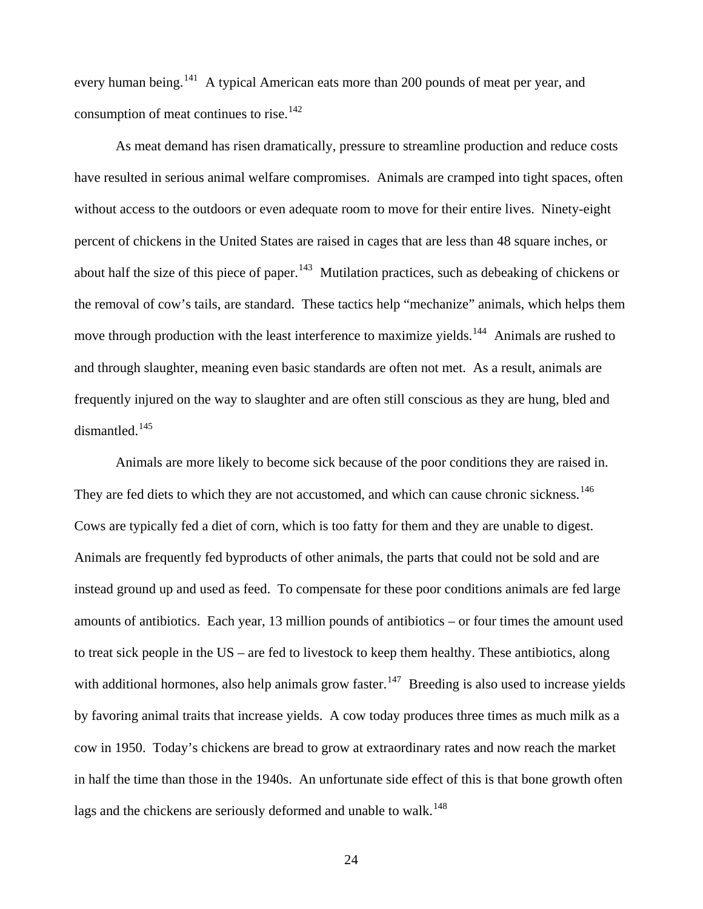every human being.[141] A typical American eats more than 200 pounds of meat per year, and consumption of meat continues to rise.[142]

As meat demand has risen dramatically, pressure to streamline production and reduce costs have resulted in serious animal welfare compromises. Animals are cramped into tight spaces, often without access to the outdoors or even adequate room to move for their entire lives. Ninety-eight percent of chickens in the United States are raised in cages that are less than 48 square inches, or about half the size of this piece of paper.[143] Mutilation practices, such as debeaking of chickens or the removal of cow's tails, are standard. These tactics help "mechanize" animals, which helps them move through production with the least interference to maximize yields.[144] Animals are rushed to and through slaughter, meaning even basic standards are often not met. As a result, animals are frequently injured on the way to slaughter and are often still conscious as they are hung, bled and dismantled.[145]

Animals are more likely to become sick because of the poor conditions they are raised in. They are fed diets to which they are not accustomed, and which can cause chronic sickness.[146] Cows are typically fed a diet of corn, which is too fatty for them and they are unable to digest. Animals are frequently fed byproducts of other animals, the parts that could not be sold and are instead ground up and used as feed. To compensate for these poor conditions animals are fed large amounts of antibiotics. Each year, 13 million pounds of antibiotics – or four times the amount used to treat sick people in the US – are fed to livestock to keep them healthy. These antibiotics, along with additional hormones, also help animals grow faster.[147] Breeding is also used to increase yields by favoring animal traits that increase yields. A cow today produces three times as much milk as a cow in 1950. Today's chickens are bread to grow at extraordinary rates and now reach the market in half the time than those in the 1940s. An unfortunate side effect of this is that bone growth often lags and the chickens are seriously deformed and unable to walk.[148]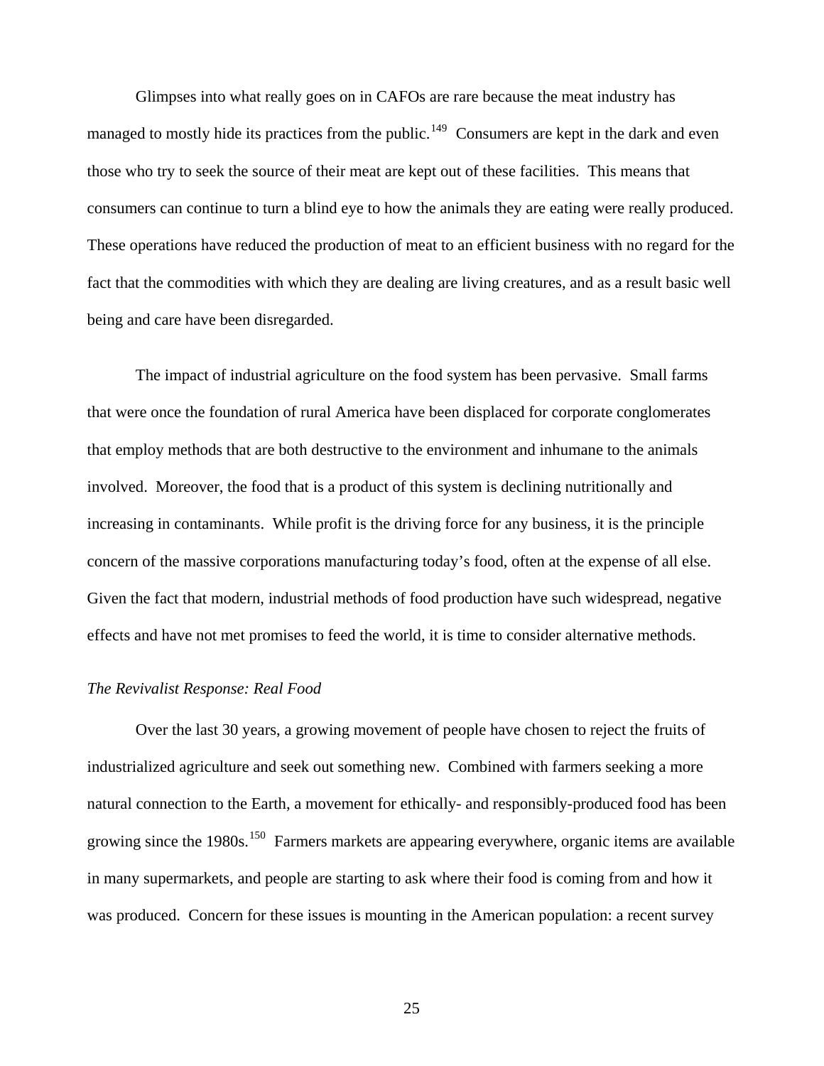Glimpses into what really goes on in CAFOs are rare because the meat industry has managed to mostly hide its practices from the public.[149] Consumers are kept in the dark and even those who try to seek the source of their meat are kept out of these facilities. This means that consumers can continue to turn a blind eye to how the animals they are eating were really produced. These operations have reduced the production of meat to an efficient business with no regard for the fact that the commodities with which they are dealing are living creatures, and as a result basic well being and care have been disregarded.

The impact of industrial agriculture on the food system has been pervasive. Small farms that were once the foundation of rural America have been displaced for corporate conglomerates that employ methods that are both destructive to the environment and inhumane to the animals involved. Moreover, the food that is a product of this system is declining nutritionally and increasing in contaminants. While profit is the driving force for any business, it is the principle concern of the massive corporations manufacturing today's food, often at the expense of all else. Given the fact that modern, industrial methods of food production have such widespread, negative effects and have not met promises to feed the world, it is time to consider alternative methods.

*The Revivalist Response: Real Food*

Over the last 30 years, a growing movement of people have chosen to reject the fruits of industrialized agriculture and seek out something new. Combined with farmers seeking a more natural connection to the Earth, a movement for ethically- and responsibly-produced food has been growing since the 1980s.[150] Farmers markets are appearing everywhere, organic items are available in many supermarkets, and people are starting to ask where their food is coming from and how it was produced. Concern for these issues is mounting in the American population: a recent survey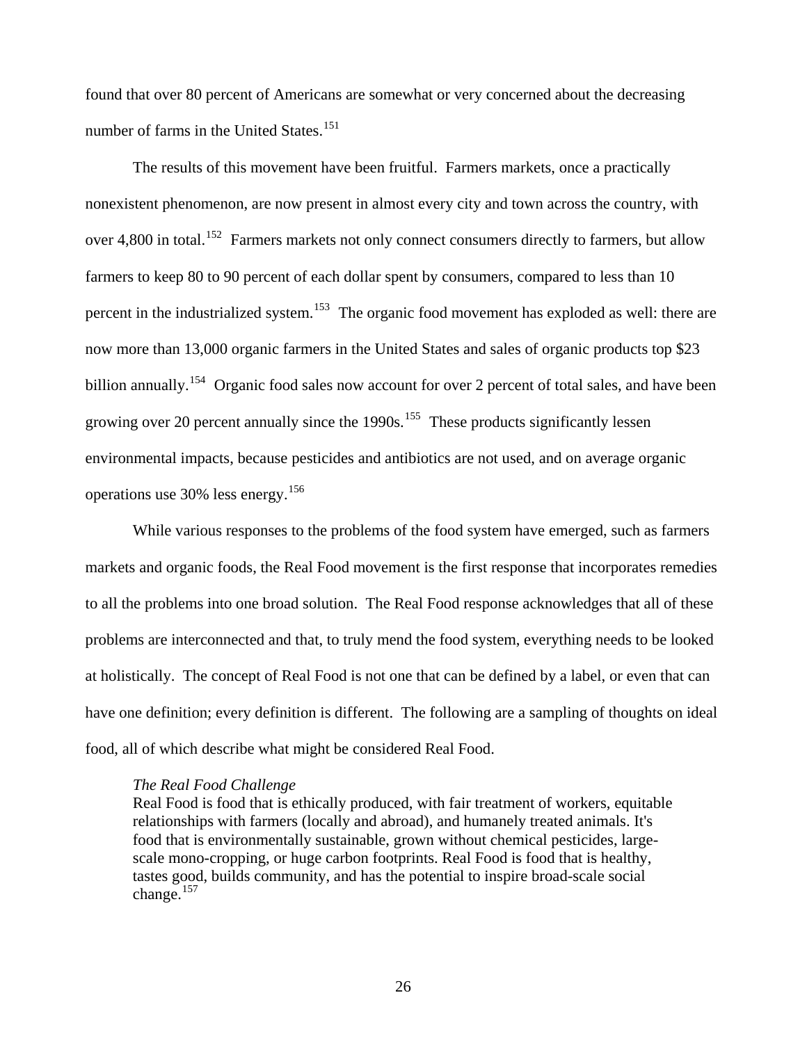found that over 80 percent of Americans are somewhat or very concerned about the decreasing number of farms in the United States.[151]

The results of this movement have been fruitful. Farmers markets, once a practically nonexistent phenomenon, are now present in almost every city and town across the country, with over 4,800 in total.[152] Farmers markets not only connect consumers directly to farmers, but allow farmers to keep 80 to 90 percent of each dollar spent by consumers, compared to less than 10 percent in the industrialized system.[153] The organic food movement has exploded as well: there are now more than 13,000 organic farmers in the United States and sales of organic products top $23 billion annually.[154] Organic food sales now account for over 2 percent of total sales, and have been growing over 20 percent annually since the 1990s.[155] These products significantly lessen environmental impacts, because pesticides and antibiotics are not used, and on average organic operations use 30% less energy.[156]

While various responses to the problems of the food system have emerged, such as farmers markets and organic foods, the Real Food movement is the first response that incorporates remedies to all the problems into one broad solution. The Real Food response acknowledges that all of these problems are interconnected and that, to truly mend the food system, everything needs to be looked at holistically. The concept of Real Food is not one that can be defined by a label, or even that can have one definition; every definition is different. The following are a sampling of thoughts on ideal food, all of which describe what might be considered Real Food.

> *The Real Food Challenge*
> Real Food is food that is ethically produced, with fair treatment of workers, equitable relationships with farmers (locally and abroad), and humanely treated animals. It's food that is environmentally sustainable, grown without chemical pesticides, large-scale mono-cropping, or huge carbon footprints. Real Food is food that is healthy, tastes good, builds community, and has the potential to inspire broad-scale social change.[157]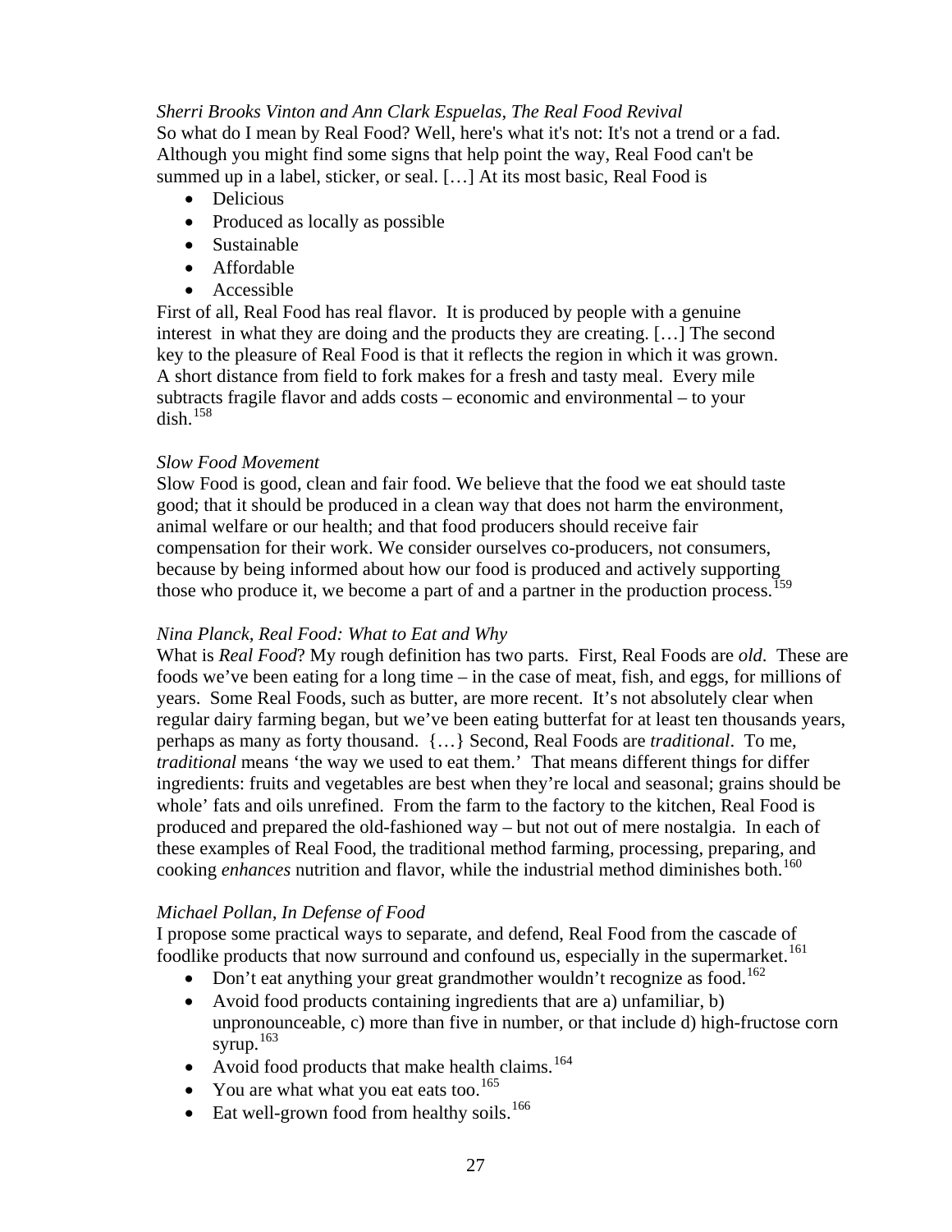*Sherri Brooks Vinton and Ann Clark Espuelas, The Real Food Revival*
So what do I mean by Real Food? Well, here's what it's not: It's not a trend or a fad. Although you might find some signs that help point the way, Real Food can't be summed up in a label, sticker, or seal. […] At its most basic, Real Food is

- Delicious
- Produced as locally as possible
- Sustainable
- Affordable
- Accessible

First of all, Real Food has real flavor. It is produced by people with a genuine interest in what they are doing and the products they are creating. […] The second key to the pleasure of Real Food is that it reflects the region in which it was grown. A short distance from field to fork makes for a fresh and tasty meal. Every mile subtracts fragile flavor and adds costs – economic and environmental – to your dish.[158]

*Slow Food Movement*
Slow Food is good, clean and fair food. We believe that the food we eat should taste good; that it should be produced in a clean way that does not harm the environment, animal welfare or our health; and that food producers should receive fair compensation for their work. We consider ourselves co-producers, not consumers, because by being informed about how our food is produced and actively supporting those who produce it, we become a part of and a partner in the production process.[159]

*Nina Planck, Real Food: What to Eat and Why*
What is *Real Food*? My rough definition has two parts. First, Real Foods are *old*. These are foods we've been eating for a long time – in the case of meat, fish, and eggs, for millions of years. Some Real Foods, such as butter, are more recent. It's not absolutely clear when regular dairy farming began, but we've been eating butterfat for at least ten thousands years, perhaps as many as forty thousand. {…} Second, Real Foods are *traditional*. To me, *traditional* means 'the way we used to eat them.' That means different things for differ ingredients: fruits and vegetables are best when they're local and seasonal; grains should be whole' fats and oils unrefined. From the farm to the factory to the kitchen, Real Food is produced and prepared the old-fashioned way – but not out of mere nostalgia. In each of these examples of Real Food, the traditional method farming, processing, preparing, and cooking *enhances* nutrition and flavor, while the industrial method diminishes both.[160]

*Michael Pollan, In Defense of Food*
I propose some practical ways to separate, and defend, Real Food from the cascade of foodlike products that now surround and confound us, especially in the supermarket.[161]

- Don't eat anything your great grandmother wouldn't recognize as food.[162]
- Avoid food products containing ingredients that are a) unfamiliar, b) unpronounceable, c) more than five in number, or that include d) high-fructose corn syrup.[163]
- Avoid food products that make health claims.[164]
- You are what what you eat eats too.[165]
- Eat well-grown food from healthy soils.[166]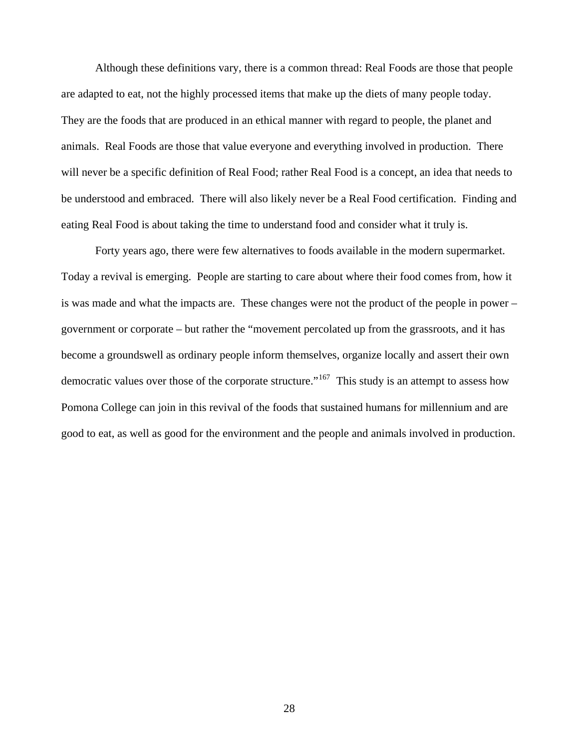Although these definitions vary, there is a common thread: Real Foods are those that people are adapted to eat, not the highly processed items that make up the diets of many people today. They are the foods that are produced in an ethical manner with regard to people, the planet and animals. Real Foods are those that value everyone and everything involved in production. There will never be a specific definition of Real Food; rather Real Food is a concept, an idea that needs to be understood and embraced. There will also likely never be a Real Food certification. Finding and eating Real Food is about taking the time to understand food and consider what it truly is.

Forty years ago, there were few alternatives to foods available in the modern supermarket. Today a revival is emerging. People are starting to care about where their food comes from, how it is was made and what the impacts are. These changes were not the product of the people in power – government or corporate – but rather the “movement percolated up from the grassroots, and it has become a groundswell as ordinary people inform themselves, organize locally and assert their own democratic values over those of the corporate structure.”[167] This study is an attempt to assess how Pomona College can join in this revival of the foods that sustained humans for millennium and are good to eat, as well as good for the environment and the people and animals involved in production.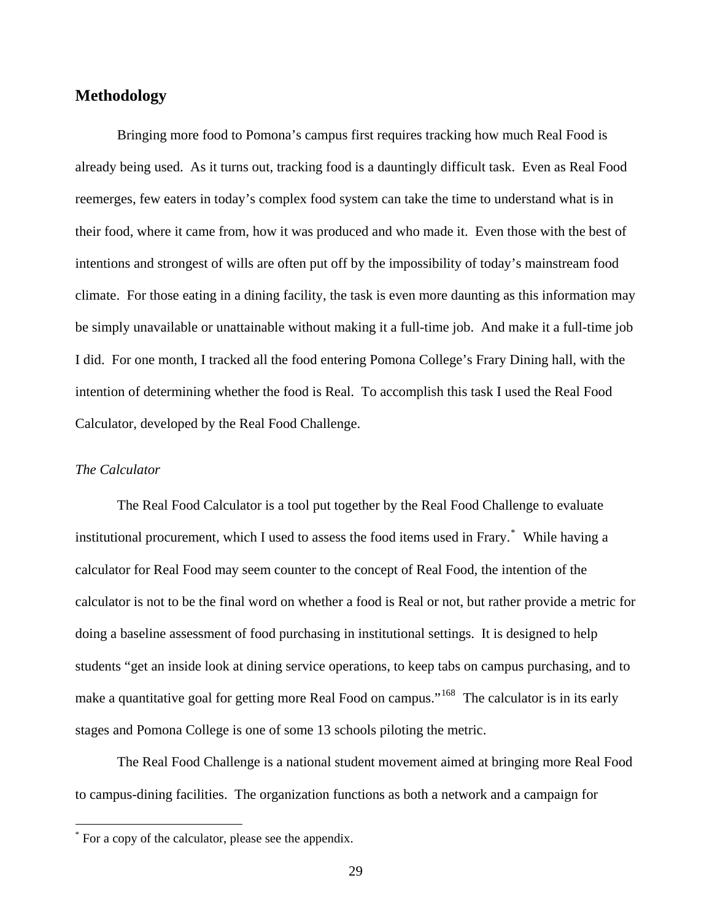## Methodology

Bringing more food to Pomona's campus first requires tracking how much Real Food is already being used. As it turns out, tracking food is a dauntingly difficult task. Even as Real Food reemerges, few eaters in today's complex food system can take the time to understand what is in their food, where it came from, how it was produced and who made it. Even those with the best of intentions and strongest of wills are often put off by the impossibility of today's mainstream food climate. For those eating in a dining facility, the task is even more daunting as this information may be simply unavailable or unattainable without making it a full-time job. And make it a full-time job I did. For one month, I tracked all the food entering Pomona College's Frary Dining hall, with the intention of determining whether the food is Real. To accomplish this task I used the Real Food Calculator, developed by the Real Food Challenge.

### *The Calculator*

The Real Food Calculator is a tool put together by the Real Food Challenge to evaluate institutional procurement, which I used to assess the food items used in Frary.* While having a calculator for Real Food may seem counter to the concept of Real Food, the intention of the calculator is not to be the final word on whether a food is Real or not, but rather provide a metric for doing a baseline assessment of food purchasing in institutional settings. It is designed to help students "get an inside look at dining service operations, to keep tabs on campus purchasing, and to make a quantitative goal for getting more Real Food on campus."[168] The calculator is in its early stages and Pomona College is one of some 13 schools piloting the metric.

The Real Food Challenge is a national student movement aimed at bringing more Real Food to campus-dining facilities. The organization functions as both a network and a campaign for

---

* For a copy of the calculator, please see the appendix.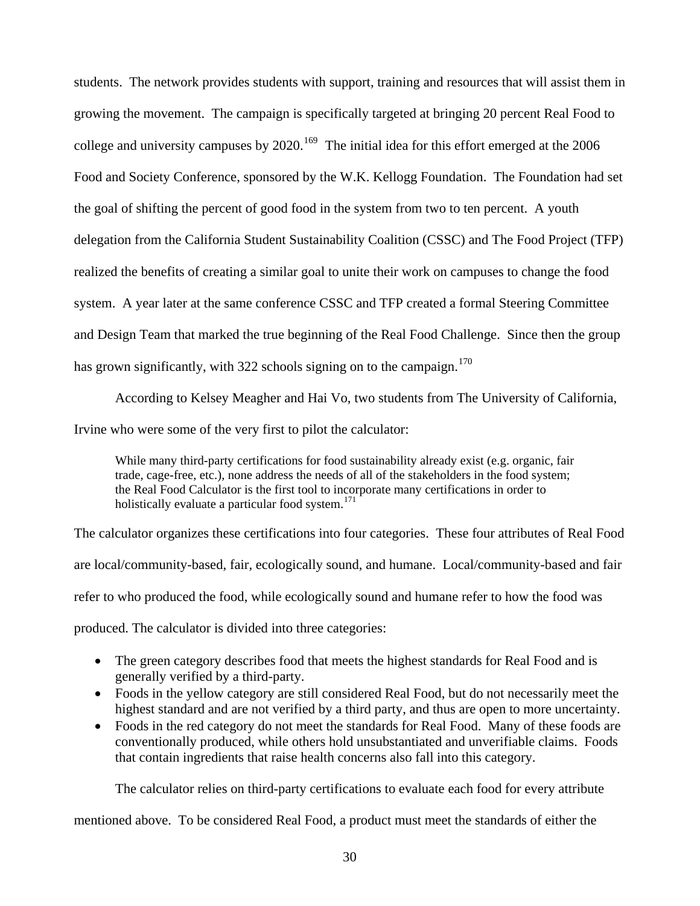students. The network provides students with support, training and resources that will assist them in growing the movement. The campaign is specifically targeted at bringing 20 percent Real Food to college and university campuses by 2020.[169] The initial idea for this effort emerged at the 2006 Food and Society Conference, sponsored by the W.K. Kellogg Foundation. The Foundation had set the goal of shifting the percent of good food in the system from two to ten percent. A youth delegation from the California Student Sustainability Coalition (CSSC) and The Food Project (TFP) realized the benefits of creating a similar goal to unite their work on campuses to change the food system. A year later at the same conference CSSC and TFP created a formal Steering Committee and Design Team that marked the true beginning of the Real Food Challenge. Since then the group has grown significantly, with 322 schools signing on to the campaign.[170]

According to Kelsey Meagher and Hai Vo, two students from The University of California, Irvine who were some of the very first to pilot the calculator:

> While many third-party certifications for food sustainability already exist (e.g. organic, fair trade, cage-free, etc.), none address the needs of all of the stakeholders in the food system; the Real Food Calculator is the first tool to incorporate many certifications in order to holistically evaluate a particular food system.[171]

The calculator organizes these certifications into four categories. These four attributes of Real Food are local/community-based, fair, ecologically sound, and humane. Local/community-based and fair refer to who produced the food, while ecologically sound and humane refer to how the food was produced. The calculator is divided into three categories:

- The green category describes food that meets the highest standards for Real Food and is generally verified by a third-party.
- Foods in the yellow category are still considered Real Food, but do not necessarily meet the highest standard and are not verified by a third party, and thus are open to more uncertainty.
- Foods in the red category do not meet the standards for Real Food. Many of these foods are conventionally produced, while others hold unsubstantiated and unverifiable claims. Foods that contain ingredients that raise health concerns also fall into this category.

The calculator relies on third-party certifications to evaluate each food for every attribute mentioned above. To be considered Real Food, a product must meet the standards of either the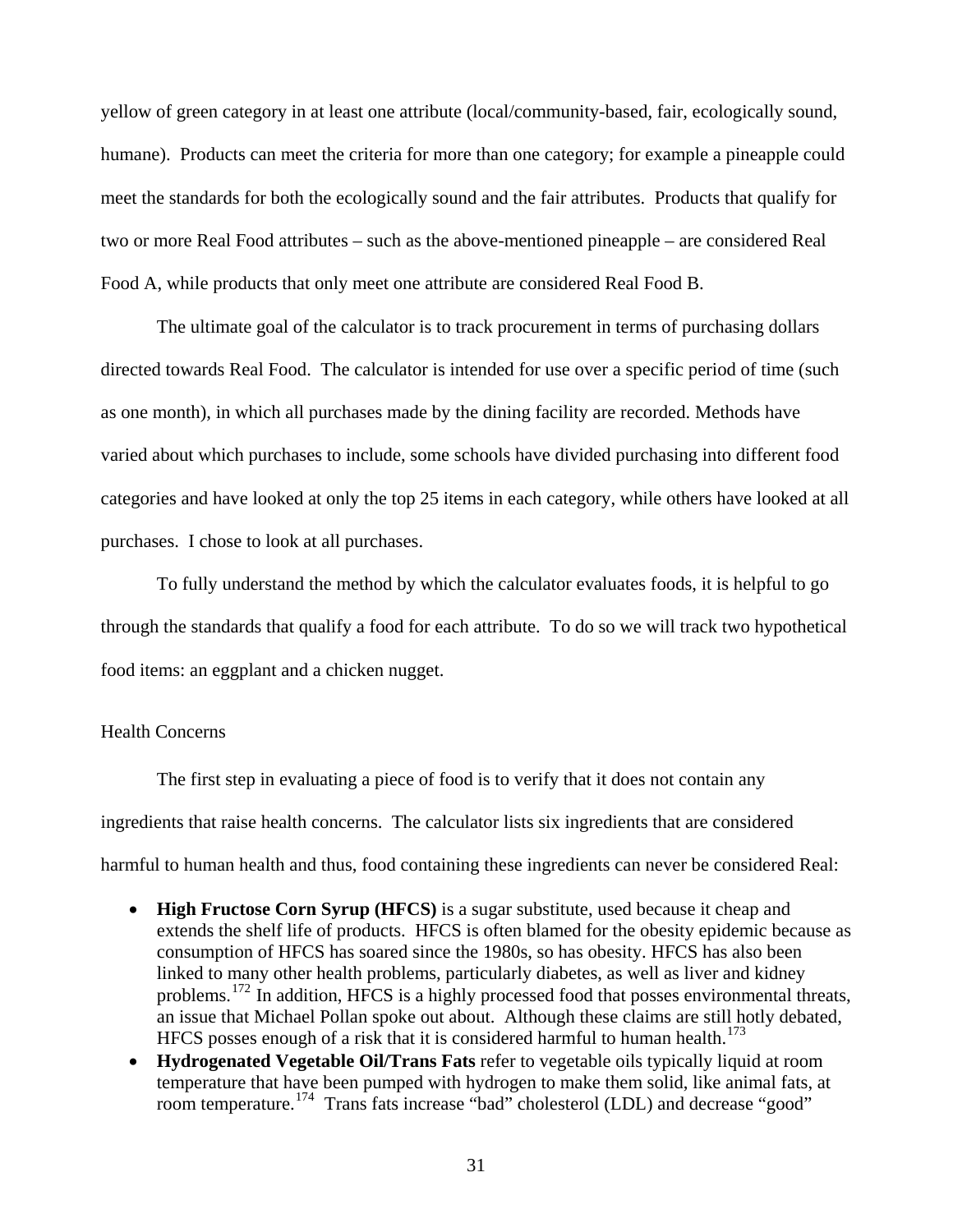yellow of green category in at least one attribute (local/community-based, fair, ecologically sound, humane). Products can meet the criteria for more than one category; for example a pineapple could meet the standards for both the ecologically sound and the fair attributes. Products that qualify for two or more Real Food attributes – such as the above-mentioned pineapple – are considered Real Food A, while products that only meet one attribute are considered Real Food B.

The ultimate goal of the calculator is to track procurement in terms of purchasing dollars directed towards Real Food. The calculator is intended for use over a specific period of time (such as one month), in which all purchases made by the dining facility are recorded. Methods have varied about which purchases to include, some schools have divided purchasing into different food categories and have looked at only the top 25 items in each category, while others have looked at all purchases. I chose to look at all purchases.

To fully understand the method by which the calculator evaluates foods, it is helpful to go through the standards that qualify a food for each attribute. To do so we will track two hypothetical food items: an eggplant and a chicken nugget.

### Health Concerns

The first step in evaluating a piece of food is to verify that it does not contain any ingredients that raise health concerns. The calculator lists six ingredients that are considered harmful to human health and thus, food containing these ingredients can never be considered Real:

- **High Fructose Corn Syrup (HFCS)** is a sugar substitute, used because it cheap and extends the shelf life of products. HFCS is often blamed for the obesity epidemic because as consumption of HFCS has soared since the 1980s, so has obesity. HFCS has also been linked to many other health problems, particularly diabetes, as well as liver and kidney problems.[172] In addition, HFCS is a highly processed food that posses environmental threats, an issue that Michael Pollan spoke out about. Although these claims are still hotly debated, HFCS posses enough of a risk that it is considered harmful to human health.[173]
- **Hydrogenated Vegetable Oil/Trans Fats** refer to vegetable oils typically liquid at room temperature that have been pumped with hydrogen to make them solid, like animal fats, at room temperature.[174] Trans fats increase "bad" cholesterol (LDL) and decrease "good"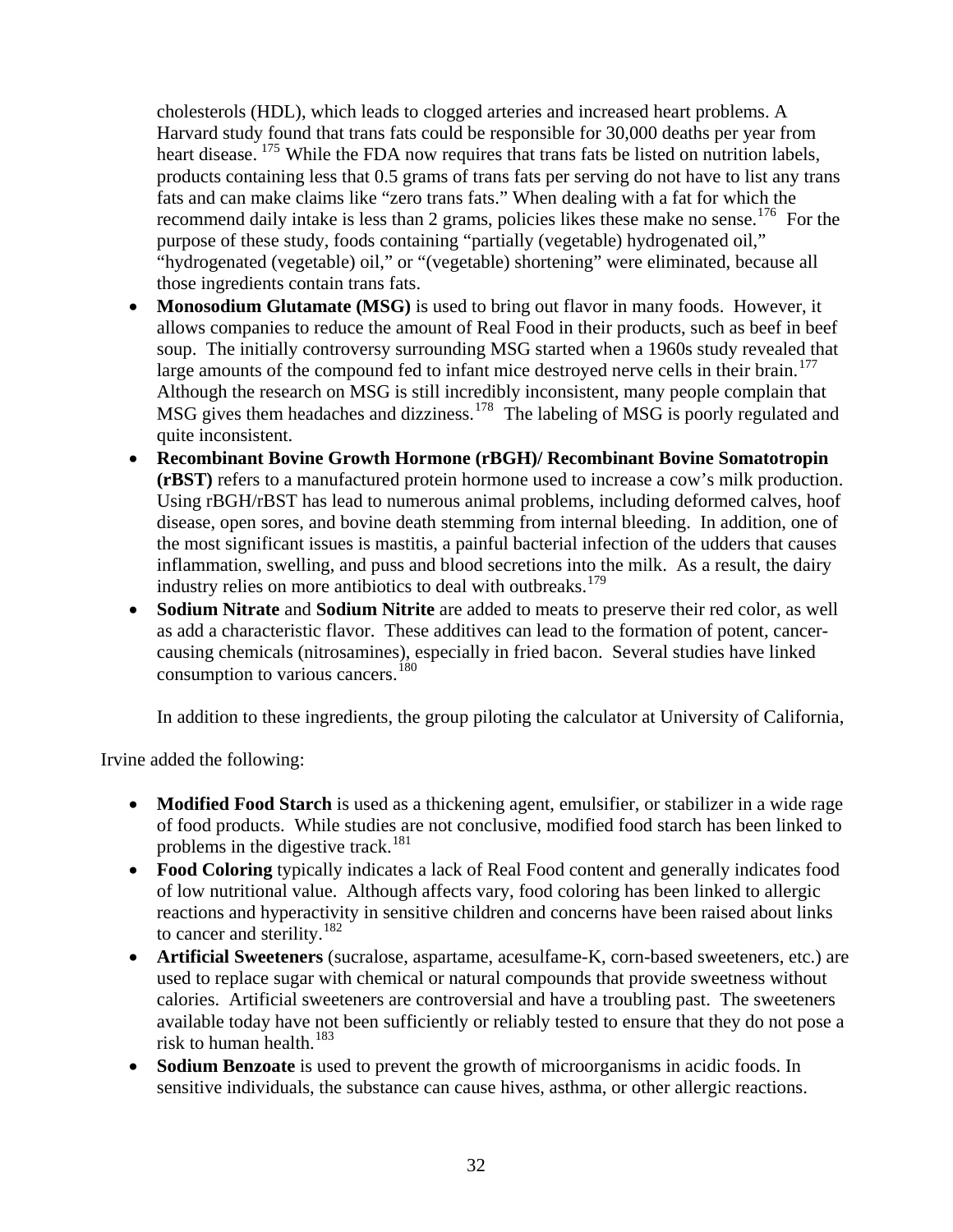cholesterols (HDL), which leads to clogged arteries and increased heart problems. A Harvard study found that trans fats could be responsible for 30,000 deaths per year from heart disease.[175] While the FDA now requires that trans fats be listed on nutrition labels, products containing less that 0.5 grams of trans fats per serving do not have to list any trans fats and can make claims like "zero trans fats." When dealing with a fat for which the recommend daily intake is less than 2 grams, policies likes these make no sense.[176] For the purpose of these study, foods containing "partially (vegetable) hydrogenated oil," "hydrogenated (vegetable) oil," or "(vegetable) shortening" were eliminated, because all those ingredients contain trans fats.

- **Monosodium Glutamate (MSG)** is used to bring out flavor in many foods. However, it allows companies to reduce the amount of Real Food in their products, such as beef in beef soup. The initially controversy surrounding MSG started when a 1960s study revealed that large amounts of the compound fed to infant mice destroyed nerve cells in their brain.[177] Although the research on MSG is still incredibly inconsistent, many people complain that MSG gives them headaches and dizziness.[178] The labeling of MSG is poorly regulated and quite inconsistent.
- **Recombinant Bovine Growth Hormone (rBGH)/ Recombinant Bovine Somatotropin (rBST)** refers to a manufactured protein hormone used to increase a cow's milk production. Using rBGH/rBST has lead to numerous animal problems, including deformed calves, hoof disease, open sores, and bovine death stemming from internal bleeding. In addition, one of the most significant issues is mastitis, a painful bacterial infection of the udders that causes inflammation, swelling, and puss and blood secretions into the milk. As a result, the dairy industry relies on more antibiotics to deal with outbreaks.[179]
- **Sodium Nitrate** and **Sodium Nitrite** are added to meats to preserve their red color, as well as add a characteristic flavor. These additives can lead to the formation of potent, cancer-causing chemicals (nitrosamines), especially in fried bacon. Several studies have linked consumption to various cancers.[180]

In addition to these ingredients, the group piloting the calculator at University of California, Irvine added the following:

- **Modified Food Starch** is used as a thickening agent, emulsifier, or stabilizer in a wide rage of food products. While studies are not conclusive, modified food starch has been linked to problems in the digestive track.[181]
- **Food Coloring** typically indicates a lack of Real Food content and generally indicates food of low nutritional value. Although affects vary, food coloring has been linked to allergic reactions and hyperactivity in sensitive children and concerns have been raised about links to cancer and sterility.[182]
- **Artificial Sweeteners** (sucralose, aspartame, acesulfame-K, corn-based sweeteners, etc.) are used to replace sugar with chemical or natural compounds that provide sweetness without calories. Artificial sweeteners are controversial and have a troubling past. The sweeteners available today have not been sufficiently or reliably tested to ensure that they do not pose a risk to human health.[183]
- **Sodium Benzoate** is used to prevent the growth of microorganisms in acidic foods. In sensitive individuals, the substance can cause hives, asthma, or other allergic reactions.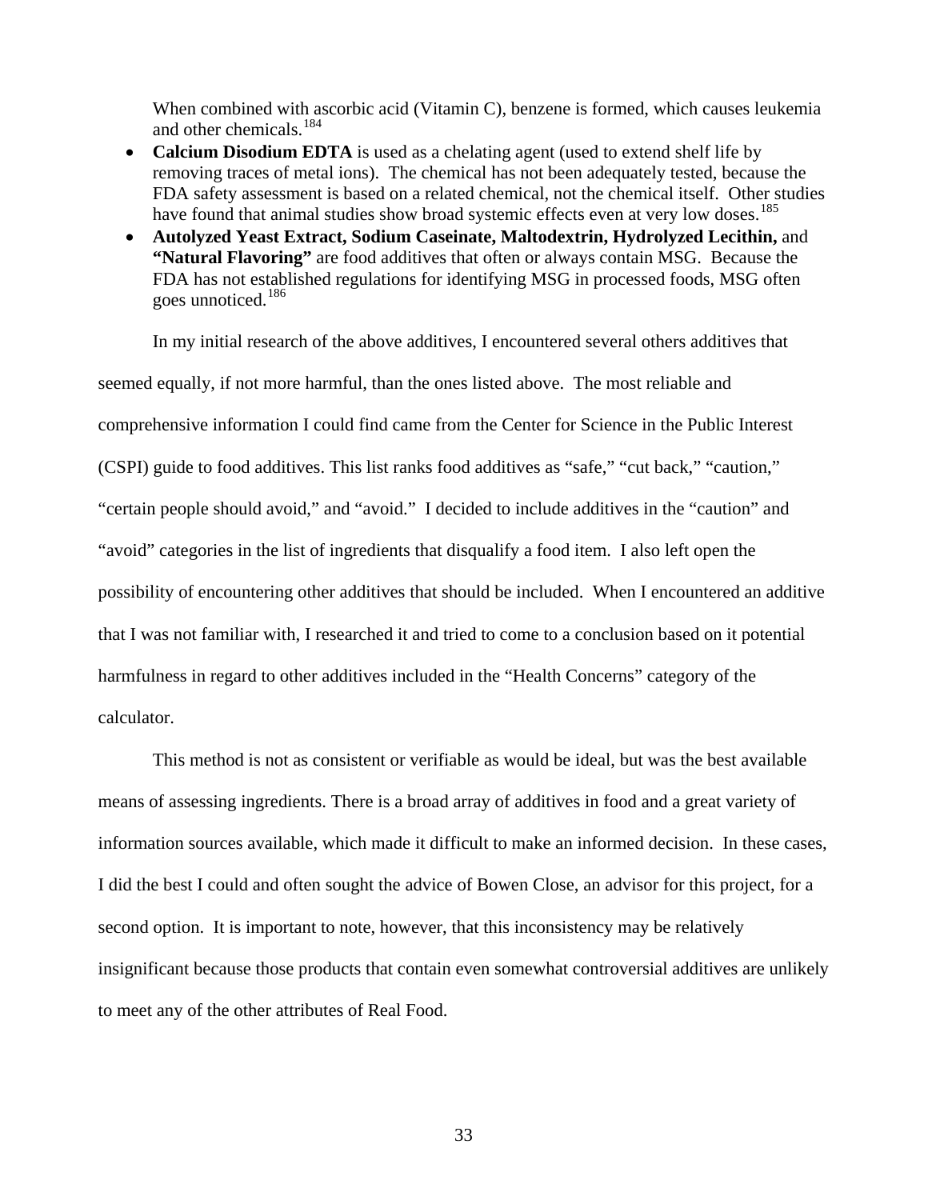When combined with ascorbic acid (Vitamin C), benzene is formed, which causes leukemia and other chemicals.[184]

- **Calcium Disodium EDTA** is used as a chelating agent (used to extend shelf life by removing traces of metal ions). The chemical has not been adequately tested, because the FDA safety assessment is based on a related chemical, not the chemical itself. Other studies have found that animal studies show broad systemic effects even at very low doses.[185]
- **Autolyzed Yeast Extract, Sodium Caseinate, Maltodextrin, Hydrolyzed Lecithin,** and **"Natural Flavoring"** are food additives that often or always contain MSG. Because the FDA has not established regulations for identifying MSG in processed foods, MSG often goes unnoticed.[186]

In my initial research of the above additives, I encountered several others additives that seemed equally, if not more harmful, than the ones listed above. The most reliable and comprehensive information I could find came from the Center for Science in the Public Interest (CSPI) guide to food additives. This list ranks food additives as "safe," "cut back," "caution," "certain people should avoid," and "avoid." I decided to include additives in the "caution" and "avoid" categories in the list of ingredients that disqualify a food item. I also left open the possibility of encountering other additives that should be included. When I encountered an additive that I was not familiar with, I researched it and tried to come to a conclusion based on it potential harmfulness in regard to other additives included in the "Health Concerns" category of the calculator.

This method is not as consistent or verifiable as would be ideal, but was the best available means of assessing ingredients. There is a broad array of additives in food and a great variety of information sources available, which made it difficult to make an informed decision. In these cases, I did the best I could and often sought the advice of Bowen Close, an advisor for this project, for a second option. It is important to note, however, that this inconsistency may be relatively insignificant because those products that contain even somewhat controversial additives are unlikely to meet any of the other attributes of Real Food.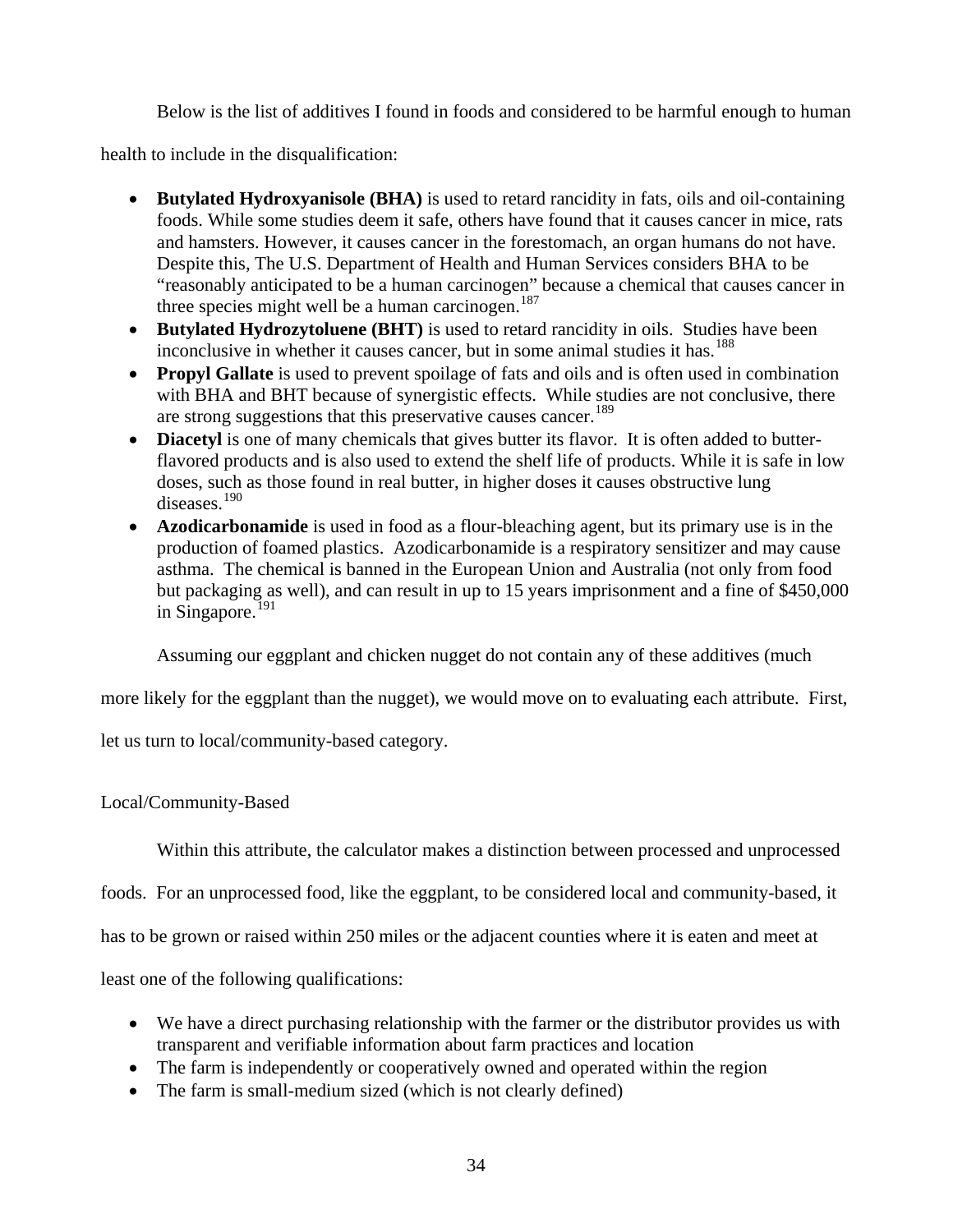Below is the list of additives I found in foods and considered to be harmful enough to human health to include in the disqualification:

- **Butylated Hydroxyanisole (BHA)** is used to retard rancidity in fats, oils and oil-containing foods. While some studies deem it safe, others have found that it causes cancer in mice, rats and hamsters. However, it causes cancer in the forestomach, an organ humans do not have. Despite this, The U.S. Department of Health and Human Services considers BHA to be "reasonably anticipated to be a human carcinogen" because a chemical that causes cancer in three species might well be a human carcinogen.[187]
- **Butylated Hydrozytoluene (BHT)** is used to retard rancidity in oils. Studies have been inconclusive in whether it causes cancer, but in some animal studies it has.[188]
- **Propyl Gallate** is used to prevent spoilage of fats and oils and is often used in combination with BHA and BHT because of synergistic effects. While studies are not conclusive, there are strong suggestions that this preservative causes cancer.[189]
- **Diacetyl** is one of many chemicals that gives butter its flavor. It is often added to butter-flavored products and is also used to extend the shelf life of products. While it is safe in low doses, such as those found in real butter, in higher doses it causes obstructive lung diseases.[190]
- **Azodicarbonamide** is used in food as a flour-bleaching agent, but its primary use is in the production of foamed plastics. Azodicarbonamide is a respiratory sensitizer and may cause asthma. The chemical is banned in the European Union and Australia (not only from food but packaging as well), and can result in up to 15 years imprisonment and a fine of $450,000 in Singapore.[191]

Assuming our eggplant and chicken nugget do not contain any of these additives (much more likely for the eggplant than the nugget), we would move on to evaluating each attribute. First, let us turn to local/community-based category.

### Local/Community-Based

Within this attribute, the calculator makes a distinction between processed and unprocessed foods. For an unprocessed food, like the eggplant, to be considered local and community-based, it has to be grown or raised within 250 miles or the adjacent counties where it is eaten and meet at least one of the following qualifications:

- We have a direct purchasing relationship with the farmer or the distributor provides us with transparent and verifiable information about farm practices and location
- The farm is independently or cooperatively owned and operated within the region
- The farm is small-medium sized (which is not clearly defined)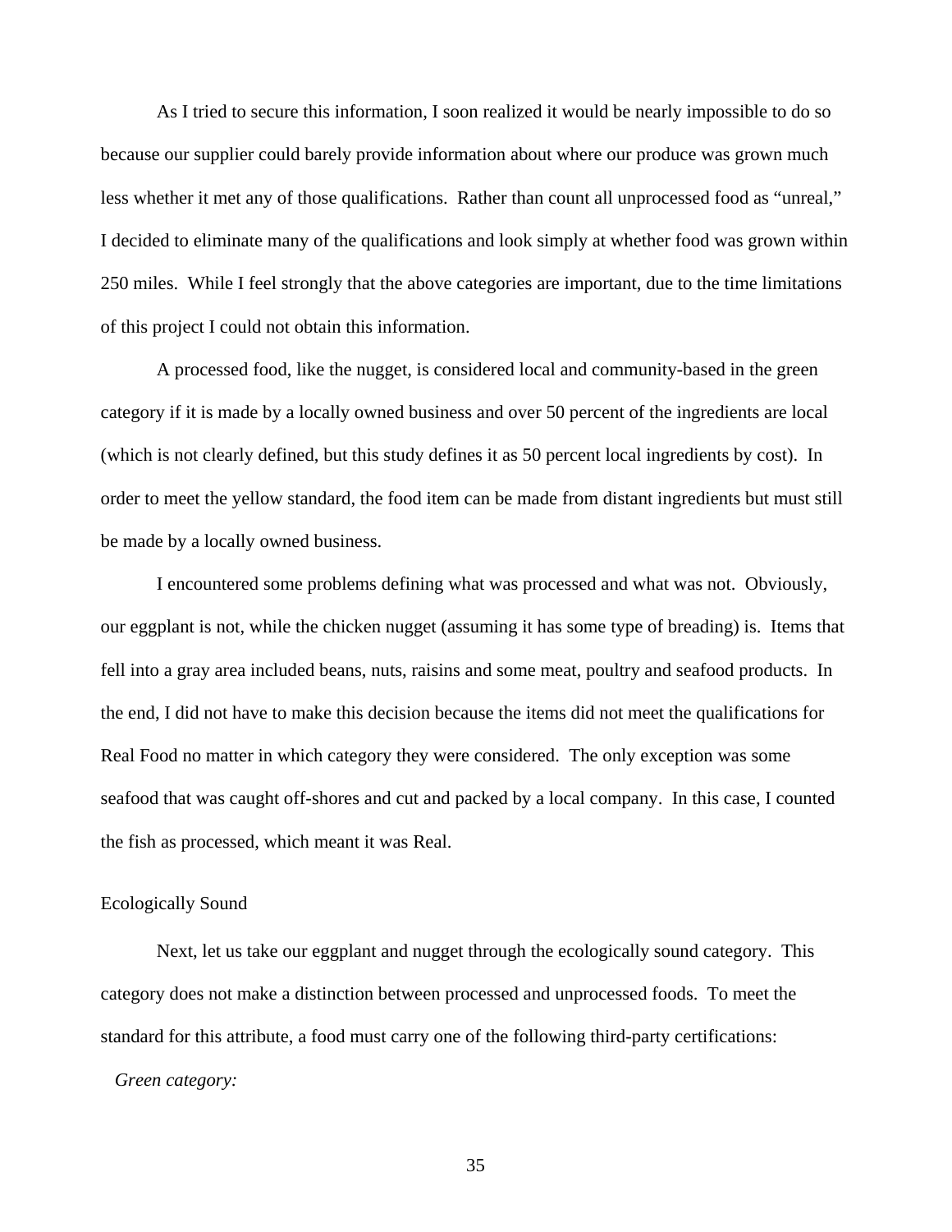As I tried to secure this information, I soon realized it would be nearly impossible to do so because our supplier could barely provide information about where our produce was grown much less whether it met any of those qualifications. Rather than count all unprocessed food as "unreal," I decided to eliminate many of the qualifications and look simply at whether food was grown within 250 miles. While I feel strongly that the above categories are important, due to the time limitations of this project I could not obtain this information.

A processed food, like the nugget, is considered local and community-based in the green category if it is made by a locally owned business and over 50 percent of the ingredients are local (which is not clearly defined, but this study defines it as 50 percent local ingredients by cost). In order to meet the yellow standard, the food item can be made from distant ingredients but must still be made by a locally owned business.

I encountered some problems defining what was processed and what was not. Obviously, our eggplant is not, while the chicken nugget (assuming it has some type of breading) is. Items that fell into a gray area included beans, nuts, raisins and some meat, poultry and seafood products. In the end, I did not have to make this decision because the items did not meet the qualifications for Real Food no matter in which category they were considered. The only exception was some seafood that was caught off-shores and cut and packed by a local company. In this case, I counted the fish as processed, which meant it was Real.

Ecologically Sound

Next, let us take our eggplant and nugget through the ecologically sound category. This category does not make a distinction between processed and unprocessed foods. To meet the standard for this attribute, a food must carry one of the following third-party certifications:

*Green category:*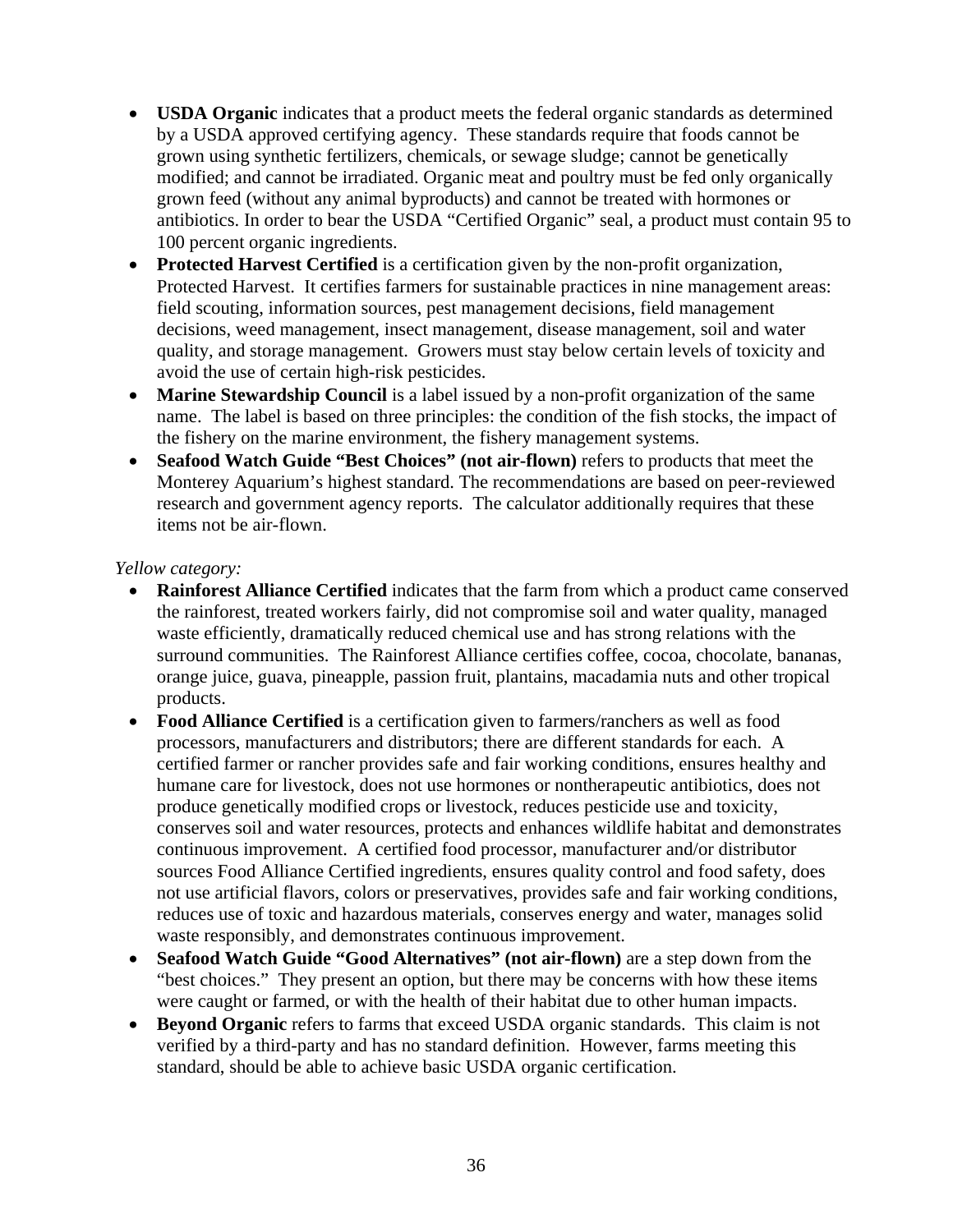- **USDA Organic** indicates that a product meets the federal organic standards as determined by a USDA approved certifying agency. These standards require that foods cannot be grown using synthetic fertilizers, chemicals, or sewage sludge; cannot be genetically modified; and cannot be irradiated. Organic meat and poultry must be fed only organically grown feed (without any animal byproducts) and cannot be treated with hormones or antibiotics. In order to bear the USDA "Certified Organic" seal, a product must contain 95 to 100 percent organic ingredients.
- **Protected Harvest Certified** is a certification given by the non-profit organization, Protected Harvest. It certifies farmers for sustainable practices in nine management areas: field scouting, information sources, pest management decisions, field management decisions, weed management, insect management, disease management, soil and water quality, and storage management. Growers must stay below certain levels of toxicity and avoid the use of certain high-risk pesticides.
- **Marine Stewardship Council** is a label issued by a non-profit organization of the same name. The label is based on three principles: the condition of the fish stocks, the impact of the fishery on the marine environment, the fishery management systems.
- **Seafood Watch Guide "Best Choices" (not air-flown)** refers to products that meet the Monterey Aquarium's highest standard. The recommendations are based on peer-reviewed research and government agency reports. The calculator additionally requires that these items not be air-flown.

*Yellow category:*

- **Rainforest Alliance Certified** indicates that the farm from which a product came conserved the rainforest, treated workers fairly, did not compromise soil and water quality, managed waste efficiently, dramatically reduced chemical use and has strong relations with the surround communities. The Rainforest Alliance certifies coffee, cocoa, chocolate, bananas, orange juice, guava, pineapple, passion fruit, plantains, macadamia nuts and other tropical products.
- **Food Alliance Certified** is a certification given to farmers/ranchers as well as food processors, manufacturers and distributors; there are different standards for each. A certified farmer or rancher provides safe and fair working conditions, ensures healthy and humane care for livestock, does not use hormones or nontherapeutic antibiotics, does not produce genetically modified crops or livestock, reduces pesticide use and toxicity, conserves soil and water resources, protects and enhances wildlife habitat and demonstrates continuous improvement. A certified food processor, manufacturer and/or distributor sources Food Alliance Certified ingredients, ensures quality control and food safety, does not use artificial flavors, colors or preservatives, provides safe and fair working conditions, reduces use of toxic and hazardous materials, conserves energy and water, manages solid waste responsibly, and demonstrates continuous improvement.
- **Seafood Watch Guide "Good Alternatives" (not air-flown)** are a step down from the "best choices." They present an option, but there may be concerns with how these items were caught or farmed, or with the health of their habitat due to other human impacts.
- **Beyond Organic** refers to farms that exceed USDA organic standards. This claim is not verified by a third-party and has no standard definition. However, farms meeting this standard, should be able to achieve basic USDA organic certification.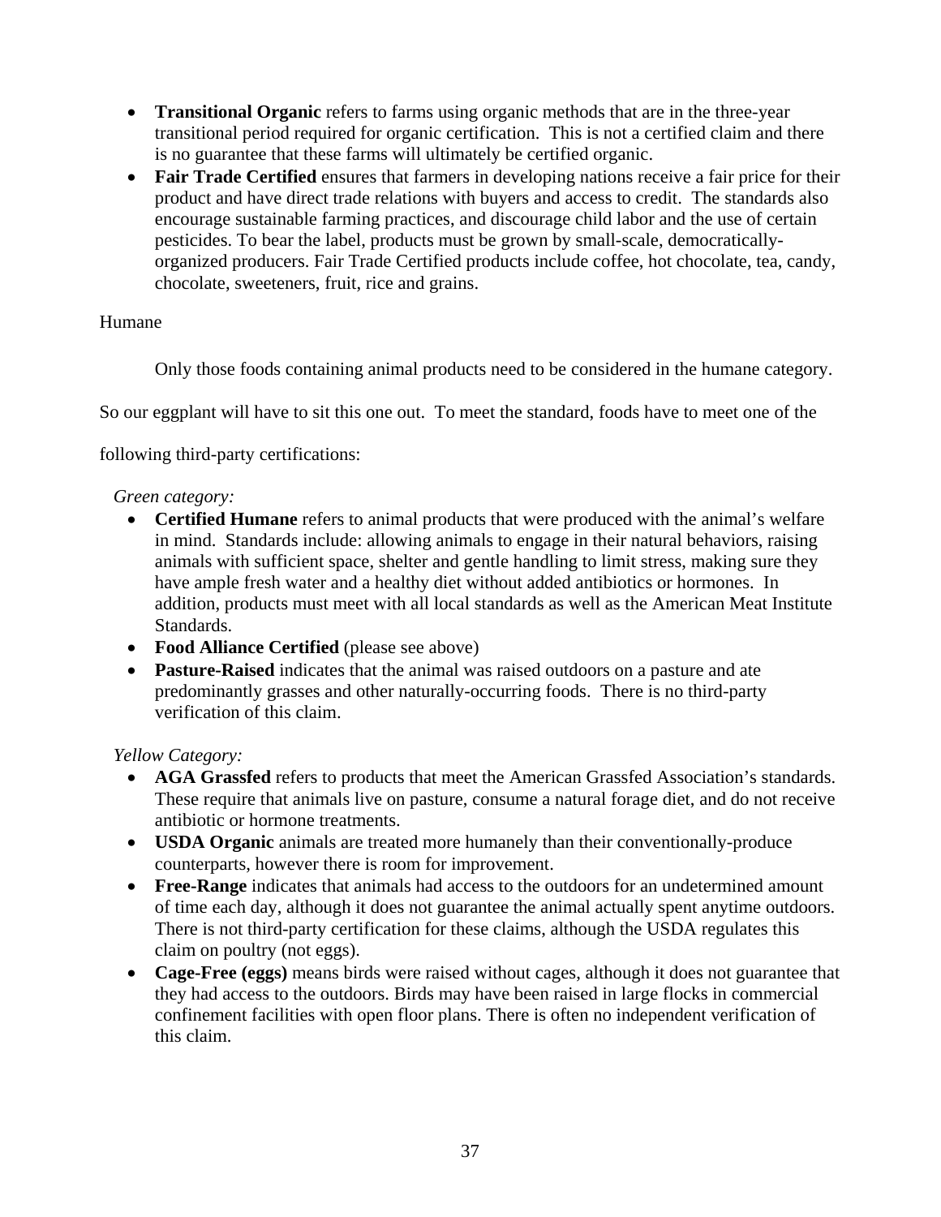- **Transitional Organic** refers to farms using organic methods that are in the three-year transitional period required for organic certification. This is not a certified claim and there is no guarantee that these farms will ultimately be certified organic.
- **Fair Trade Certified** ensures that farmers in developing nations receive a fair price for their product and have direct trade relations with buyers and access to credit. The standards also encourage sustainable farming practices, and discourage child labor and the use of certain pesticides. To bear the label, products must be grown by small-scale, democratically-organized producers. Fair Trade Certified products include coffee, hot chocolate, tea, candy, chocolate, sweeteners, fruit, rice and grains.

Humane

Only those foods containing animal products need to be considered in the humane category. So our eggplant will have to sit this one out. To meet the standard, foods have to meet one of the following third-party certifications:

*Green category:*

- **Certified Humane** refers to animal products that were produced with the animal's welfare in mind. Standards include: allowing animals to engage in their natural behaviors, raising animals with sufficient space, shelter and gentle handling to limit stress, making sure they have ample fresh water and a healthy diet without added antibiotics or hormones. In addition, products must meet with all local standards as well as the American Meat Institute Standards.
- **Food Alliance Certified** (please see above)
- **Pasture-Raised** indicates that the animal was raised outdoors on a pasture and ate predominantly grasses and other naturally-occurring foods. There is no third-party verification of this claim.

*Yellow Category:*

- **AGA Grassfed** refers to products that meet the American Grassfed Association's standards. These require that animals live on pasture, consume a natural forage diet, and do not receive antibiotic or hormone treatments.
- **USDA Organic** animals are treated more humanely than their conventionally-produce counterparts, however there is room for improvement.
- **Free-Range** indicates that animals had access to the outdoors for an undetermined amount of time each day, although it does not guarantee the animal actually spent anytime outdoors. There is not third-party certification for these claims, although the USDA regulates this claim on poultry (not eggs).
- **Cage-Free (eggs)** means birds were raised without cages, although it does not guarantee that they had access to the outdoors. Birds may have been raised in large flocks in commercial confinement facilities with open floor plans. There is often no independent verification of this claim.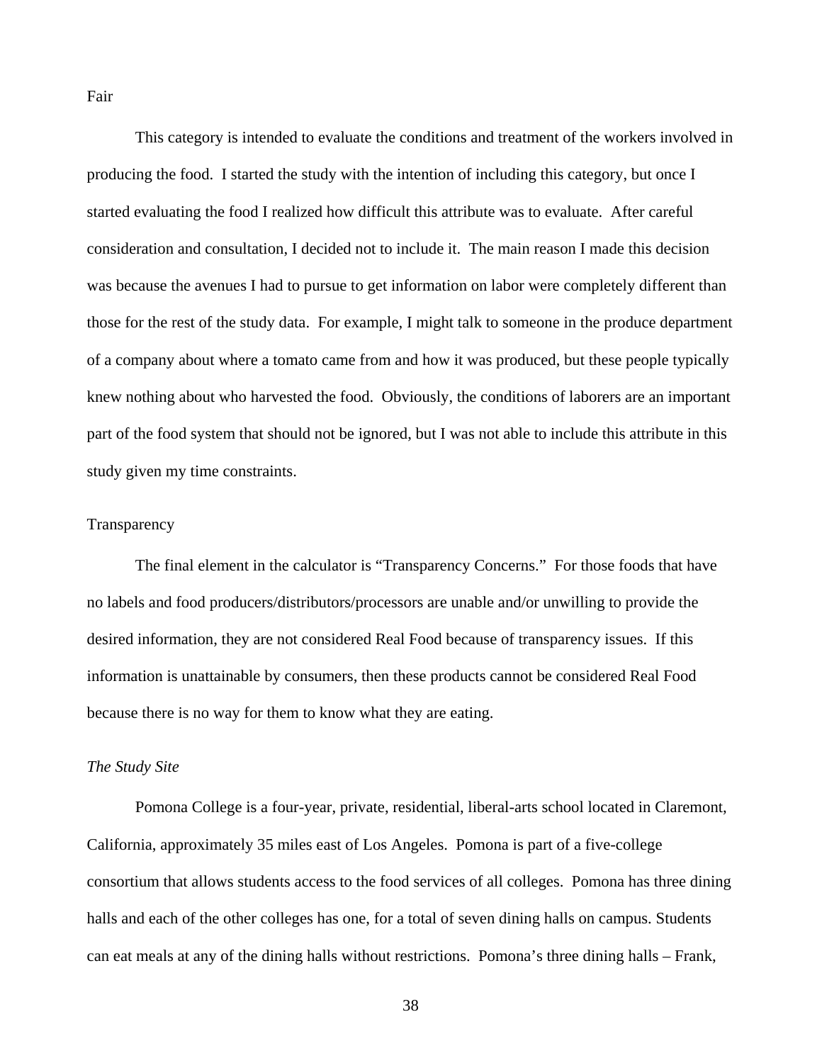Fair

This category is intended to evaluate the conditions and treatment of the workers involved in producing the food. I started the study with the intention of including this category, but once I started evaluating the food I realized how difficult this attribute was to evaluate. After careful consideration and consultation, I decided not to include it. The main reason I made this decision was because the avenues I had to pursue to get information on labor were completely different than those for the rest of the study data. For example, I might talk to someone in the produce department of a company about where a tomato came from and how it was produced, but these people typically knew nothing about who harvested the food. Obviously, the conditions of laborers are an important part of the food system that should not be ignored, but I was not able to include this attribute in this study given my time constraints.

Transparency

The final element in the calculator is "Transparency Concerns." For those foods that have no labels and food producers/distributors/processors are unable and/or unwilling to provide the desired information, they are not considered Real Food because of transparency issues. If this information is unattainable by consumers, then these products cannot be considered Real Food because there is no way for them to know what they are eating.

*The Study Site*

Pomona College is a four-year, private, residential, liberal-arts school located in Claremont, California, approximately 35 miles east of Los Angeles. Pomona is part of a five-college consortium that allows students access to the food services of all colleges. Pomona has three dining halls and each of the other colleges has one, for a total of seven dining halls on campus. Students can eat meals at any of the dining halls without restrictions. Pomona's three dining halls – Frank,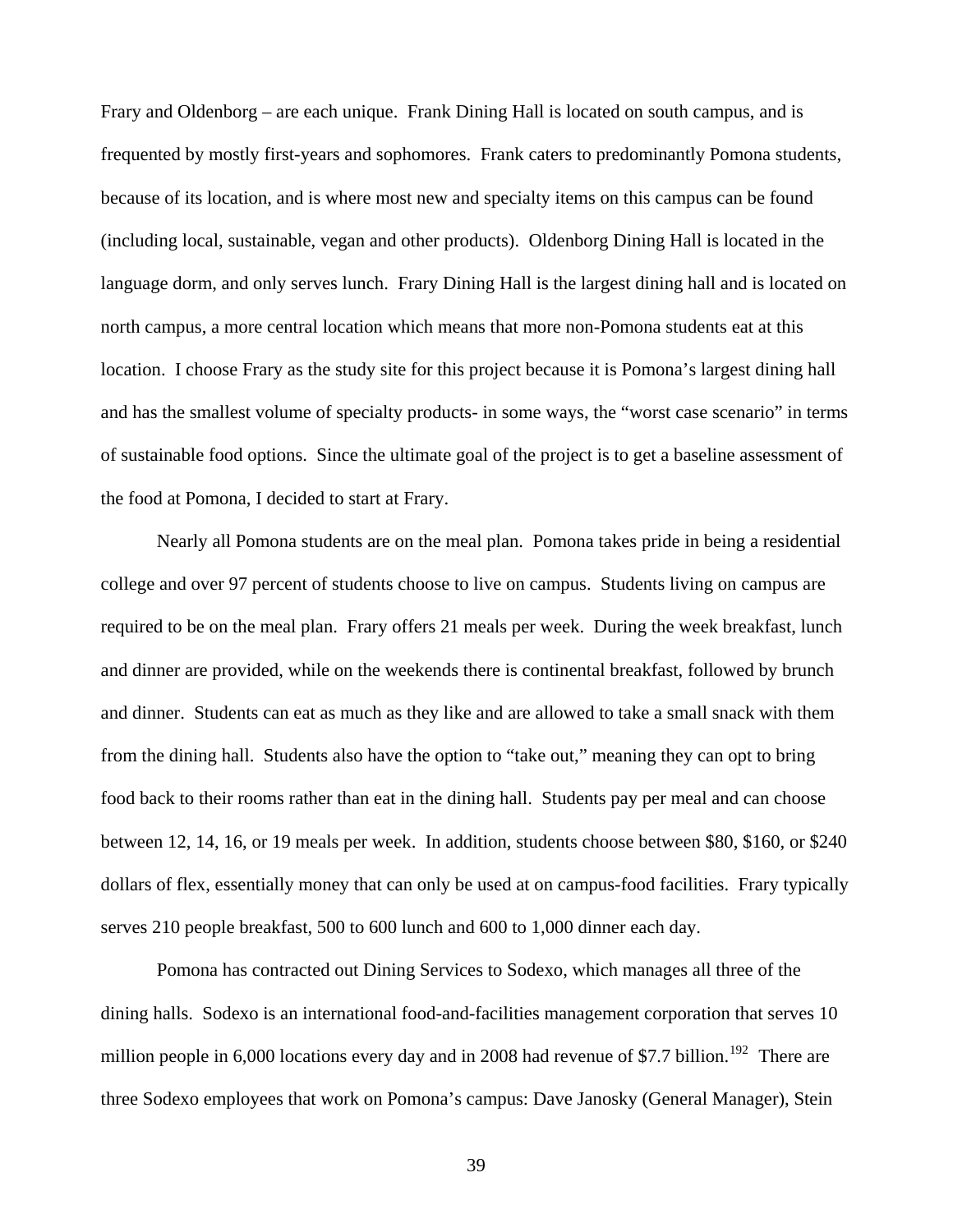Frary and Oldenborg – are each unique. Frank Dining Hall is located on south campus, and is frequented by mostly first-years and sophomores. Frank caters to predominantly Pomona students, because of its location, and is where most new and specialty items on this campus can be found (including local, sustainable, vegan and other products). Oldenborg Dining Hall is located in the language dorm, and only serves lunch. Frary Dining Hall is the largest dining hall and is located on north campus, a more central location which means that more non-Pomona students eat at this location. I choose Frary as the study site for this project because it is Pomona's largest dining hall and has the smallest volume of specialty products- in some ways, the "worst case scenario" in terms of sustainable food options. Since the ultimate goal of the project is to get a baseline assessment of the food at Pomona, I decided to start at Frary.

Nearly all Pomona students are on the meal plan. Pomona takes pride in being a residential college and over 97 percent of students choose to live on campus. Students living on campus are required to be on the meal plan. Frary offers 21 meals per week. During the week breakfast, lunch and dinner are provided, while on the weekends there is continental breakfast, followed by brunch and dinner. Students can eat as much as they like and are allowed to take a small snack with them from the dining hall. Students also have the option to "take out," meaning they can opt to bring food back to their rooms rather than eat in the dining hall. Students pay per meal and can choose between 12, 14, 16, or 19 meals per week. In addition, students choose between $80, $160, or $240 dollars of flex, essentially money that can only be used at on campus-food facilities. Frary typically serves 210 people breakfast, 500 to 600 lunch and 600 to 1,000 dinner each day.

Pomona has contracted out Dining Services to Sodexo, which manages all three of the dining halls. Sodexo is an international food-and-facilities management corporation that serves 10 million people in 6,000 locations every day and in 2008 had revenue of $7.7 billion.[192] There are three Sodexo employees that work on Pomona's campus: Dave Janosky (General Manager), Stein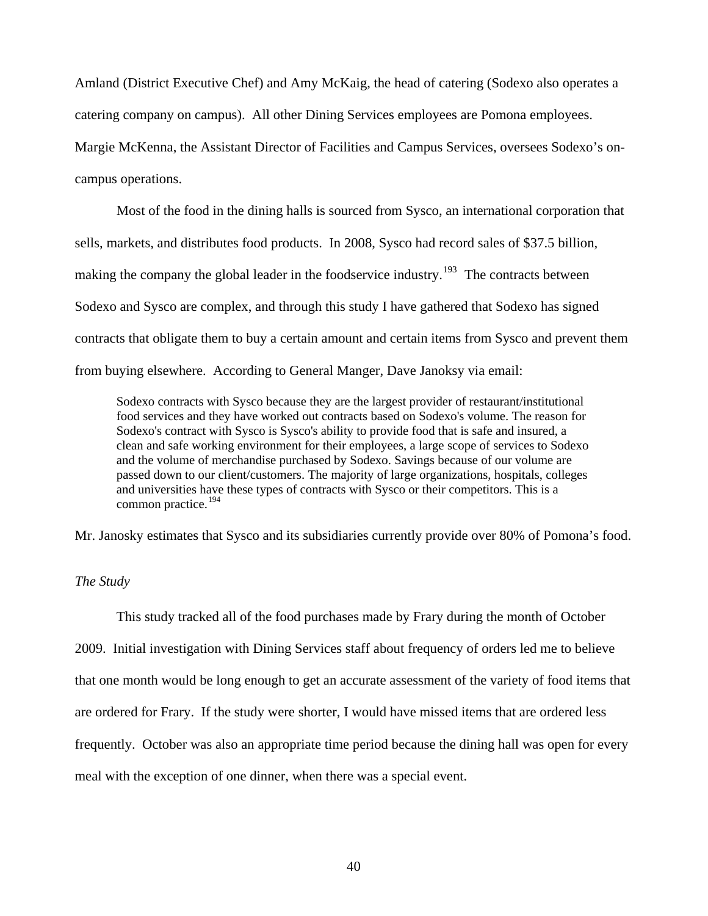Amland (District Executive Chef) and Amy McKaig, the head of catering (Sodexo also operates a catering company on campus). All other Dining Services employees are Pomona employees. Margie McKenna, the Assistant Director of Facilities and Campus Services, oversees Sodexo's on-campus operations.

Most of the food in the dining halls is sourced from Sysco, an international corporation that sells, markets, and distributes food products. In 2008, Sysco had record sales of $37.5 billion, making the company the global leader in the foodservice industry.[193] The contracts between Sodexo and Sysco are complex, and through this study I have gathered that Sodexo has signed contracts that obligate them to buy a certain amount and certain items from Sysco and prevent them from buying elsewhere. According to General Manger, Dave Janoksy via email:

> Sodexo contracts with Sysco because they are the largest provider of restaurant/institutional food services and they have worked out contracts based on Sodexo's volume. The reason for Sodexo's contract with Sysco is Sysco's ability to provide food that is safe and insured, a clean and safe working environment for their employees, a large scope of services to Sodexo and the volume of merchandise purchased by Sodexo. Savings because of our volume are passed down to our client/customers. The majority of large organizations, hospitals, colleges and universities have these types of contracts with Sysco or their competitors. This is a common practice.[194]

Mr. Janosky estimates that Sysco and its subsidiaries currently provide over 80% of Pomona's food.

*The Study*

This study tracked all of the food purchases made by Frary during the month of October 2009. Initial investigation with Dining Services staff about frequency of orders led me to believe that one month would be long enough to get an accurate assessment of the variety of food items that are ordered for Frary. If the study were shorter, I would have missed items that are ordered less frequently. October was also an appropriate time period because the dining hall was open for every meal with the exception of one dinner, when there was a special event.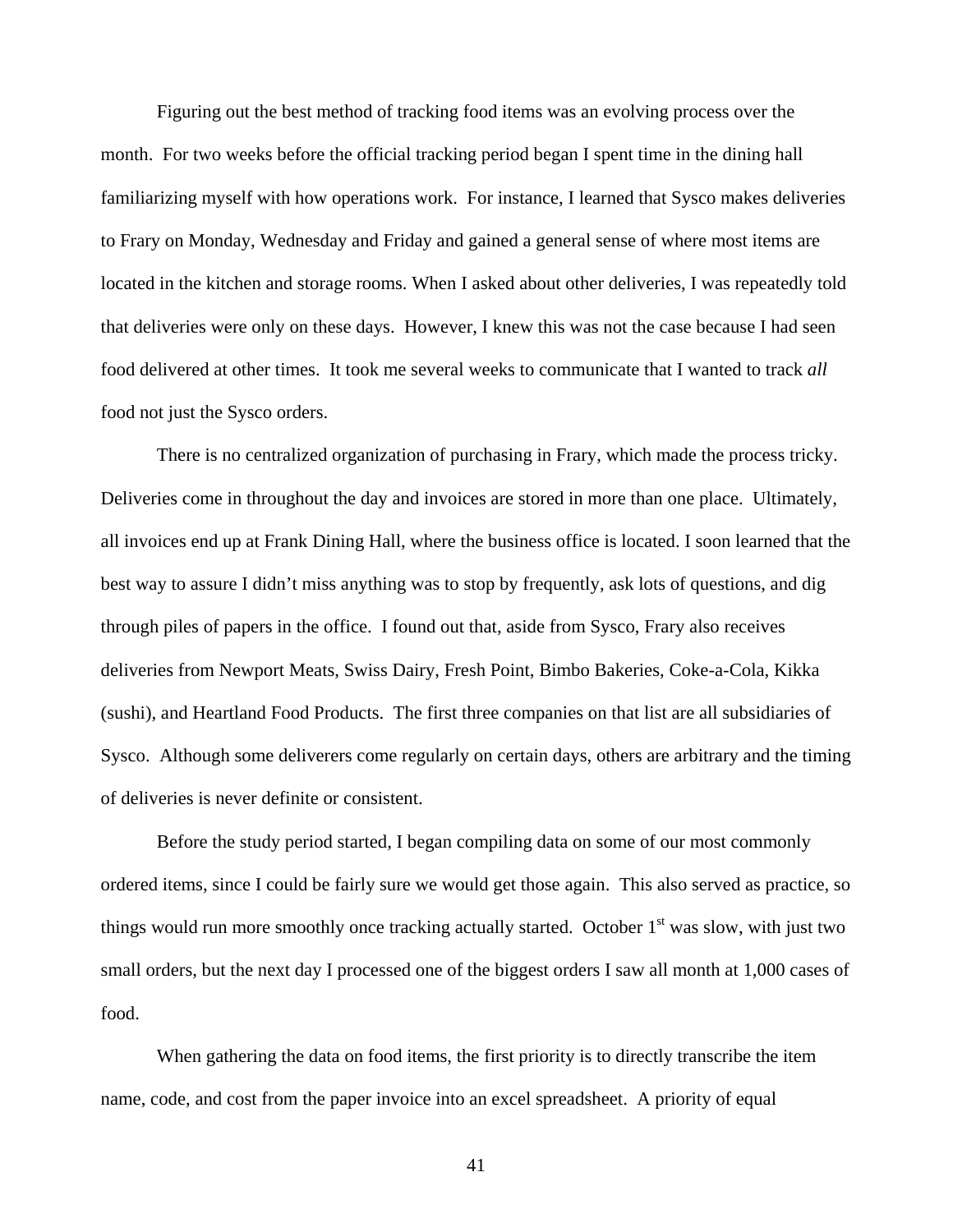Figuring out the best method of tracking food items was an evolving process over the month. For two weeks before the official tracking period began I spent time in the dining hall familiarizing myself with how operations work. For instance, I learned that Sysco makes deliveries to Frary on Monday, Wednesday and Friday and gained a general sense of where most items are located in the kitchen and storage rooms. When I asked about other deliveries, I was repeatedly told that deliveries were only on these days. However, I knew this was not the case because I had seen food delivered at other times. It took me several weeks to communicate that I wanted to track *all* food not just the Sysco orders.

There is no centralized organization of purchasing in Frary, which made the process tricky. Deliveries come in throughout the day and invoices are stored in more than one place. Ultimately, all invoices end up at Frank Dining Hall, where the business office is located. I soon learned that the best way to assure I didn't miss anything was to stop by frequently, ask lots of questions, and dig through piles of papers in the office. I found out that, aside from Sysco, Frary also receives deliveries from Newport Meats, Swiss Dairy, Fresh Point, Bimbo Bakeries, Coke-a-Cola, Kikka (sushi), and Heartland Food Products. The first three companies on that list are all subsidiaries of Sysco. Although some deliverers come regularly on certain days, others are arbitrary and the timing of deliveries is never definite or consistent.

Before the study period started, I began compiling data on some of our most commonly ordered items, since I could be fairly sure we would get those again. This also served as practice, so things would run more smoothly once tracking actually started. October 1st was slow, with just two small orders, but the next day I processed one of the biggest orders I saw all month at 1,000 cases of food.

When gathering the data on food items, the first priority is to directly transcribe the item name, code, and cost from the paper invoice into an excel spreadsheet. A priority of equal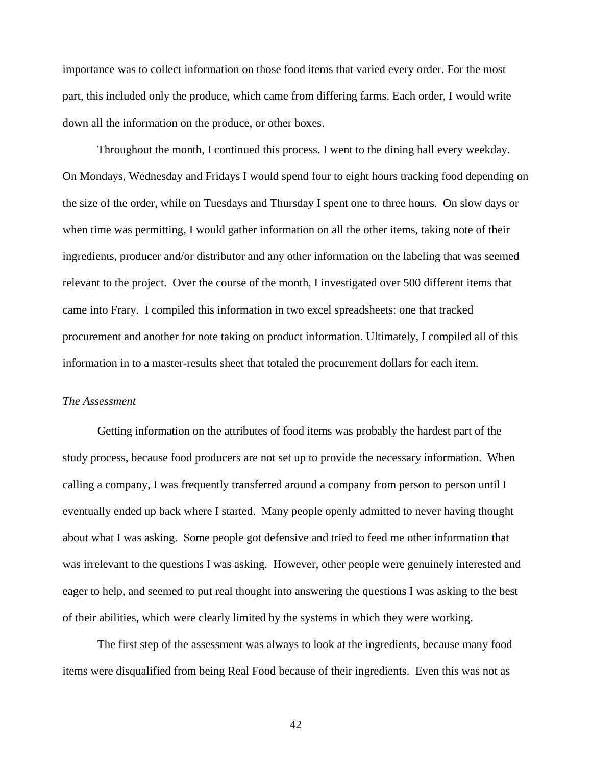importance was to collect information on those food items that varied every order. For the most part, this included only the produce, which came from differing farms. Each order, I would write down all the information on the produce, or other boxes.

Throughout the month, I continued this process. I went to the dining hall every weekday. On Mondays, Wednesday and Fridays I would spend four to eight hours tracking food depending on the size of the order, while on Tuesdays and Thursday I spent one to three hours. On slow days or when time was permitting, I would gather information on all the other items, taking note of their ingredients, producer and/or distributor and any other information on the labeling that was seemed relevant to the project. Over the course of the month, I investigated over 500 different items that came into Frary. I compiled this information in two excel spreadsheets: one that tracked procurement and another for note taking on product information. Ultimately, I compiled all of this information in to a master-results sheet that totaled the procurement dollars for each item.

*The Assessment*

Getting information on the attributes of food items was probably the hardest part of the study process, because food producers are not set up to provide the necessary information. When calling a company, I was frequently transferred around a company from person to person until I eventually ended up back where I started. Many people openly admitted to never having thought about what I was asking. Some people got defensive and tried to feed me other information that was irrelevant to the questions I was asking. However, other people were genuinely interested and eager to help, and seemed to put real thought into answering the questions I was asking to the best of their abilities, which were clearly limited by the systems in which they were working.

The first step of the assessment was always to look at the ingredients, because many food items were disqualified from being Real Food because of their ingredients. Even this was not as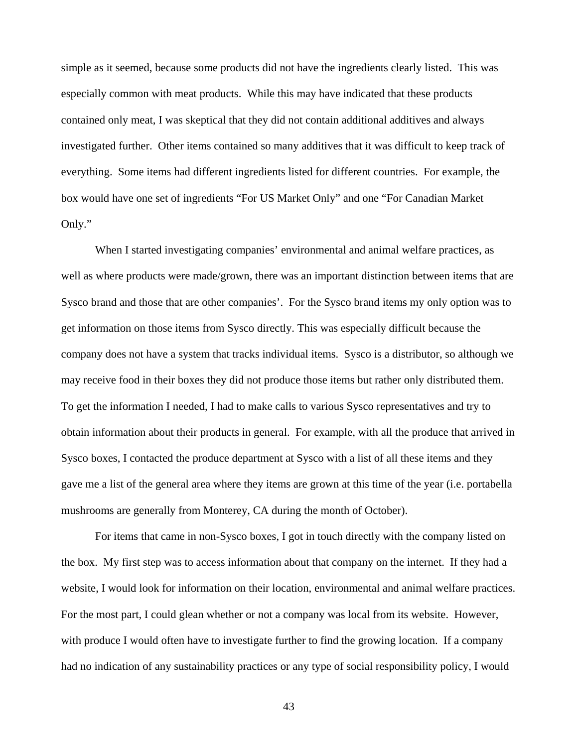simple as it seemed, because some products did not have the ingredients clearly listed. This was especially common with meat products. While this may have indicated that these products contained only meat, I was skeptical that they did not contain additional additives and always investigated further. Other items contained so many additives that it was difficult to keep track of everything. Some items had different ingredients listed for different countries. For example, the box would have one set of ingredients "For US Market Only" and one "For Canadian Market Only."

When I started investigating companies' environmental and animal welfare practices, as well as where products were made/grown, there was an important distinction between items that are Sysco brand and those that are other companies'. For the Sysco brand items my only option was to get information on those items from Sysco directly. This was especially difficult because the company does not have a system that tracks individual items. Sysco is a distributor, so although we may receive food in their boxes they did not produce those items but rather only distributed them. To get the information I needed, I had to make calls to various Sysco representatives and try to obtain information about their products in general. For example, with all the produce that arrived in Sysco boxes, I contacted the produce department at Sysco with a list of all these items and they gave me a list of the general area where they items are grown at this time of the year (i.e. portabella mushrooms are generally from Monterey, CA during the month of October).

For items that came in non-Sysco boxes, I got in touch directly with the company listed on the box. My first step was to access information about that company on the internet. If they had a website, I would look for information on their location, environmental and animal welfare practices. For the most part, I could glean whether or not a company was local from its website. However, with produce I would often have to investigate further to find the growing location. If a company had no indication of any sustainability practices or any type of social responsibility policy, I would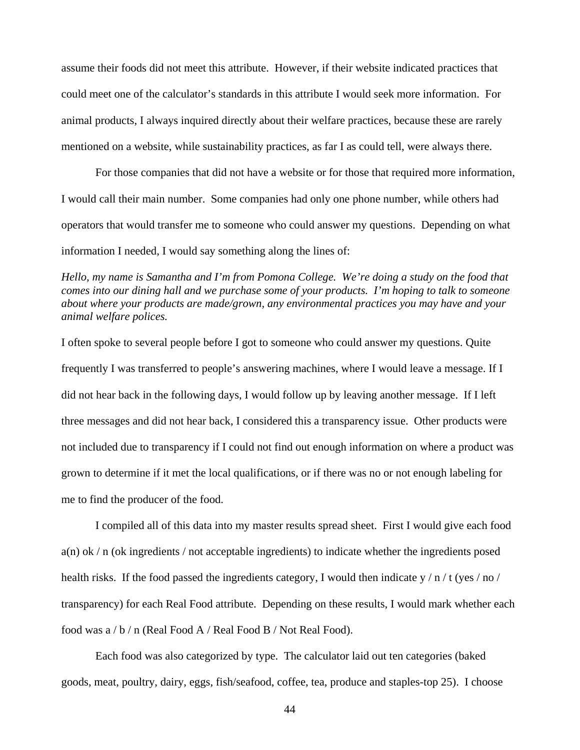assume their foods did not meet this attribute. However, if their website indicated practices that could meet one of the calculator's standards in this attribute I would seek more information. For animal products, I always inquired directly about their welfare practices, because these are rarely mentioned on a website, while sustainability practices, as far I as could tell, were always there.

For those companies that did not have a website or for those that required more information, I would call their main number. Some companies had only one phone number, while others had operators that would transfer me to someone who could answer my questions. Depending on what information I needed, I would say something along the lines of:

*Hello, my name is Samantha and I'm from Pomona College. We're doing a study on the food that comes into our dining hall and we purchase some of your products. I'm hoping to talk to someone about where your products are made/grown, any environmental practices you may have and your animal welfare polices.*

I often spoke to several people before I got to someone who could answer my questions. Quite frequently I was transferred to people's answering machines, where I would leave a message. If I did not hear back in the following days, I would follow up by leaving another message. If I left three messages and did not hear back, I considered this a transparency issue. Other products were not included due to transparency if I could not find out enough information on where a product was grown to determine if it met the local qualifications, or if there was no or not enough labeling for me to find the producer of the food.

I compiled all of this data into my master results spread sheet. First I would give each food a(n) ok / n (ok ingredients / not acceptable ingredients) to indicate whether the ingredients posed health risks. If the food passed the ingredients category, I would then indicate y / n / t (yes / no / transparency) for each Real Food attribute. Depending on these results, I would mark whether each food was a / b / n (Real Food A / Real Food B / Not Real Food).

Each food was also categorized by type. The calculator laid out ten categories (baked goods, meat, poultry, dairy, eggs, fish/seafood, coffee, tea, produce and staples-top 25). I choose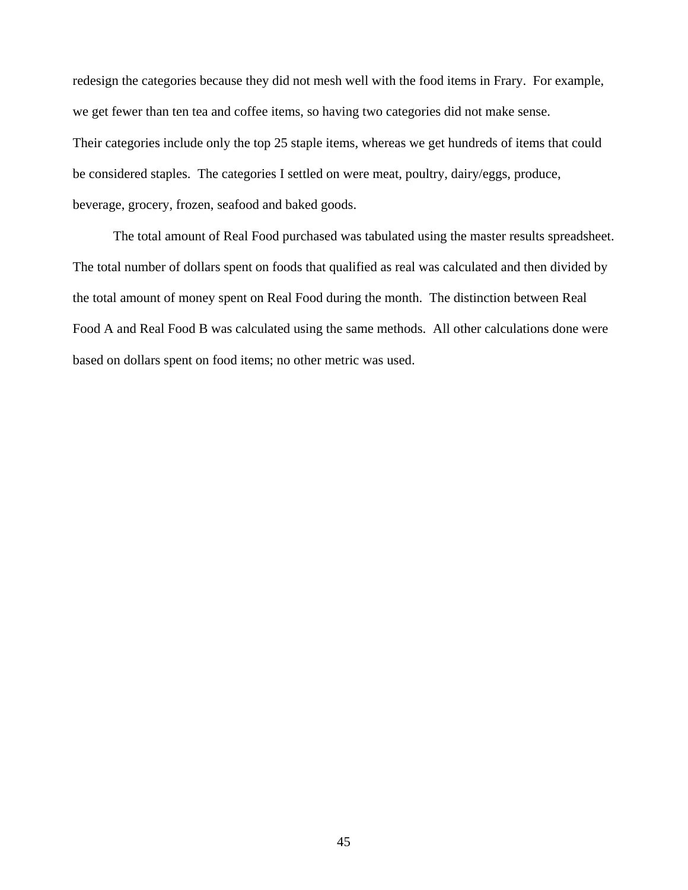redesign the categories because they did not mesh well with the food items in Frary. For example, we get fewer than ten tea and coffee items, so having two categories did not make sense. Their categories include only the top 25 staple items, whereas we get hundreds of items that could be considered staples. The categories I settled on were meat, poultry, dairy/eggs, produce, beverage, grocery, frozen, seafood and baked goods.

The total amount of Real Food purchased was tabulated using the master results spreadsheet. The total number of dollars spent on foods that qualified as real was calculated and then divided by the total amount of money spent on Real Food during the month. The distinction between Real Food A and Real Food B was calculated using the same methods. All other calculations done were based on dollars spent on food items; no other metric was used.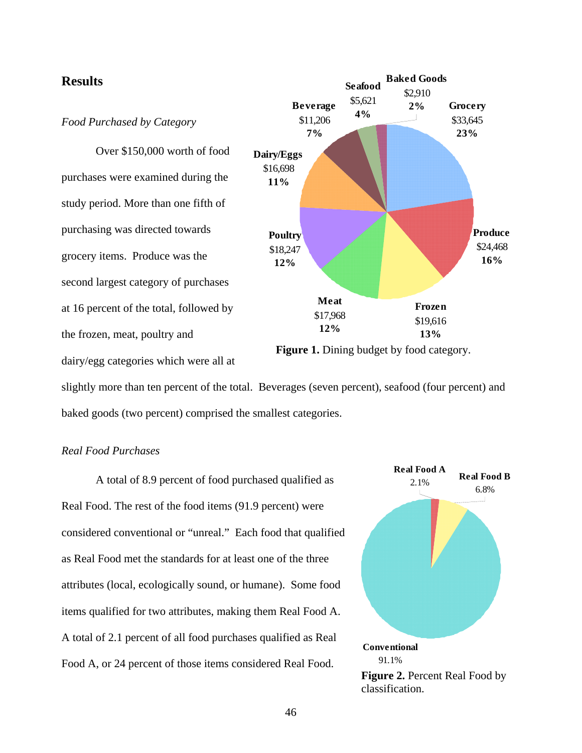## Results

*Food Purchased by Category*

Over $150,000 worth of food purchases were examined during the study period. More than one fifth of purchasing was directed towards grocery items. Produce was the second largest category of purchases at 16 percent of the total, followed by the frozen, meat, poultry and dairy/egg categories which were all at slightly more than ten percent of the total. Beverages (seven percent), seafood (four percent) and baked goods (two percent) comprised the smallest categories.

**Figure 1.** Dining budget by food category.

*Real Food Purchases*

A total of 8.9 percent of food purchased qualified as Real Food. The rest of the food items (91.9 percent) were considered conventional or "unreal." Each food that qualified as Real Food met the standards for at least one of the three attributes (local, ecologically sound, or humane). Some food items qualified for two attributes, making them Real Food A. A total of 2.1 percent of all food purchases qualified as Real Food A, or 24 percent of those items considered Real Food.

**Figure 2.** Percent Real Food by classification.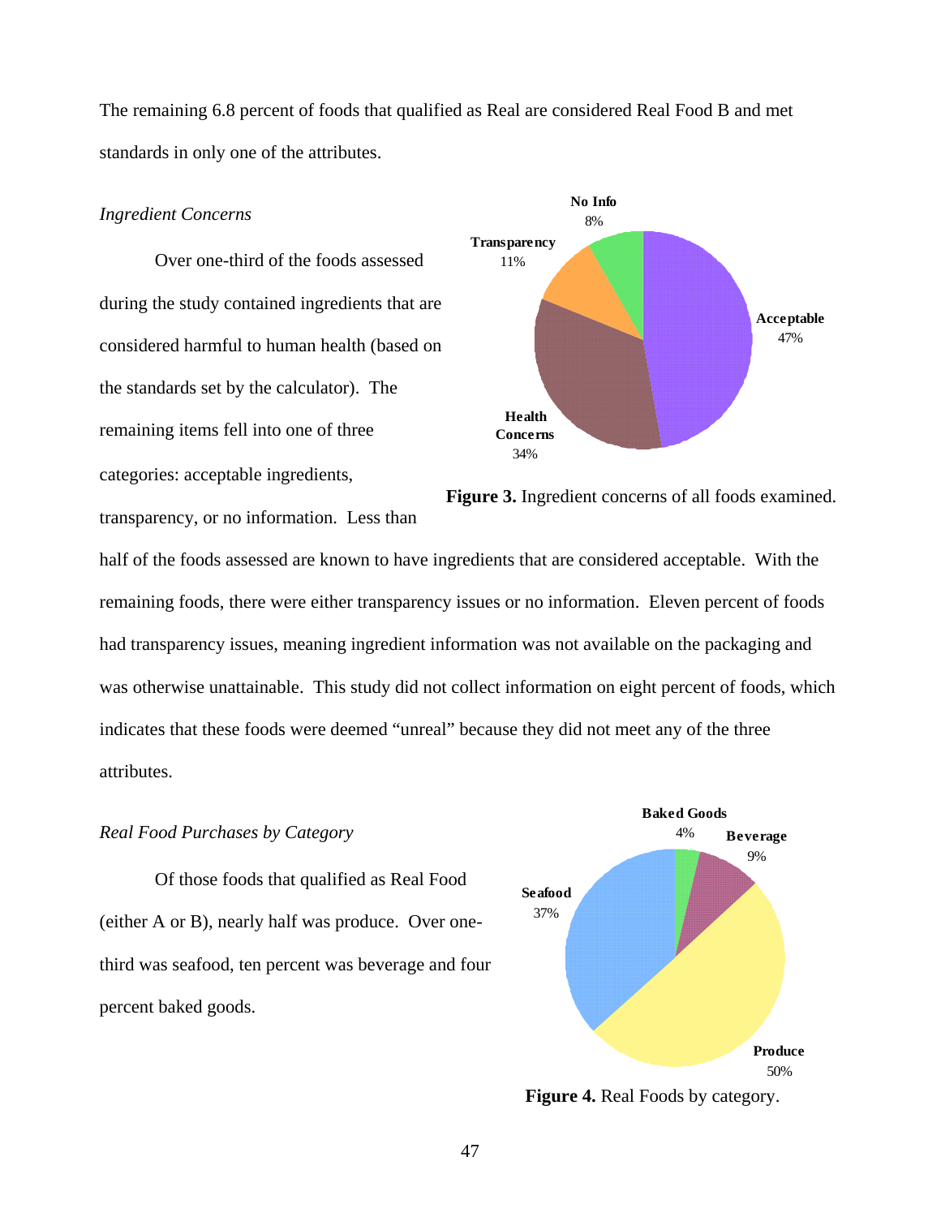The remaining 6.8 percent of foods that qualified as Real are considered Real Food B and met standards in only one of the attributes.

*Ingredient Concerns*

Over one-third of the foods assessed during the study contained ingredients that are considered harmful to human health (based on the standards set by the calculator). The remaining items fell into one of three categories: acceptable ingredients, transparency, or no information. Less than half of the foods assessed are known to have ingredients that are considered acceptable. With the remaining foods, there were either transparency issues or no information. Eleven percent of foods had transparency issues, meaning ingredient information was not available on the packaging and was otherwise unattainable. This study did not collect information on eight percent of foods, which indicates that these foods were deemed "unreal" because they did not meet any of the three attributes.

**Figure 3.** Ingredient concerns of all foods examined.

*Real Food Purchases by Category*

Of those foods that qualified as Real Food (either A or B), nearly half was produce. Over one-third was seafood, ten percent was beverage and four percent baked goods.

**Figure 4.** Real Foods by category.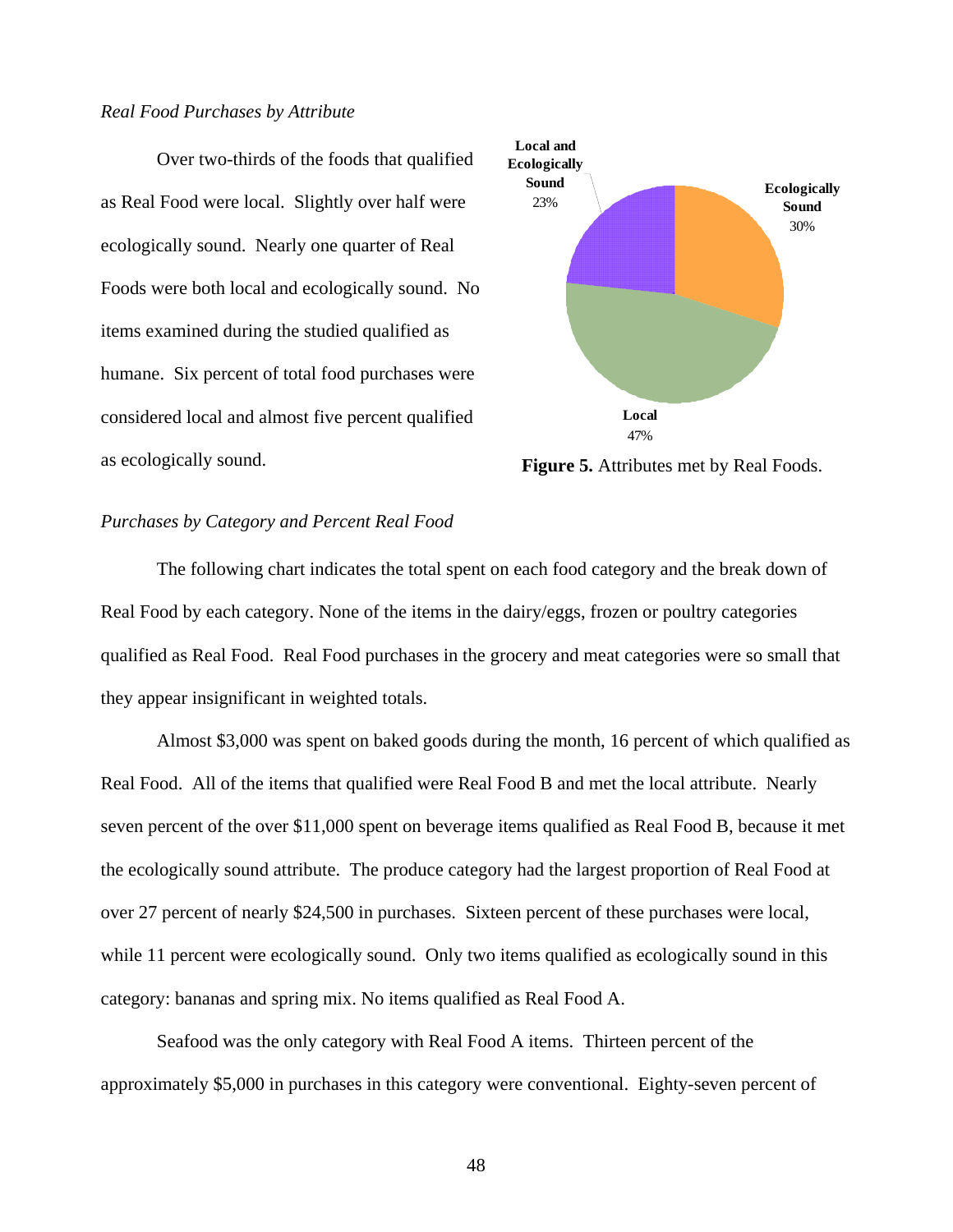*Real Food Purchases by Attribute*

Over two-thirds of the foods that qualified as Real Food were local. Slightly over half were ecologically sound. Nearly one quarter of Real Foods were both local and ecologically sound. No items examined during the studied qualified as humane. Six percent of total food purchases were considered local and almost five percent qualified as ecologically sound.

**Local and Ecologically Sound** 23%

**Ecologically Sound** 30%

**Local** 47%

**Figure 5.** Attributes met by Real Foods.

*Purchases by Category and Percent Real Food*

The following chart indicates the total spent on each food category and the break down of Real Food by each category. None of the items in the dairy/eggs, frozen or poultry categories qualified as Real Food. Real Food purchases in the grocery and meat categories were so small that they appear insignificant in weighted totals.

Almost $3,000 was spent on baked goods during the month, 16 percent of which qualified as Real Food. All of the items that qualified were Real Food B and met the local attribute. Nearly seven percent of the over $11,000 spent on beverage items qualified as Real Food B, because it met the ecologically sound attribute. The produce category had the largest proportion of Real Food at over 27 percent of nearly $24,500 in purchases. Sixteen percent of these purchases were local, while 11 percent were ecologically sound. Only two items qualified as ecologically sound in this category: bananas and spring mix. No items qualified as Real Food A.

Seafood was the only category with Real Food A items. Thirteen percent of the approximately $5,000 in purchases in this category were conventional. Eighty-seven percent of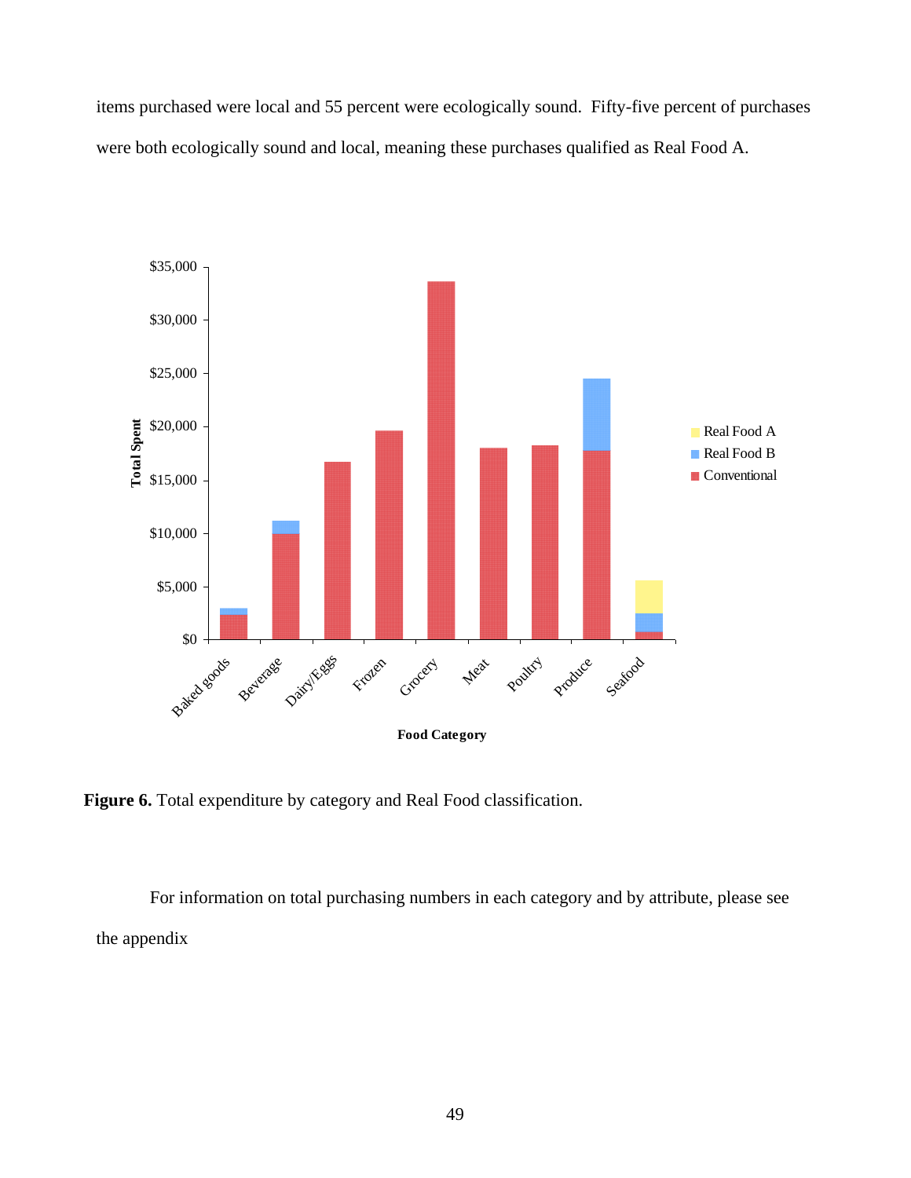items purchased were local and 55 percent were ecologically sound. Fifty-five percent of purchases were both ecologically sound and local, meaning these purchases qualified as Real Food A.

**Figure 6.** Total expenditure by category and Real Food classification.

For information on total purchasing numbers in each category and by attribute, please see the appendix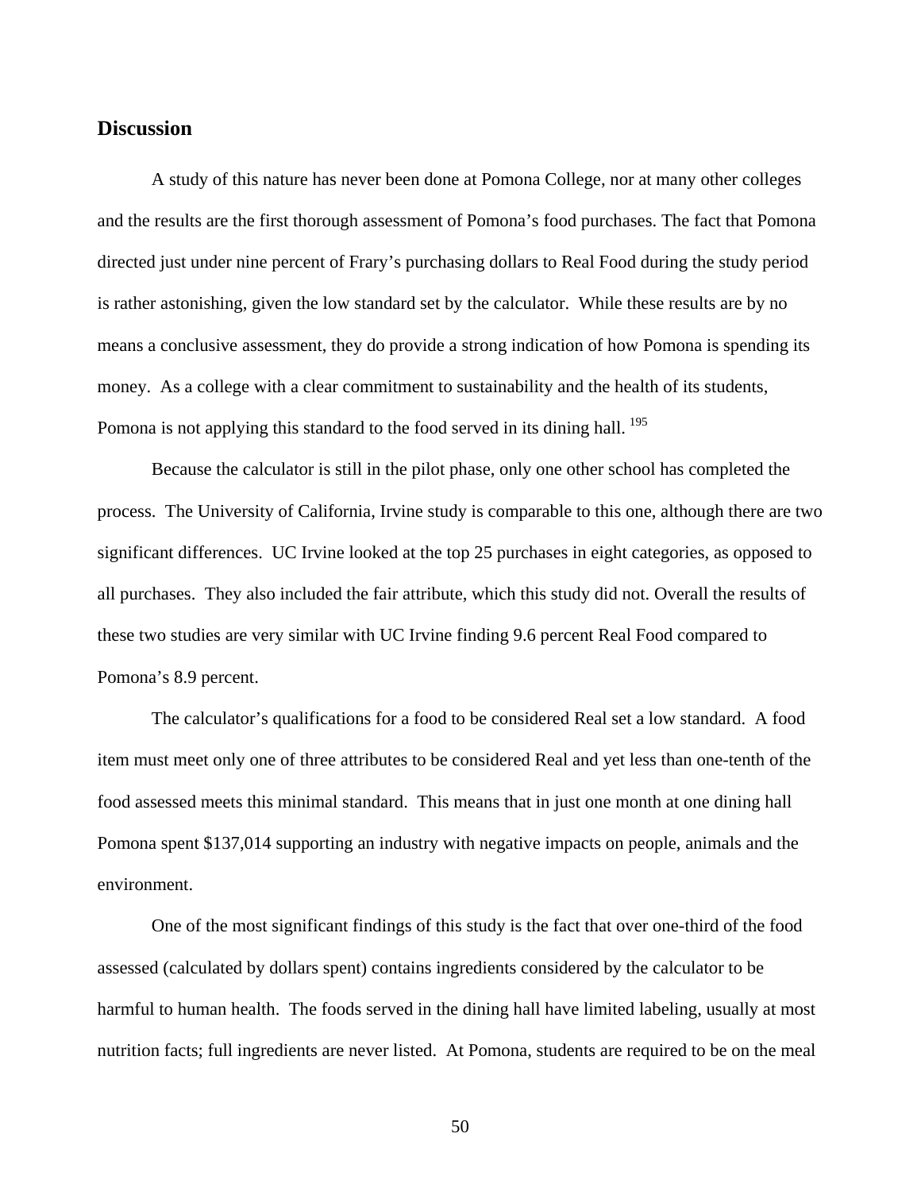## Discussion

A study of this nature has never been done at Pomona College, nor at many other colleges and the results are the first thorough assessment of Pomona's food purchases. The fact that Pomona directed just under nine percent of Frary's purchasing dollars to Real Food during the study period is rather astonishing, given the low standard set by the calculator. While these results are by no means a conclusive assessment, they do provide a strong indication of how Pomona is spending its money. As a college with a clear commitment to sustainability and the health of its students, Pomona is not applying this standard to the food served in its dining hall. [195]

Because the calculator is still in the pilot phase, only one other school has completed the process. The University of California, Irvine study is comparable to this one, although there are two significant differences. UC Irvine looked at the top 25 purchases in eight categories, as opposed to all purchases. They also included the fair attribute, which this study did not. Overall the results of these two studies are very similar with UC Irvine finding 9.6 percent Real Food compared to Pomona's 8.9 percent.

The calculator's qualifications for a food to be considered Real set a low standard. A food item must meet only one of three attributes to be considered Real and yet less than one-tenth of the food assessed meets this minimal standard. This means that in just one month at one dining hall Pomona spent $137,014 supporting an industry with negative impacts on people, animals and the environment.

One of the most significant findings of this study is the fact that over one-third of the food assessed (calculated by dollars spent) contains ingredients considered by the calculator to be harmful to human health. The foods served in the dining hall have limited labeling, usually at most nutrition facts; full ingredients are never listed. At Pomona, students are required to be on the meal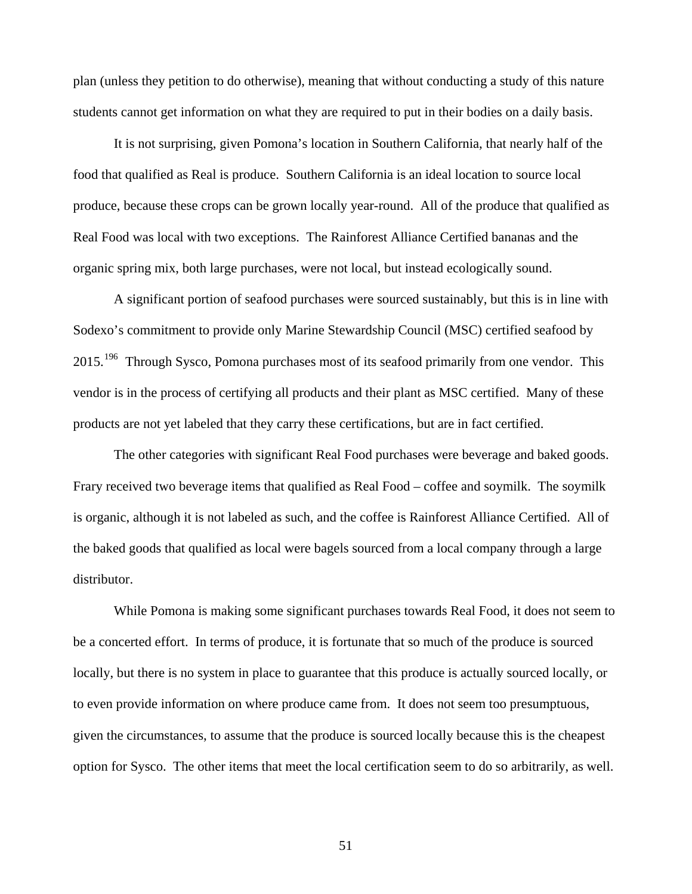plan (unless they petition to do otherwise), meaning that without conducting a study of this nature students cannot get information on what they are required to put in their bodies on a daily basis.

It is not surprising, given Pomona's location in Southern California, that nearly half of the food that qualified as Real is produce. Southern California is an ideal location to source local produce, because these crops can be grown locally year-round. All of the produce that qualified as Real Food was local with two exceptions. The Rainforest Alliance Certified bananas and the organic spring mix, both large purchases, were not local, but instead ecologically sound.

A significant portion of seafood purchases were sourced sustainably, but this is in line with Sodexo's commitment to provide only Marine Stewardship Council (MSC) certified seafood by 2015.[196] Through Sysco, Pomona purchases most of its seafood primarily from one vendor. This vendor is in the process of certifying all products and their plant as MSC certified. Many of these products are not yet labeled that they carry these certifications, but are in fact certified.

The other categories with significant Real Food purchases were beverage and baked goods. Frary received two beverage items that qualified as Real Food – coffee and soymilk. The soymilk is organic, although it is not labeled as such, and the coffee is Rainforest Alliance Certified. All of the baked goods that qualified as local were bagels sourced from a local company through a large distributor.

While Pomona is making some significant purchases towards Real Food, it does not seem to be a concerted effort. In terms of produce, it is fortunate that so much of the produce is sourced locally, but there is no system in place to guarantee that this produce is actually sourced locally, or to even provide information on where produce came from. It does not seem too presumptuous, given the circumstances, to assume that the produce is sourced locally because this is the cheapest option for Sysco. The other items that meet the local certification seem to do so arbitrarily, as well.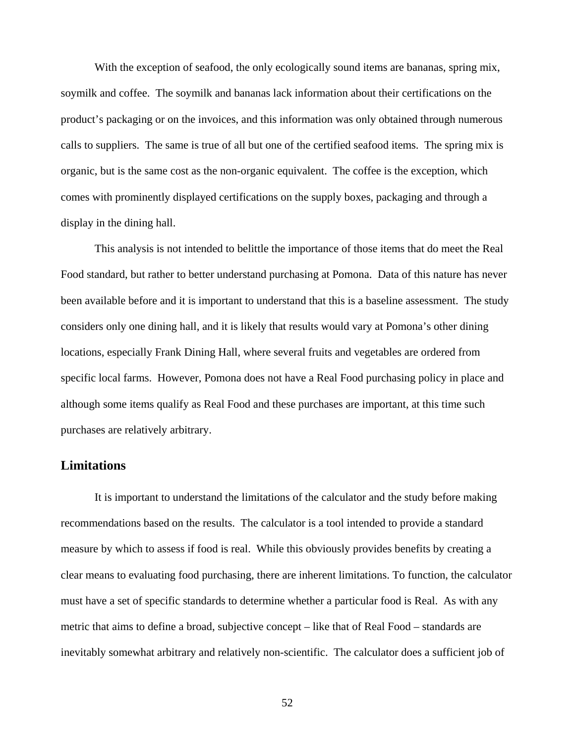With the exception of seafood, the only ecologically sound items are bananas, spring mix, soymilk and coffee. The soymilk and bananas lack information about their certifications on the product's packaging or on the invoices, and this information was only obtained through numerous calls to suppliers. The same is true of all but one of the certified seafood items. The spring mix is organic, but is the same cost as the non-organic equivalent. The coffee is the exception, which comes with prominently displayed certifications on the supply boxes, packaging and through a display in the dining hall.

This analysis is not intended to belittle the importance of those items that do meet the Real Food standard, but rather to better understand purchasing at Pomona. Data of this nature has never been available before and it is important to understand that this is a baseline assessment. The study considers only one dining hall, and it is likely that results would vary at Pomona's other dining locations, especially Frank Dining Hall, where several fruits and vegetables are ordered from specific local farms. However, Pomona does not have a Real Food purchasing policy in place and although some items qualify as Real Food and these purchases are important, at this time such purchases are relatively arbitrary.

## Limitations

It is important to understand the limitations of the calculator and the study before making recommendations based on the results. The calculator is a tool intended to provide a standard measure by which to assess if food is real. While this obviously provides benefits by creating a clear means to evaluating food purchasing, there are inherent limitations. To function, the calculator must have a set of specific standards to determine whether a particular food is Real. As with any metric that aims to define a broad, subjective concept – like that of Real Food – standards are inevitably somewhat arbitrary and relatively non-scientific. The calculator does a sufficient job of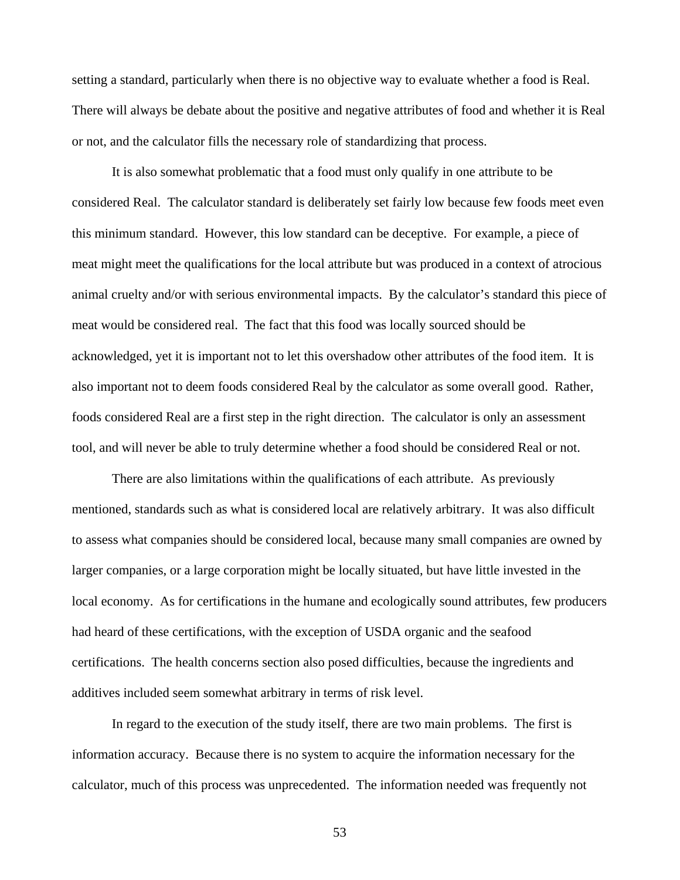setting a standard, particularly when there is no objective way to evaluate whether a food is Real. There will always be debate about the positive and negative attributes of food and whether it is Real or not, and the calculator fills the necessary role of standardizing that process.

It is also somewhat problematic that a food must only qualify in one attribute to be considered Real. The calculator standard is deliberately set fairly low because few foods meet even this minimum standard. However, this low standard can be deceptive. For example, a piece of meat might meet the qualifications for the local attribute but was produced in a context of atrocious animal cruelty and/or with serious environmental impacts. By the calculator's standard this piece of meat would be considered real. The fact that this food was locally sourced should be acknowledged, yet it is important not to let this overshadow other attributes of the food item. It is also important not to deem foods considered Real by the calculator as some overall good. Rather, foods considered Real are a first step in the right direction. The calculator is only an assessment tool, and will never be able to truly determine whether a food should be considered Real or not.

There are also limitations within the qualifications of each attribute. As previously mentioned, standards such as what is considered local are relatively arbitrary. It was also difficult to assess what companies should be considered local, because many small companies are owned by larger companies, or a large corporation might be locally situated, but have little invested in the local economy. As for certifications in the humane and ecologically sound attributes, few producers had heard of these certifications, with the exception of USDA organic and the seafood certifications. The health concerns section also posed difficulties, because the ingredients and additives included seem somewhat arbitrary in terms of risk level.

In regard to the execution of the study itself, there are two main problems. The first is information accuracy. Because there is no system to acquire the information necessary for the calculator, much of this process was unprecedented. The information needed was frequently not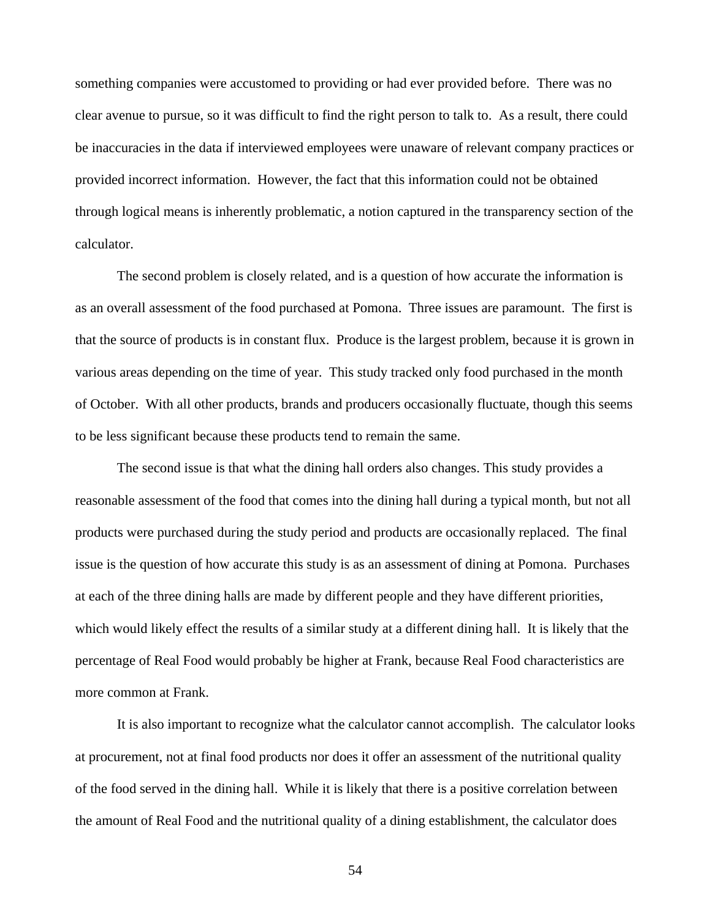something companies were accustomed to providing or had ever provided before. There was no clear avenue to pursue, so it was difficult to find the right person to talk to. As a result, there could be inaccuracies in the data if interviewed employees were unaware of relevant company practices or provided incorrect information. However, the fact that this information could not be obtained through logical means is inherently problematic, a notion captured in the transparency section of the calculator.

The second problem is closely related, and is a question of how accurate the information is as an overall assessment of the food purchased at Pomona. Three issues are paramount. The first is that the source of products is in constant flux. Produce is the largest problem, because it is grown in various areas depending on the time of year. This study tracked only food purchased in the month of October. With all other products, brands and producers occasionally fluctuate, though this seems to be less significant because these products tend to remain the same.

The second issue is that what the dining hall orders also changes. This study provides a reasonable assessment of the food that comes into the dining hall during a typical month, but not all products were purchased during the study period and products are occasionally replaced. The final issue is the question of how accurate this study is as an assessment of dining at Pomona. Purchases at each of the three dining halls are made by different people and they have different priorities, which would likely effect the results of a similar study at a different dining hall. It is likely that the percentage of Real Food would probably be higher at Frank, because Real Food characteristics are more common at Frank.

It is also important to recognize what the calculator cannot accomplish. The calculator looks at procurement, not at final food products nor does it offer an assessment of the nutritional quality of the food served in the dining hall. While it is likely that there is a positive correlation between the amount of Real Food and the nutritional quality of a dining establishment, the calculator does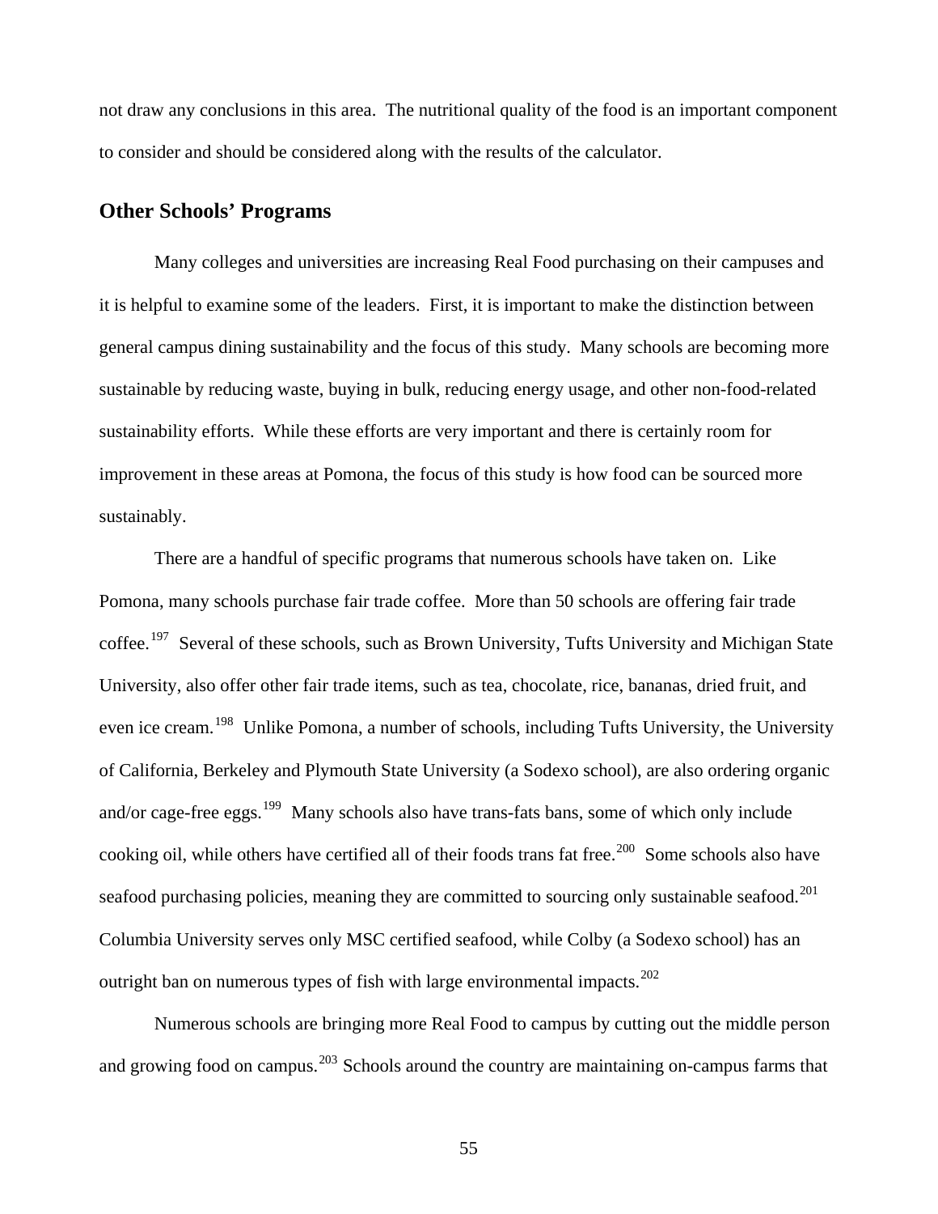not draw any conclusions in this area. The nutritional quality of the food is an important component to consider and should be considered along with the results of the calculator.

## Other Schools' Programs

Many colleges and universities are increasing Real Food purchasing on their campuses and it is helpful to examine some of the leaders. First, it is important to make the distinction between general campus dining sustainability and the focus of this study. Many schools are becoming more sustainable by reducing waste, buying in bulk, reducing energy usage, and other non-food-related sustainability efforts. While these efforts are very important and there is certainly room for improvement in these areas at Pomona, the focus of this study is how food can be sourced more sustainably.

There are a handful of specific programs that numerous schools have taken on. Like Pomona, many schools purchase fair trade coffee. More than 50 schools are offering fair trade coffee.[197] Several of these schools, such as Brown University, Tufts University and Michigan State University, also offer other fair trade items, such as tea, chocolate, rice, bananas, dried fruit, and even ice cream.[198] Unlike Pomona, a number of schools, including Tufts University, the University of California, Berkeley and Plymouth State University (a Sodexo school), are also ordering organic and/or cage-free eggs.[199] Many schools also have trans-fats bans, some of which only include cooking oil, while others have certified all of their foods trans fat free.[200] Some schools also have seafood purchasing policies, meaning they are committed to sourcing only sustainable seafood.[201] Columbia University serves only MSC certified seafood, while Colby (a Sodexo school) has an outright ban on numerous types of fish with large environmental impacts.[202]

Numerous schools are bringing more Real Food to campus by cutting out the middle person and growing food on campus.[203] Schools around the country are maintaining on-campus farms that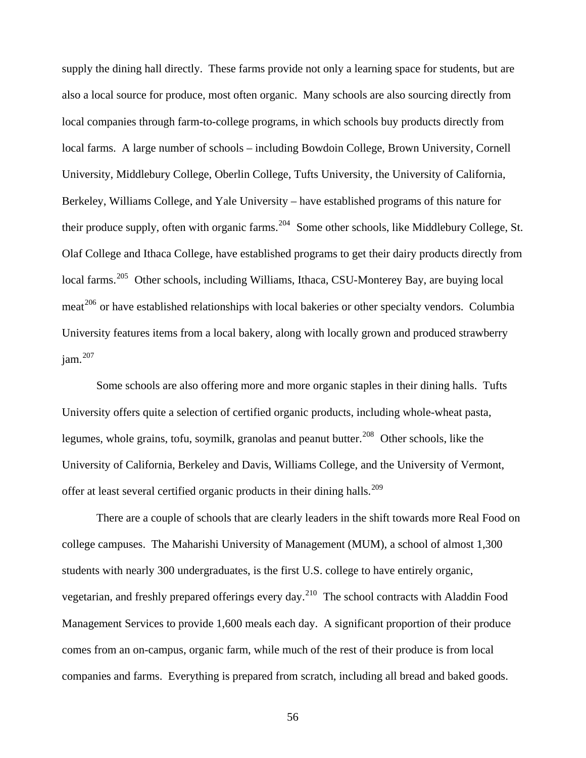supply the dining hall directly. These farms provide not only a learning space for students, but are also a local source for produce, most often organic. Many schools are also sourcing directly from local companies through farm-to-college programs, in which schools buy products directly from local farms. A large number of schools – including Bowdoin College, Brown University, Cornell University, Middlebury College, Oberlin College, Tufts University, the University of California, Berkeley, Williams College, and Yale University – have established programs of this nature for their produce supply, often with organic farms.[204] Some other schools, like Middlebury College, St. Olaf College and Ithaca College, have established programs to get their dairy products directly from local farms.[205] Other schools, including Williams, Ithaca, CSU-Monterey Bay, are buying local meat[206] or have established relationships with local bakeries or other specialty vendors. Columbia University features items from a local bakery, along with locally grown and produced strawberry jam.[207]

Some schools are also offering more and more organic staples in their dining halls. Tufts University offers quite a selection of certified organic products, including whole-wheat pasta, legumes, whole grains, tofu, soymilk, granolas and peanut butter.[208] Other schools, like the University of California, Berkeley and Davis, Williams College, and the University of Vermont, offer at least several certified organic products in their dining halls.[209]

There are a couple of schools that are clearly leaders in the shift towards more Real Food on college campuses. The Maharishi University of Management (MUM), a school of almost 1,300 students with nearly 300 undergraduates, is the first U.S. college to have entirely organic, vegetarian, and freshly prepared offerings every day.[210] The school contracts with Aladdin Food Management Services to provide 1,600 meals each day. A significant proportion of their produce comes from an on-campus, organic farm, while much of the rest of their produce is from local companies and farms. Everything is prepared from scratch, including all bread and baked goods.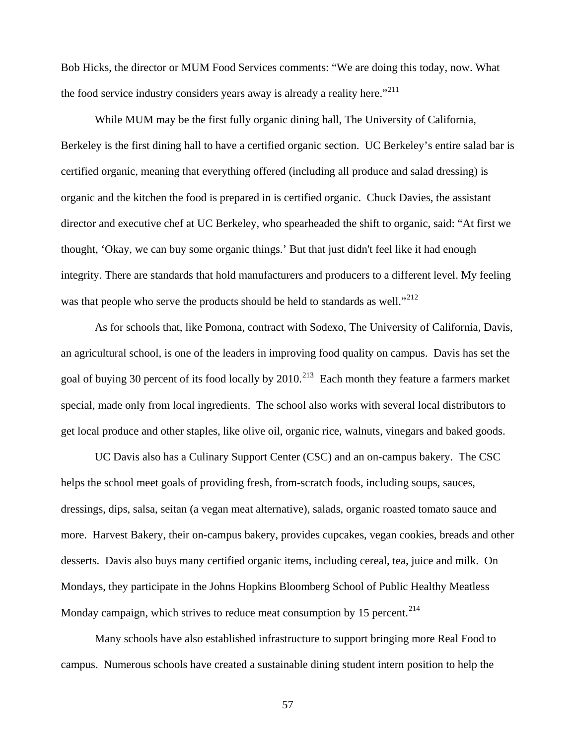Bob Hicks, the director or MUM Food Services comments: "We are doing this today, now. What the food service industry considers years away is already a reality here."[211]

While MUM may be the first fully organic dining hall, The University of California, Berkeley is the first dining hall to have a certified organic section. UC Berkeley's entire salad bar is certified organic, meaning that everything offered (including all produce and salad dressing) is organic and the kitchen the food is prepared in is certified organic. Chuck Davies, the assistant director and executive chef at UC Berkeley, who spearheaded the shift to organic, said: "At first we thought, 'Okay, we can buy some organic things.' But that just didn't feel like it had enough integrity. There are standards that hold manufacturers and producers to a different level. My feeling was that people who serve the products should be held to standards as well."[212]

As for schools that, like Pomona, contract with Sodexo, The University of California, Davis, an agricultural school, is one of the leaders in improving food quality on campus. Davis has set the goal of buying 30 percent of its food locally by 2010.[213] Each month they feature a farmers market special, made only from local ingredients. The school also works with several local distributors to get local produce and other staples, like olive oil, organic rice, walnuts, vinegars and baked goods.

UC Davis also has a Culinary Support Center (CSC) and an on-campus bakery. The CSC helps the school meet goals of providing fresh, from-scratch foods, including soups, sauces, dressings, dips, salsa, seitan (a vegan meat alternative), salads, organic roasted tomato sauce and more. Harvest Bakery, their on-campus bakery, provides cupcakes, vegan cookies, breads and other desserts. Davis also buys many certified organic items, including cereal, tea, juice and milk. On Mondays, they participate in the Johns Hopkins Bloomberg School of Public Healthy Meatless Monday campaign, which strives to reduce meat consumption by 15 percent.[214]

Many schools have also established infrastructure to support bringing more Real Food to campus. Numerous schools have created a sustainable dining student intern position to help the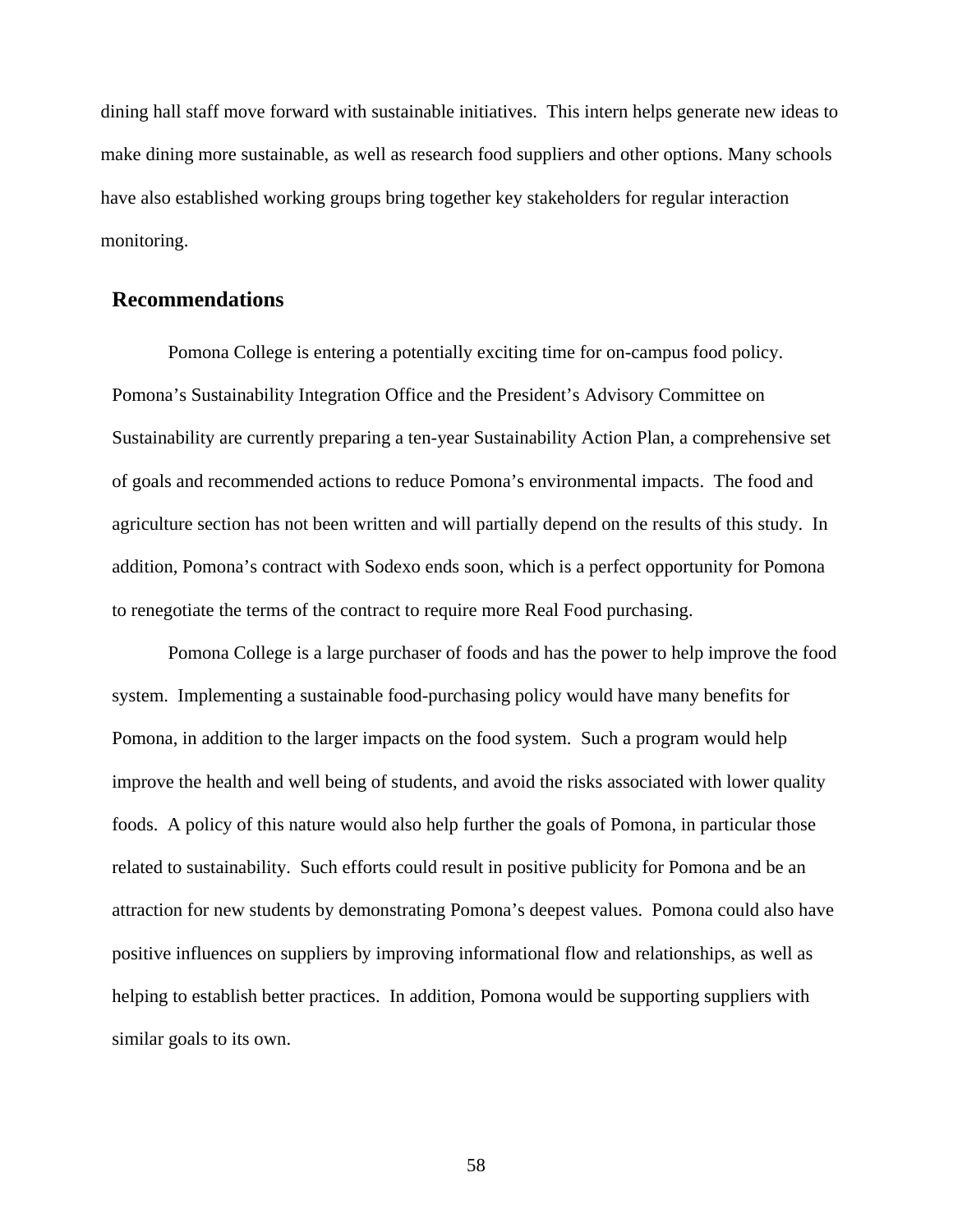dining hall staff move forward with sustainable initiatives. This intern helps generate new ideas to make dining more sustainable, as well as research food suppliers and other options. Many schools have also established working groups bring together key stakeholders for regular interaction monitoring.

## Recommendations

Pomona College is entering a potentially exciting time for on-campus food policy. Pomona's Sustainability Integration Office and the President's Advisory Committee on Sustainability are currently preparing a ten-year Sustainability Action Plan, a comprehensive set of goals and recommended actions to reduce Pomona's environmental impacts. The food and agriculture section has not been written and will partially depend on the results of this study. In addition, Pomona's contract with Sodexo ends soon, which is a perfect opportunity for Pomona to renegotiate the terms of the contract to require more Real Food purchasing.

Pomona College is a large purchaser of foods and has the power to help improve the food system. Implementing a sustainable food-purchasing policy would have many benefits for Pomona, in addition to the larger impacts on the food system. Such a program would help improve the health and well being of students, and avoid the risks associated with lower quality foods. A policy of this nature would also help further the goals of Pomona, in particular those related to sustainability. Such efforts could result in positive publicity for Pomona and be an attraction for new students by demonstrating Pomona's deepest values. Pomona could also have positive influences on suppliers by improving informational flow and relationships, as well as helping to establish better practices. In addition, Pomona would be supporting suppliers with similar goals to its own.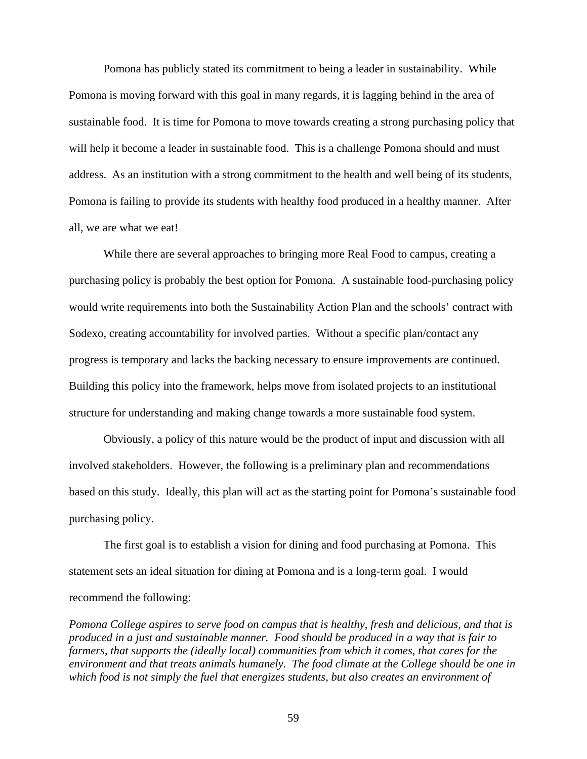Pomona has publicly stated its commitment to being a leader in sustainability. While Pomona is moving forward with this goal in many regards, it is lagging behind in the area of sustainable food. It is time for Pomona to move towards creating a strong purchasing policy that will help it become a leader in sustainable food. This is a challenge Pomona should and must address. As an institution with a strong commitment to the health and well being of its students, Pomona is failing to provide its students with healthy food produced in a healthy manner. After all, we are what we eat!

While there are several approaches to bringing more Real Food to campus, creating a purchasing policy is probably the best option for Pomona. A sustainable food-purchasing policy would write requirements into both the Sustainability Action Plan and the schools' contract with Sodexo, creating accountability for involved parties. Without a specific plan/contact any progress is temporary and lacks the backing necessary to ensure improvements are continued. Building this policy into the framework, helps move from isolated projects to an institutional structure for understanding and making change towards a more sustainable food system.

Obviously, a policy of this nature would be the product of input and discussion with all involved stakeholders. However, the following is a preliminary plan and recommendations based on this study. Ideally, this plan will act as the starting point for Pomona's sustainable food purchasing policy.

The first goal is to establish a vision for dining and food purchasing at Pomona. This statement sets an ideal situation for dining at Pomona and is a long-term goal. I would recommend the following:

*Pomona College aspires to serve food on campus that is healthy, fresh and delicious, and that is produced in a just and sustainable manner. Food should be produced in a way that is fair to farmers, that supports the (ideally local) communities from which it comes, that cares for the environment and that treats animals humanely. The food climate at the College should be one in which food is not simply the fuel that energizes students, but also creates an environment of*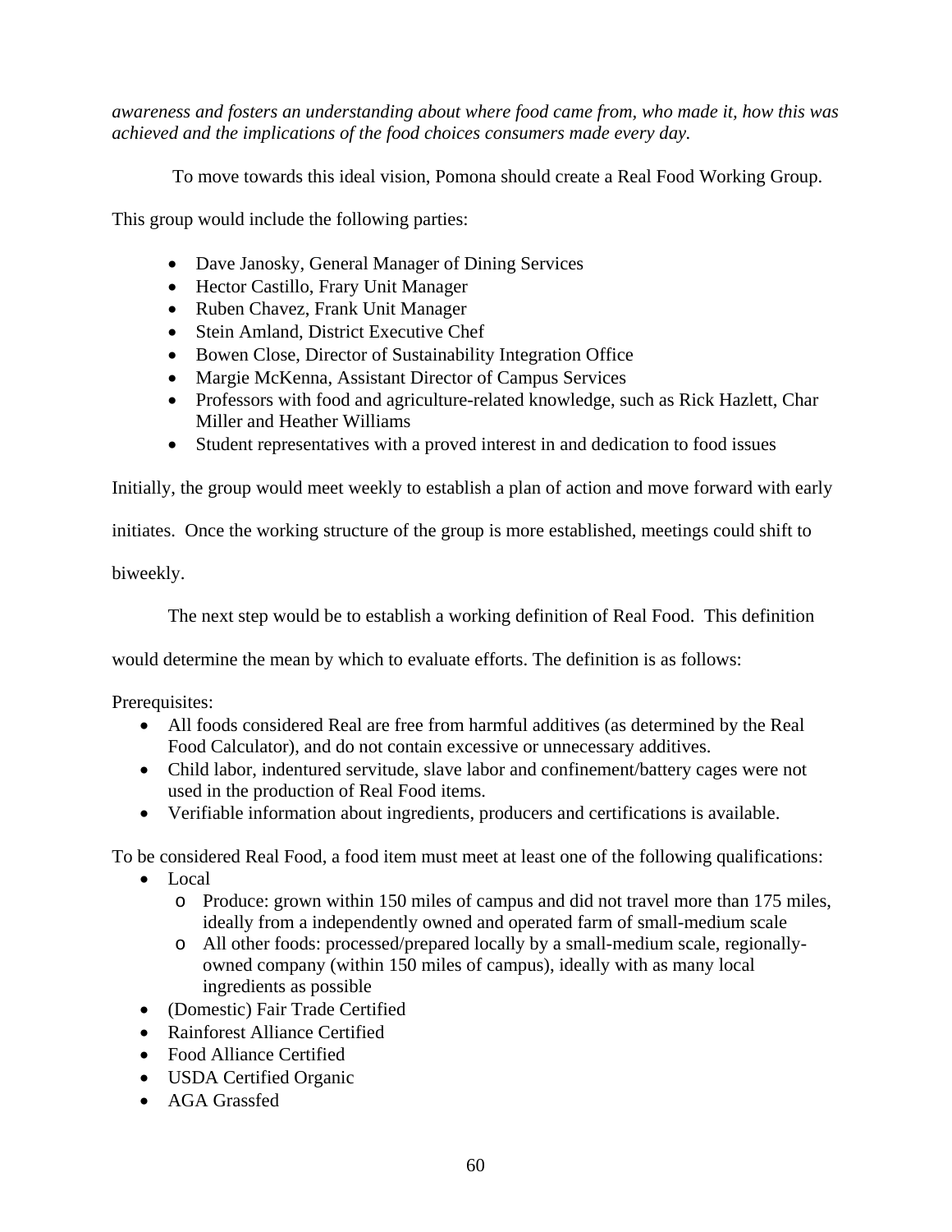*awareness and fosters an understanding about where food came from, who made it, how this was achieved and the implications of the food choices consumers made every day.*

To move towards this ideal vision, Pomona should create a Real Food Working Group.

This group would include the following parties:

- Dave Janosky, General Manager of Dining Services
- Hector Castillo, Frary Unit Manager
- Ruben Chavez, Frank Unit Manager
- Stein Amland, District Executive Chef
- Bowen Close, Director of Sustainability Integration Office
- Margie McKenna, Assistant Director of Campus Services
- Professors with food and agriculture-related knowledge, such as Rick Hazlett, Char Miller and Heather Williams
- Student representatives with a proved interest in and dedication to food issues

Initially, the group would meet weekly to establish a plan of action and move forward with early initiates. Once the working structure of the group is more established, meetings could shift to biweekly.

The next step would be to establish a working definition of Real Food. This definition would determine the mean by which to evaluate efforts. The definition is as follows:

Prerequisites:

- All foods considered Real are free from harmful additives (as determined by the Real Food Calculator), and do not contain excessive or unnecessary additives.
- Child labor, indentured servitude, slave labor and confinement/battery cages were not used in the production of Real Food items.
- Verifiable information about ingredients, producers and certifications is available.

To be considered Real Food, a food item must meet at least one of the following qualifications:

- Local
  - Produce: grown within 150 miles of campus and did not travel more than 175 miles, ideally from a independently owned and operated farm of small-medium scale
  - All other foods: processed/prepared locally by a small-medium scale, regionally-owned company (within 150 miles of campus), ideally with as many local ingredients as possible
- (Domestic) Fair Trade Certified
- Rainforest Alliance Certified
- Food Alliance Certified
- USDA Certified Organic
- AGA Grassfed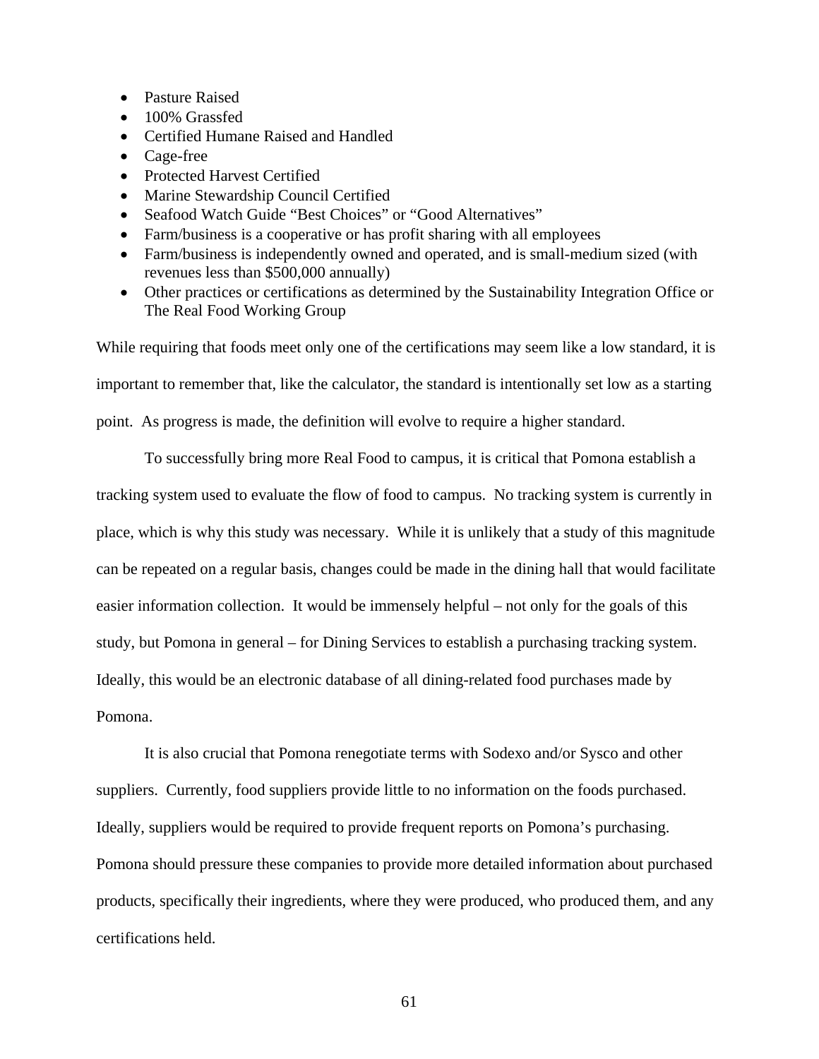- Pasture Raised
- 100% Grassfed
- Certified Humane Raised and Handled
- Cage-free
- Protected Harvest Certified
- Marine Stewardship Council Certified
- Seafood Watch Guide "Best Choices" or "Good Alternatives"
- Farm/business is a cooperative or has profit sharing with all employees
- Farm/business is independently owned and operated, and is small-medium sized (with revenues less than $500,000 annually)
- Other practices or certifications as determined by the Sustainability Integration Office or The Real Food Working Group

While requiring that foods meet only one of the certifications may seem like a low standard, it is important to remember that, like the calculator, the standard is intentionally set low as a starting point. As progress is made, the definition will evolve to require a higher standard.

To successfully bring more Real Food to campus, it is critical that Pomona establish a tracking system used to evaluate the flow of food to campus. No tracking system is currently in place, which is why this study was necessary. While it is unlikely that a study of this magnitude can be repeated on a regular basis, changes could be made in the dining hall that would facilitate easier information collection. It would be immensely helpful – not only for the goals of this study, but Pomona in general – for Dining Services to establish a purchasing tracking system. Ideally, this would be an electronic database of all dining-related food purchases made by Pomona.

It is also crucial that Pomona renegotiate terms with Sodexo and/or Sysco and other suppliers. Currently, food suppliers provide little to no information on the foods purchased. Ideally, suppliers would be required to provide frequent reports on Pomona's purchasing. Pomona should pressure these companies to provide more detailed information about purchased products, specifically their ingredients, where they were produced, who produced them, and any certifications held.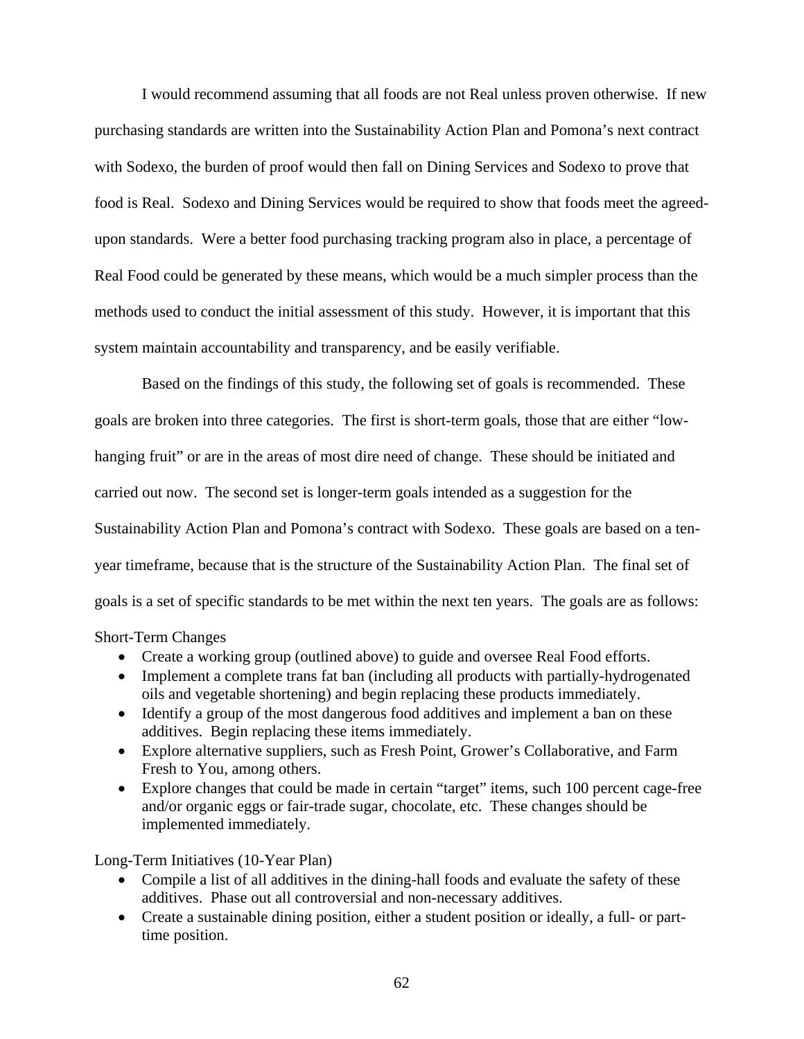I would recommend assuming that all foods are not Real unless proven otherwise. If new purchasing standards are written into the Sustainability Action Plan and Pomona's next contract with Sodexo, the burden of proof would then fall on Dining Services and Sodexo to prove that food is Real. Sodexo and Dining Services would be required to show that foods meet the agreed-upon standards. Were a better food purchasing tracking program also in place, a percentage of Real Food could be generated by these means, which would be a much simpler process than the methods used to conduct the initial assessment of this study. However, it is important that this system maintain accountability and transparency, and be easily verifiable.

Based on the findings of this study, the following set of goals is recommended. These goals are broken into three categories. The first is short-term goals, those that are either "low-hanging fruit" or are in the areas of most dire need of change. These should be initiated and carried out now. The second set is longer-term goals intended as a suggestion for the Sustainability Action Plan and Pomona's contract with Sodexo. These goals are based on a ten-year timeframe, because that is the structure of the Sustainability Action Plan. The final set of goals is a set of specific standards to be met within the next ten years. The goals are as follows:

Short-Term Changes

- Create a working group (outlined above) to guide and oversee Real Food efforts.
- Implement a complete trans fat ban (including all products with partially-hydrogenated oils and vegetable shortening) and begin replacing these products immediately.
- Identify a group of the most dangerous food additives and implement a ban on these additives. Begin replacing these items immediately.
- Explore alternative suppliers, such as Fresh Point, Grower's Collaborative, and Farm Fresh to You, among others.
- Explore changes that could be made in certain "target" items, such 100 percent cage-free and/or organic eggs or fair-trade sugar, chocolate, etc. These changes should be implemented immediately.

Long-Term Initiatives (10-Year Plan)

- Compile a list of all additives in the dining-hall foods and evaluate the safety of these additives. Phase out all controversial and non-necessary additives.
- Create a sustainable dining position, either a student position or ideally, a full- or part-time position.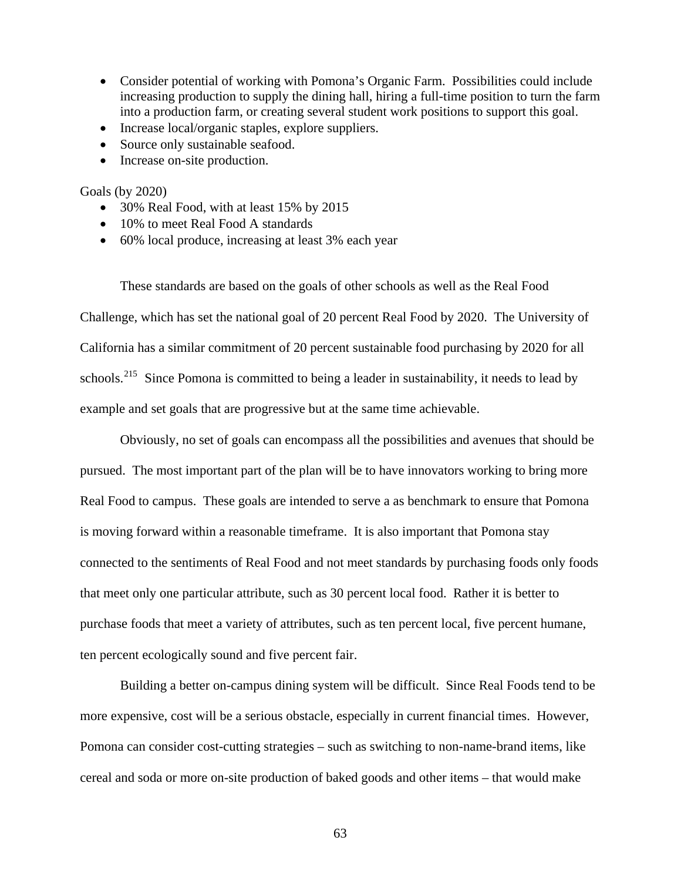- Consider potential of working with Pomona's Organic Farm. Possibilities could include increasing production to supply the dining hall, hiring a full-time position to turn the farm into a production farm, or creating several student work positions to support this goal.
- Increase local/organic staples, explore suppliers.
- Source only sustainable seafood.
- Increase on-site production.

Goals (by 2020)

- 30% Real Food, with at least 15% by 2015
- 10% to meet Real Food A standards
- 60% local produce, increasing at least 3% each year

These standards are based on the goals of other schools as well as the Real Food Challenge, which has set the national goal of 20 percent Real Food by 2020. The University of California has a similar commitment of 20 percent sustainable food purchasing by 2020 for all schools.[215] Since Pomona is committed to being a leader in sustainability, it needs to lead by example and set goals that are progressive but at the same time achievable.

Obviously, no set of goals can encompass all the possibilities and avenues that should be pursued. The most important part of the plan will be to have innovators working to bring more Real Food to campus. These goals are intended to serve a as benchmark to ensure that Pomona is moving forward within a reasonable timeframe. It is also important that Pomona stay connected to the sentiments of Real Food and not meet standards by purchasing foods only foods that meet only one particular attribute, such as 30 percent local food. Rather it is better to purchase foods that meet a variety of attributes, such as ten percent local, five percent humane, ten percent ecologically sound and five percent fair.

Building a better on-campus dining system will be difficult. Since Real Foods tend to be more expensive, cost will be a serious obstacle, especially in current financial times. However, Pomona can consider cost-cutting strategies – such as switching to non-name-brand items, like cereal and soda or more on-site production of baked goods and other items – that would make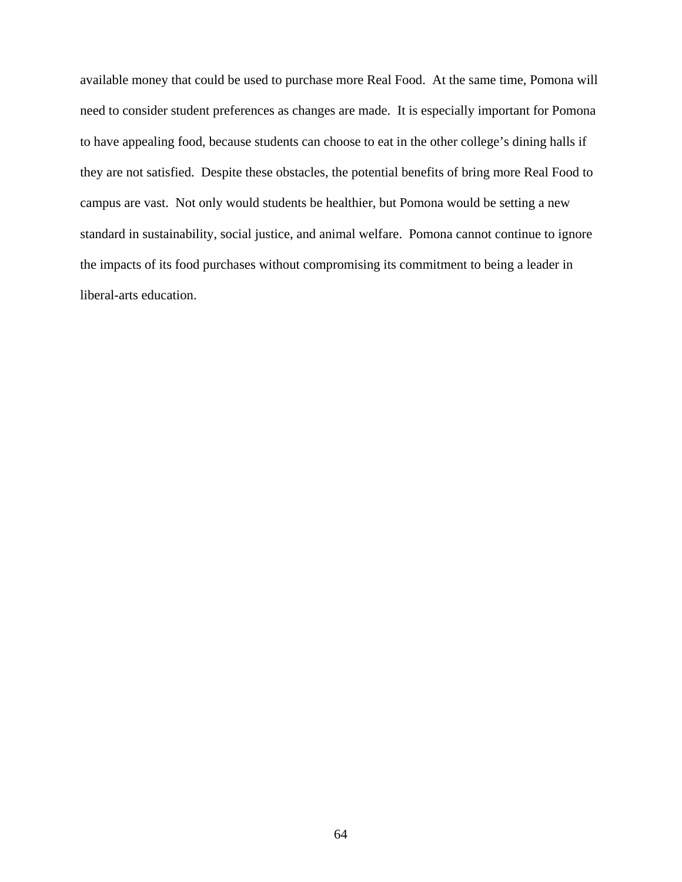available money that could be used to purchase more Real Food. At the same time, Pomona will need to consider student preferences as changes are made. It is especially important for Pomona to have appealing food, because students can choose to eat in the other college's dining halls if they are not satisfied. Despite these obstacles, the potential benefits of bring more Real Food to campus are vast. Not only would students be healthier, but Pomona would be setting a new standard in sustainability, social justice, and animal welfare. Pomona cannot continue to ignore the impacts of its food purchases without compromising its commitment to being a leader in liberal-arts education.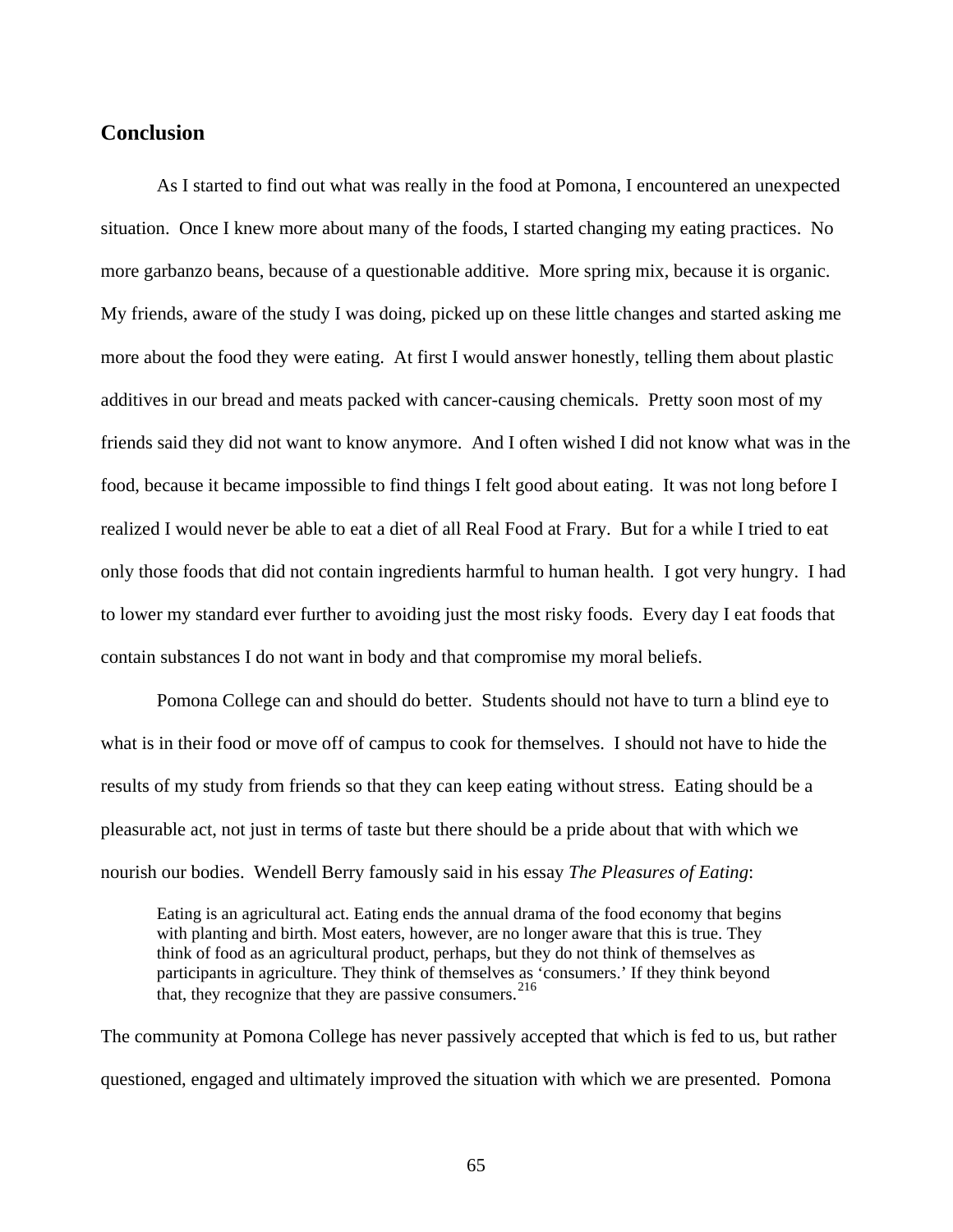## Conclusion

As I started to find out what was really in the food at Pomona, I encountered an unexpected situation. Once I knew more about many of the foods, I started changing my eating practices. No more garbanzo beans, because of a questionable additive. More spring mix, because it is organic. My friends, aware of the study I was doing, picked up on these little changes and started asking me more about the food they were eating. At first I would answer honestly, telling them about plastic additives in our bread and meats packed with cancer-causing chemicals. Pretty soon most of my friends said they did not want to know anymore. And I often wished I did not know what was in the food, because it became impossible to find things I felt good about eating. It was not long before I realized I would never be able to eat a diet of all Real Food at Frary. But for a while I tried to eat only those foods that did not contain ingredients harmful to human health. I got very hungry. I had to lower my standard ever further to avoiding just the most risky foods. Every day I eat foods that contain substances I do not want in body and that compromise my moral beliefs.

Pomona College can and should do better. Students should not have to turn a blind eye to what is in their food or move off of campus to cook for themselves. I should not have to hide the results of my study from friends so that they can keep eating without stress. Eating should be a pleasurable act, not just in terms of taste but there should be a pride about that with which we nourish our bodies. Wendell Berry famously said in his essay *The Pleasures of Eating*:

> Eating is an agricultural act. Eating ends the annual drama of the food economy that begins with planting and birth. Most eaters, however, are no longer aware that this is true. They think of food as an agricultural product, perhaps, but they do not think of themselves as participants in agriculture. They think of themselves as 'consumers.' If they think beyond that, they recognize that they are passive consumers.[216]

The community at Pomona College has never passively accepted that which is fed to us, but rather questioned, engaged and ultimately improved the situation with which we are presented. Pomona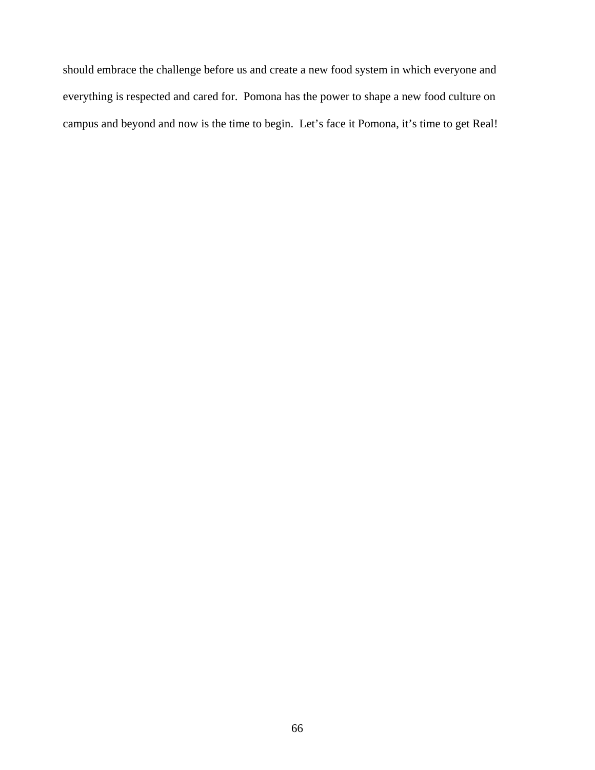should embrace the challenge before us and create a new food system in which everyone and everything is respected and cared for. Pomona has the power to shape a new food culture on campus and beyond and now is the time to begin. Let's face it Pomona, it's time to get Real!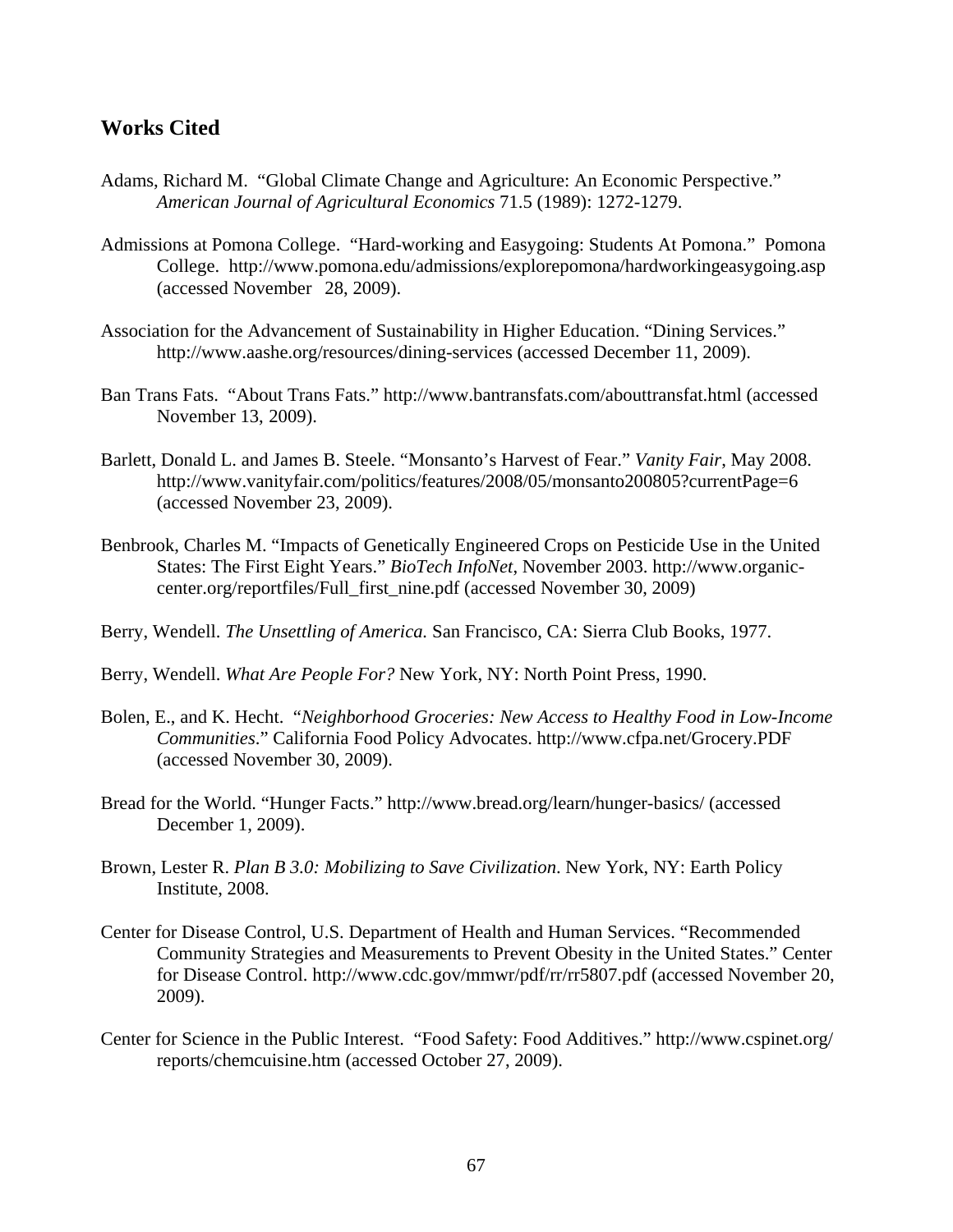## Works Cited

Adams, Richard M. "Global Climate Change and Agriculture: An Economic Perspective." *American Journal of Agricultural Economics* 71.5 (1989): 1272-1279.

Admissions at Pomona College. "Hard-working and Easygoing: Students At Pomona." Pomona College. http://www.pomona.edu/admissions/explorepomona/hardworkingeasygoing.asp (accessed November 28, 2009).

Association for the Advancement of Sustainability in Higher Education. "Dining Services." http://www.aashe.org/resources/dining-services (accessed December 11, 2009).

Ban Trans Fats. "About Trans Fats." http://www.bantransfats.com/abouttransfat.html (accessed November 13, 2009).

Barlett, Donald L. and James B. Steele. "Monsanto's Harvest of Fear." *Vanity Fair*, May 2008. http://www.vanityfair.com/politics/features/2008/05/monsanto200805?currentPage=6 (accessed November 23, 2009).

Benbrook, Charles M. "Impacts of Genetically Engineered Crops on Pesticide Use in the United States: The First Eight Years." *BioTech InfoNet*, November 2003. http://www.organic-center.org/reportfiles/Full_first_nine.pdf (accessed November 30, 2009)

Berry, Wendell. *The Unsettling of America.* San Francisco, CA: Sierra Club Books, 1977.

Berry, Wendell. *What Are People For?* New York, NY: North Point Press, 1990.

Bolen, E., and K. Hecht. "*Neighborhood Groceries: New Access to Healthy Food in Low-Income Communities*." California Food Policy Advocates. http://www.cfpa.net/Grocery.PDF (accessed November 30, 2009).

Bread for the World. "Hunger Facts." http://www.bread.org/learn/hunger-basics/ (accessed December 1, 2009).

Brown, Lester R. *Plan B 3.0: Mobilizing to Save Civilization*. New York, NY: Earth Policy Institute, 2008.

Center for Disease Control, U.S. Department of Health and Human Services. "Recommended Community Strategies and Measurements to Prevent Obesity in the United States." Center for Disease Control. http://www.cdc.gov/mmwr/pdf/rr/rr5807.pdf (accessed November 20, 2009).

Center for Science in the Public Interest. "Food Safety: Food Additives." http://www.cspinet.org/reports/chemcuisine.htm (accessed October 27, 2009).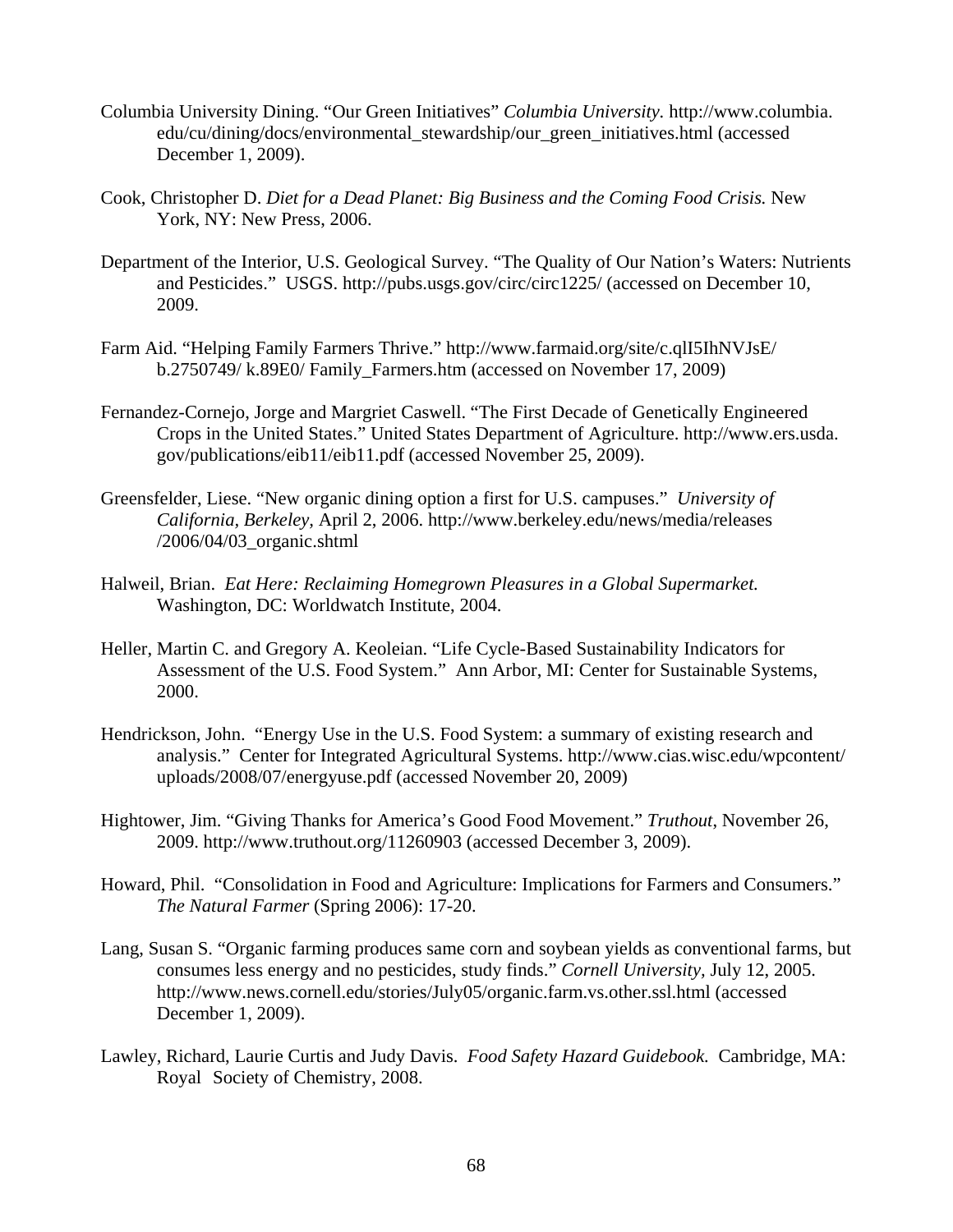Columbia University Dining. "Our Green Initiatives" *Columbia University*. http://www.columbia.edu/cu/dining/docs/environmental_stewardship/our_green_initiatives.html (accessed December 1, 2009).

Cook, Christopher D. *Diet for a Dead Planet: Big Business and the Coming Food Crisis.* New York, NY: New Press, 2006.

Department of the Interior, U.S. Geological Survey. "The Quality of Our Nation's Waters: Nutrients and Pesticides." USGS. http://pubs.usgs.gov/circ/circ1225/ (accessed on December 10, 2009.

Farm Aid. "Helping Family Farmers Thrive." http://www.farmaid.org/site/c.qlI5IhNVJsE/b.2750749/ k.89E0/ Family_Farmers.htm (accessed on November 17, 2009)

Fernandez-Cornejo, Jorge and Margriet Caswell. "The First Decade of Genetically Engineered Crops in the United States." United States Department of Agriculture. http://www.ers.usda.gov/publications/eib11/eib11.pdf (accessed November 25, 2009).

Greensfelder, Liese. "New organic dining option a first for U.S. campuses." *University of California, Berkeley,* April 2, 2006. http://www.berkeley.edu/news/media/releases/2006/04/03_organic.shtml

Halweil, Brian. *Eat Here: Reclaiming Homegrown Pleasures in a Global Supermarket.* Washington, DC: Worldwatch Institute, 2004.

Heller, Martin C. and Gregory A. Keoleian. "Life Cycle-Based Sustainability Indicators for Assessment of the U.S. Food System." Ann Arbor, MI: Center for Sustainable Systems, 2000.

Hendrickson, John. "Energy Use in the U.S. Food System: a summary of existing research and analysis." Center for Integrated Agricultural Systems. http://www.cias.wisc.edu/wpcontent/uploads/2008/07/energyuse.pdf (accessed November 20, 2009)

Hightower, Jim. "Giving Thanks for America's Good Food Movement." *Truthout*, November 26, 2009. http://www.truthout.org/11260903 (accessed December 3, 2009).

Howard, Phil. "Consolidation in Food and Agriculture: Implications for Farmers and Consumers." *The Natural Farmer* (Spring 2006): 17-20.

Lang, Susan S. "Organic farming produces same corn and soybean yields as conventional farms, but consumes less energy and no pesticides, study finds." *Cornell University*, July 12, 2005. http://www.news.cornell.edu/stories/July05/organic.farm.vs.other.ssl.html (accessed December 1, 2009).

Lawley, Richard, Laurie Curtis and Judy Davis. *Food Safety Hazard Guidebook.* Cambridge, MA: Royal Society of Chemistry, 2008.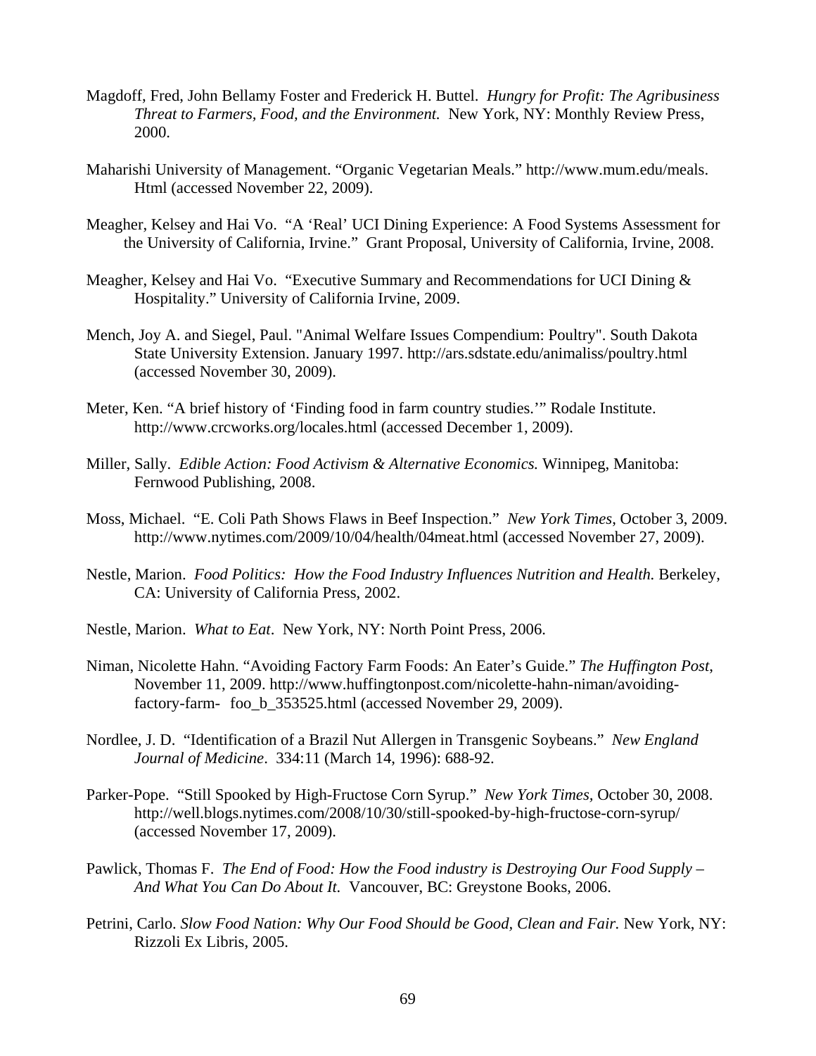Magdoff, Fred, John Bellamy Foster and Frederick H. Buttel. *Hungry for Profit: The Agribusiness Threat to Farmers, Food, and the Environment.* New York, NY: Monthly Review Press, 2000.

Maharishi University of Management. "Organic Vegetarian Meals." http://www.mum.edu/meals. Html (accessed November 22, 2009).

Meagher, Kelsey and Hai Vo. "A 'Real' UCI Dining Experience: A Food Systems Assessment for the University of California, Irvine." Grant Proposal, University of California, Irvine, 2008.

Meagher, Kelsey and Hai Vo. "Executive Summary and Recommendations for UCI Dining & Hospitality." University of California Irvine, 2009.

Mench, Joy A. and Siegel, Paul. "Animal Welfare Issues Compendium: Poultry". South Dakota State University Extension. January 1997. http://ars.sdstate.edu/animaliss/poultry.html (accessed November 30, 2009).

Meter, Ken. "A brief history of 'Finding food in farm country studies.'" Rodale Institute. http://www.crcworks.org/locales.html (accessed December 1, 2009).

Miller, Sally. *Edible Action: Food Activism & Alternative Economics.* Winnipeg, Manitoba: Fernwood Publishing, 2008.

Moss, Michael. "E. Coli Path Shows Flaws in Beef Inspection." *New York Times*, October 3, 2009. http://www.nytimes.com/2009/10/04/health/04meat.html (accessed November 27, 2009).

Nestle, Marion. *Food Politics: How the Food Industry Influences Nutrition and Health.* Berkeley, CA: University of California Press, 2002.

Nestle, Marion. *What to Eat*. New York, NY: North Point Press, 2006.

Niman, Nicolette Hahn. "Avoiding Factory Farm Foods: An Eater's Guide." *The Huffington Post*, November 11, 2009. http://www.huffingtonpost.com/nicolette-hahn-niman/avoiding-factory-farm- foo_b_353525.html (accessed November 29, 2009).

Nordlee, J. D. "Identification of a Brazil Nut Allergen in Transgenic Soybeans." *New England Journal of Medicine*. 334:11 (March 14, 1996): 688-92.

Parker-Pope. "Still Spooked by High-Fructose Corn Syrup." *New York Times*, October 30, 2008. http://well.blogs.nytimes.com/2008/10/30/still-spooked-by-high-fructose-corn-syrup/ (accessed November 17, 2009).

Pawlick, Thomas F. *The End of Food: How the Food industry is Destroying Our Food Supply – And What You Can Do About It.* Vancouver, BC: Greystone Books, 2006.

Petrini, Carlo. *Slow Food Nation: Why Our Food Should be Good, Clean and Fair.* New York, NY: Rizzoli Ex Libris, 2005.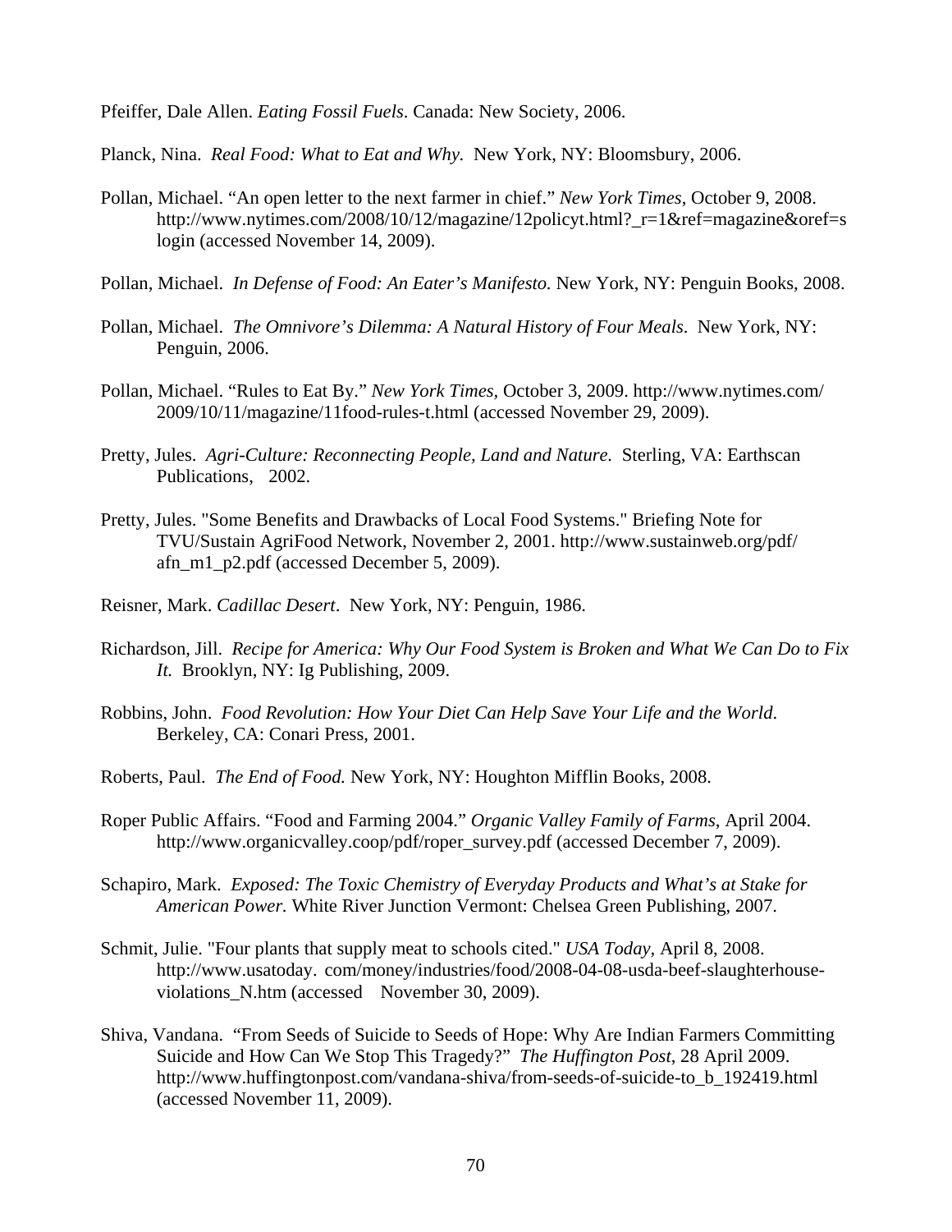Pfeiffer, Dale Allen. *Eating Fossil Fuels*. Canada: New Society, 2006.

Planck, Nina. *Real Food: What to Eat and Why.* New York, NY: Bloomsbury, 2006.

Pollan, Michael. "An open letter to the next farmer in chief." *New York Times*, October 9, 2008. http://www.nytimes.com/2008/10/12/magazine/12policyt.html?_r=1&ref=magazine&oref=slogin (accessed November 14, 2009).

Pollan, Michael. *In Defense of Food: An Eater's Manifesto.* New York, NY: Penguin Books, 2008.

Pollan, Michael. *The Omnivore's Dilemma: A Natural History of Four Meals.* New York, NY: Penguin, 2006.

Pollan, Michael. "Rules to Eat By." *New York Times,* October 3, 2009. http://www.nytimes.com/2009/10/11/magazine/11food-rules-t.html (accessed November 29, 2009).

Pretty, Jules. *Agri-Culture: Reconnecting People, Land and Nature.* Sterling, VA: Earthscan Publications, 2002.

Pretty, Jules. "Some Benefits and Drawbacks of Local Food Systems." Briefing Note for TVU/Sustain AgriFood Network, November 2, 2001. http://www.sustainweb.org/pdf/afn_m1_p2.pdf (accessed December 5, 2009).

Reisner, Mark. *Cadillac Desert*. New York, NY: Penguin, 1986.

Richardson, Jill. *Recipe for America: Why Our Food System is Broken and What We Can Do to Fix It.* Brooklyn, NY: Ig Publishing, 2009.

Robbins, John. *Food Revolution: How Your Diet Can Help Save Your Life and the World.* Berkeley, CA: Conari Press, 2001.

Roberts, Paul. *The End of Food.* New York, NY: Houghton Mifflin Books, 2008.

Roper Public Affairs. "Food and Farming 2004." *Organic Valley Family of Farms*, April 2004. http://www.organicvalley.coop/pdf/roper_survey.pdf (accessed December 7, 2009).

Schapiro, Mark. *Exposed: The Toxic Chemistry of Everyday Products and What's at Stake for American Power.* White River Junction Vermont: Chelsea Green Publishing, 2007.

Schmit, Julie. "Four plants that supply meat to schools cited." *USA Today,* April 8, 2008. http://www.usatoday. com/money/industries/food/2008-04-08-usda-beef-slaughterhouse-violations_N.htm (accessed November 30, 2009).

Shiva, Vandana. "From Seeds of Suicide to Seeds of Hope: Why Are Indian Farmers Committing Suicide and How Can We Stop This Tragedy?" *The Huffington Post*, 28 April 2009. http://www.huffingtonpost.com/vandana-shiva/from-seeds-of-suicide-to_b_192419.html (accessed November 11, 2009).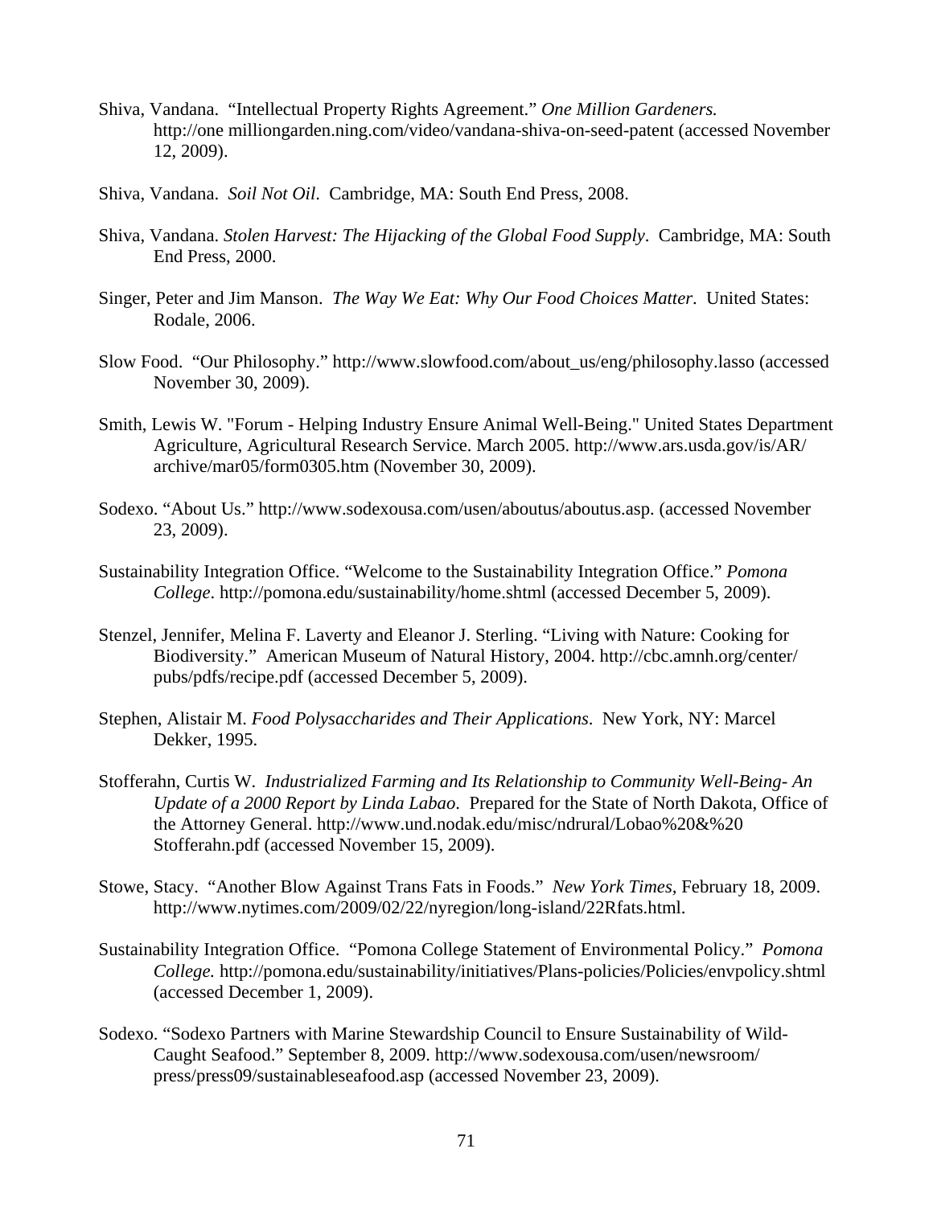Shiva, Vandana. "Intellectual Property Rights Agreement." *One Million Gardeners.* http://one milliongarden.ning.com/video/vandana-shiva-on-seed-patent (accessed November 12, 2009).

Shiva, Vandana. *Soil Not Oil*. Cambridge, MA: South End Press, 2008.

Shiva, Vandana. *Stolen Harvest: The Hijacking of the Global Food Supply*. Cambridge, MA: South End Press, 2000.

Singer, Peter and Jim Manson. *The Way We Eat: Why Our Food Choices Matter*. United States: Rodale, 2006.

Slow Food. "Our Philosophy." http://www.slowfood.com/about_us/eng/philosophy.lasso (accessed November 30, 2009).

Smith, Lewis W. "Forum - Helping Industry Ensure Animal Well-Being." United States Department Agriculture, Agricultural Research Service. March 2005. http://www.ars.usda.gov/is/AR/archive/mar05/form0305.htm (November 30, 2009).

Sodexo. "About Us." http://www.sodexousa.com/usen/aboutus/aboutus.asp. (accessed November 23, 2009).

Sustainability Integration Office. "Welcome to the Sustainability Integration Office." *Pomona College*. http://pomona.edu/sustainability/home.shtml (accessed December 5, 2009).

Stenzel, Jennifer, Melina F. Laverty and Eleanor J. Sterling. "Living with Nature: Cooking for Biodiversity." American Museum of Natural History, 2004. http://cbc.amnh.org/center/pubs/pdfs/recipe.pdf (accessed December 5, 2009).

Stephen, Alistair M. *Food Polysaccharides and Their Applications*. New York, NY: Marcel Dekker, 1995.

Stofferahn, Curtis W. *Industrialized Farming and Its Relationship to Community Well-Being- An Update of a 2000 Report by Linda Labao*. Prepared for the State of North Dakota, Office of the Attorney General. http://www.und.nodak.edu/misc/ndrural/Lobao%20&%20 Stofferahn.pdf (accessed November 15, 2009).

Stowe, Stacy. "Another Blow Against Trans Fats in Foods." *New York Times*, February 18, 2009. http://www.nytimes.com/2009/02/22/nyregion/long-island/22Rfats.html.

Sustainability Integration Office. "Pomona College Statement of Environmental Policy." *Pomona College.* http://pomona.edu/sustainability/initiatives/Plans-policies/Policies/envpolicy.shtml (accessed December 1, 2009).

Sodexo. "Sodexo Partners with Marine Stewardship Council to Ensure Sustainability of Wild-Caught Seafood." September 8, 2009. http://www.sodexousa.com/usen/newsroom/press/press09/sustainableseafood.asp (accessed November 23, 2009).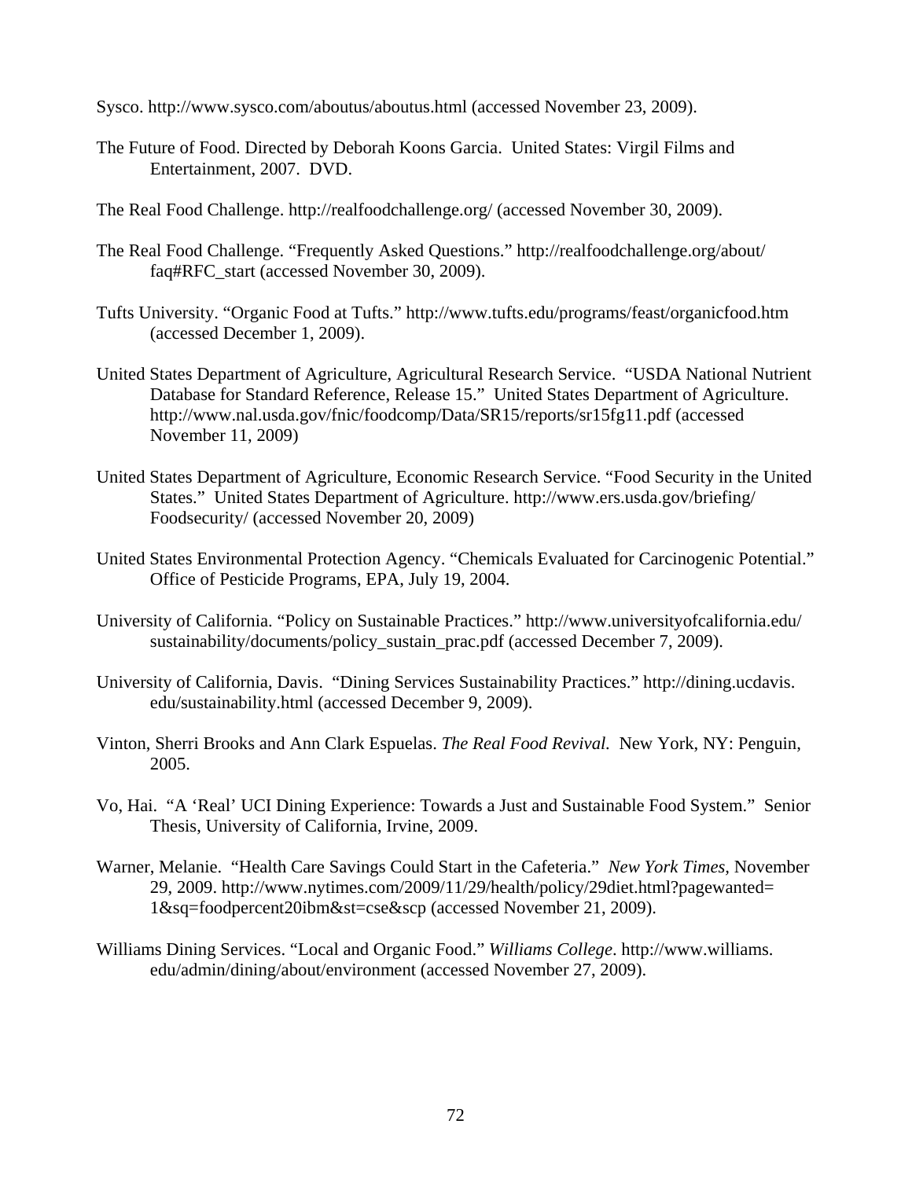Sysco. http://www.sysco.com/aboutus/aboutus.html (accessed November 23, 2009).

The Future of Food. Directed by Deborah Koons Garcia. United States: Virgil Films and Entertainment, 2007. DVD.

The Real Food Challenge. http://realfoodchallenge.org/ (accessed November 30, 2009).

The Real Food Challenge. "Frequently Asked Questions." http://realfoodchallenge.org/about/faq#RFC_start (accessed November 30, 2009).

Tufts University. "Organic Food at Tufts." http://www.tufts.edu/programs/feast/organicfood.htm (accessed December 1, 2009).

United States Department of Agriculture, Agricultural Research Service. "USDA National Nutrient Database for Standard Reference, Release 15." United States Department of Agriculture. http://www.nal.usda.gov/fnic/foodcomp/Data/SR15/reports/sr15fg11.pdf (accessed November 11, 2009)

United States Department of Agriculture, Economic Research Service. "Food Security in the United States." United States Department of Agriculture. http://www.ers.usda.gov/briefing/Foodsecurity/ (accessed November 20, 2009)

United States Environmental Protection Agency. "Chemicals Evaluated for Carcinogenic Potential." Office of Pesticide Programs, EPA, July 19, 2004.

University of California. "Policy on Sustainable Practices." http://www.universityofcalifornia.edu/sustainability/documents/policy_sustain_prac.pdf (accessed December 7, 2009).

University of California, Davis. "Dining Services Sustainability Practices." http://dining.ucdavis.edu/sustainability.html (accessed December 9, 2009).

Vinton, Sherri Brooks and Ann Clark Espuelas. *The Real Food Revival.* New York, NY: Penguin, 2005.

Vo, Hai. "A 'Real' UCI Dining Experience: Towards a Just and Sustainable Food System." Senior Thesis, University of California, Irvine, 2009.

Warner, Melanie. "Health Care Savings Could Start in the Cafeteria." *New York Times*, November 29, 2009. http://www.nytimes.com/2009/11/29/health/policy/29diet.html?pagewanted=1&sq=foodpercent20ibm&st=cse&scp (accessed November 21, 2009).

Williams Dining Services. "Local and Organic Food." *Williams College*. http://www.williams.edu/admin/dining/about/environment (accessed November 27, 2009).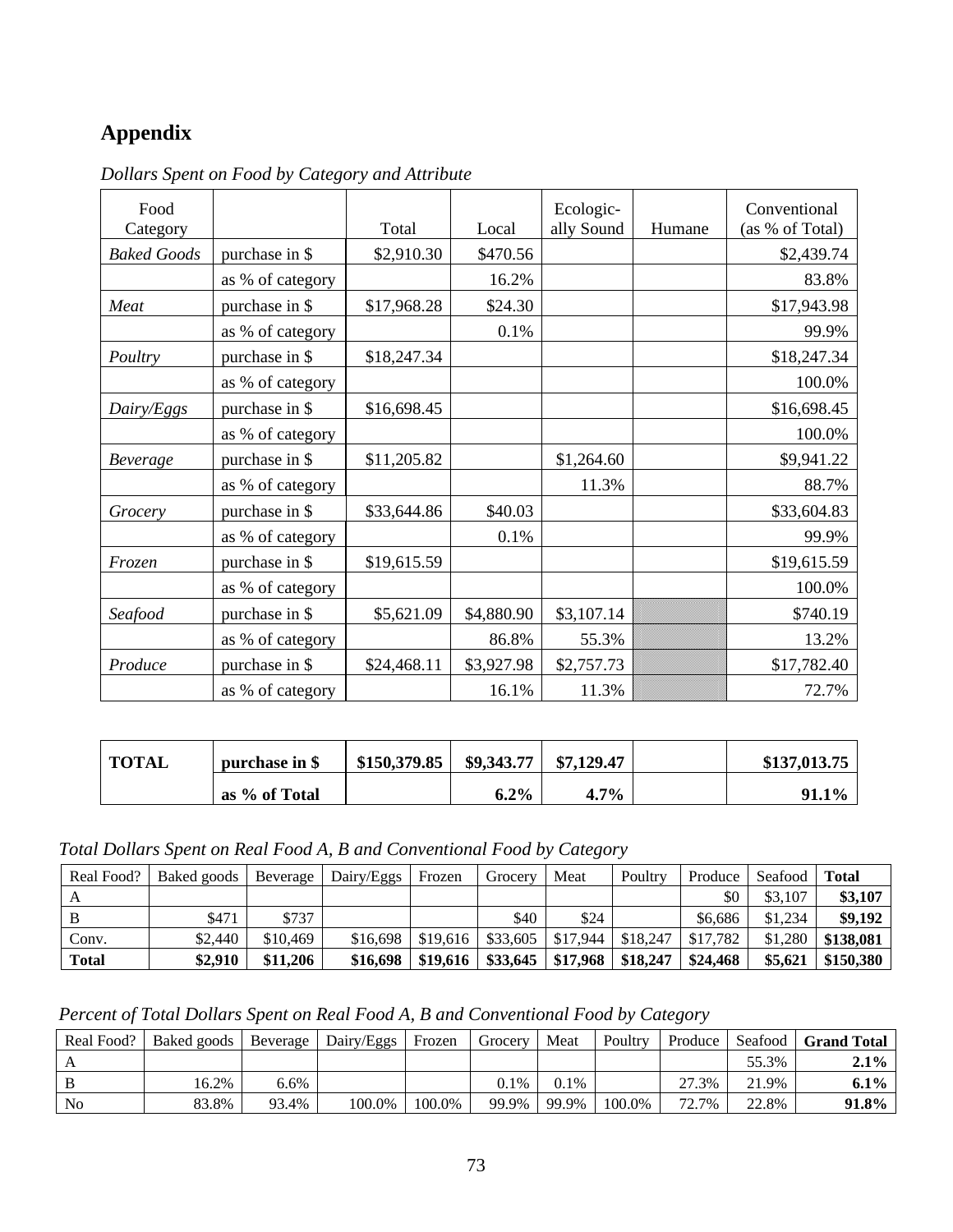# Appendix

*Dollars Spent on Food by Category and Attribute*

| Food Category | | Total | Local | Ecologic-ally Sound | Humane | Conventional (as % of Total) |
|---|---|---|---|---|---|---|
| *Baked Goods* | purchase in $ | $2,910.30 | $470.56 | | | $2,439.74 |
| | as % of category | | 16.2% | | | 83.8% |
| *Meat* | purchase in $ | $17,968.28 | $24.30 | | | $17,943.98 |
| | as % of category | | 0.1% | | | 99.9% |
| *Poultry* | purchase in $ | $18,247.34 | | | | $18,247.34 |
| | as % of category | | | | | 100.0% |
| *Dairy/Eggs* | purchase in $ | $16,698.45 | | | | $16,698.45 |
| | as % of category | | | | | 100.0% |
| *Beverage* | purchase in $ | $11,205.82 | | $1,264.60 | | $9,941.22 |
| | as % of category | | | 11.3% | | 88.7% |
| *Grocery* | purchase in $ | $33,644.86 | $40.03 | | | $33,604.83 |
| | as % of category | | 0.1% | | | 99.9% |
| *Frozen* | purchase in $ | $19,615.59 | | | | $19,615.59 |
| | as % of category | | | | | 100.0% |
| *Seafood* | purchase in $ | $5,621.09 | $4,880.90 | $3,107.14 | | $740.19 |
| | as % of category | | 86.8% | 55.3% | | 13.2% |
| *Produce* | purchase in $ | $24,468.11 | $3,927.98 | $2,757.73 | | $17,782.40 |
| | as % of category | | 16.1% | 11.3% | | 72.7% |
| **TOTAL** | **purchase in $** | **$150,379.85** | **$9,343.77** | **$7,129.47** | | **$137,013.75** |
| | **as % of Total** | | **6.2%** | **4.7%** | | **91.1%** |

*Total Dollars Spent on Real Food A, B and Conventional Food by Category*

| Real Food? | Baked goods | Beverage | Dairy/Eggs | Frozen | Grocery | Meat | Poultry | Produce | Seafood | **Total** |
|---|---|---|---|---|---|---|---|---|---|---|
| A | | | | | | | | $0 | $3,107 | **$3,107** |
| B | $471 | $737 | | | $40 | $24 | | $6,686 | $1,234 | **$9,192** |
| Conv. | $2,440 | $10,469 | $16,698 | $19,616 | $33,605 | $17,944 | $18,247 | $17,782 | $1,280 | **$138,081** |
| **Total** | **$2,910** | **$11,206** | **$16,698** | **$19,616** | **$33,645** | **$17,968** | **$18,247** | **$24,468** | **$5,621** | **$150,380** |

*Percent of Total Dollars Spent on Real Food A, B and Conventional Food by Category*

| Real Food? | Baked goods | Beverage | Dairy/Eggs | Frozen | Grocery | Meat | Poultry | Produce | Seafood | **Grand Total** |
|---|---|---|---|---|---|---|---|---|---|---|
| A | | | | | | | | | 55.3% | **2.1%** |
| B | 16.2% | 6.6% | | | 0.1% | 0.1% | | 27.3% | 21.9% | **6.1%** |
| No | 83.8% | 93.4% | 100.0% | 100.0% | 99.9% | 99.9% | 100.0% | 72.7% | 22.8% | **91.8%** |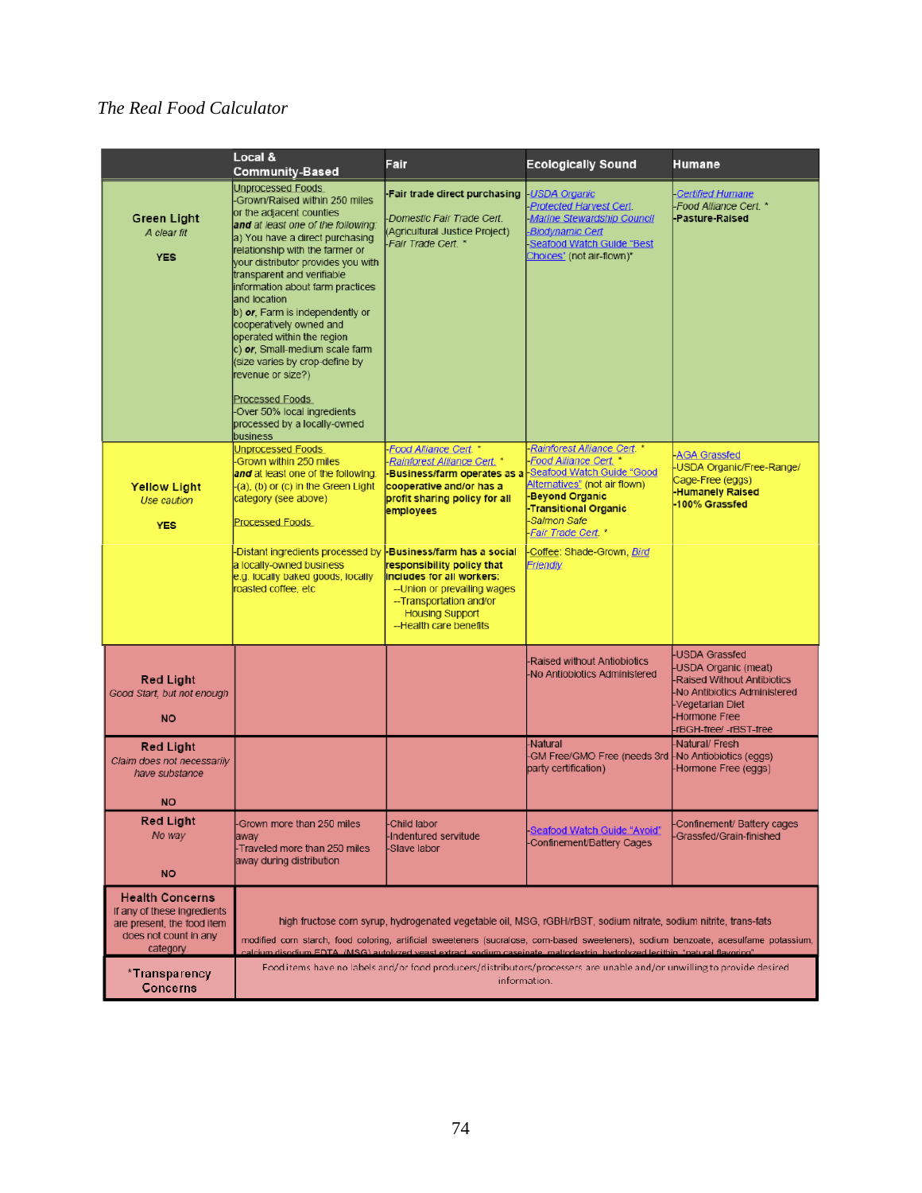*The Real Food Calculator*

| | Local & Community-Based | Fair | Ecologically Sound | Humane |
|---|---|---|---|---|
| **Green Light** *A clear fit* **YES** | Unprocessed Foods -Grown/Raised within 250 miles or the adjacent counties ***and*** *at least one of the following:* a) You have a direct purchasing relationship with the farmer or your distributor provides you with transparent and verifiable information about farm practices and location b) ***or***, Farm is independently or cooperatively owned and operated within the region c) ***or***, Small-medium scale farm (size varies by crop-define by revenue or size?) Processed Foods -Over 50% local ingredients processed by a locally-owned business | **-Fair trade direct purchasing** *-Domestic Fair Trade Cert.* (Agricultural Justice Project) *-Fair Trade Cert.* * | *-USDA Organic* *-Protected Harvest Cert.* *-Marine Stewardship Council* *-Biodynamic Cert* -Seafood Watch Guide "Best Choices" (not air-flown)* | *-Certified Humane* *-Food Alliance Cert.* * **-Pasture-Raised** |
| **Yellow Light** *Use caution* **YES** | Unprocessed Foods -Grown within 250 miles ***and*** at least one of the following: -(a), (b) or (c) in the Green Light category (see above) Processed Foods | *-Food Alliance Cert.* * *-Rainforest Alliance Cert.* * **-Business/farm operates as a cooperative and/or has a profit sharing policy for all employees** | *-Rainforest Alliance Cert.* * *-Food Alliance Cert.* * -Seafood Watch Guide "Good Alternatives" (not air flown) **-Beyond Organic** **-Transitional Organic** *-Salmon Safe* *-Fair Trade Cert.* * | -AGA Grassfed -USDA Organic/Free-Range/ Cage-Free (eggs) **-Humanely Raised** **-100% Grassfed** |
| | -Distant ingredients processed by a locally-owned business e.g. locally baked goods, locally roasted coffee, etc | **-Business/farm has a social responsibility policy that includes for all workers:** --Union or prevailing wages --Transportation and/or Housing Support --Health care benefits | -Coffee: Shade-Grown, *Bird Friendly* | |
| **Red Light** *Good Start, but not enough* **NO** | | | -Raised without Antiobiotics -No Antiobiotics Administered | -USDA Grassfed -USDA Organic (meat) -Raised Without Antibiotics -No Antibiotics Administered -Vegetarian Diet -Hormone Free -rBGH-free/ -rBST-free |
| **Red Light** *Claim does not necessarily have substance* **NO** | | | -Natural -GM Free/GMO Free (needs 3rd party certification) | -Natural/ Fresh -No Antiobiotics (eggs) -Hormone Free (eggs) |
| **Red Light** *No way* **NO** | -Grown more than 250 miles away -Traveled more than 250 miles away during distribution | -Child labor -Indentured servitude -Slave labor | -Seafood Watch Guide "Avoid" -Confinement/Battery Cages | -Confinement/ Battery cages -Grassfed/Grain-finished |
| **Health Concerns** If any of these ingredients are present, the food item does not count in any category | high fructose corn syrup, hydrogenated vegetable oil, MSG, rGBH/rBST, sodium nitrate, sodium nitrite, trans-fats modified corn starch, food coloring, artificial sweeteners (sucralose, corn-based sweeteners), sodium benzoate, acesulfame potassium, calcium disodium EDTA, (MSG) autolyzed yeast extract, sodium caseinate, maltodextrin, hydrolyzed lecithin, "natural flavoring" | | | |
| ***Transparency Concerns** | Food items have no labels and/or food producers/distributors/processers are unable and/or unwilling to provide desired information. | | | |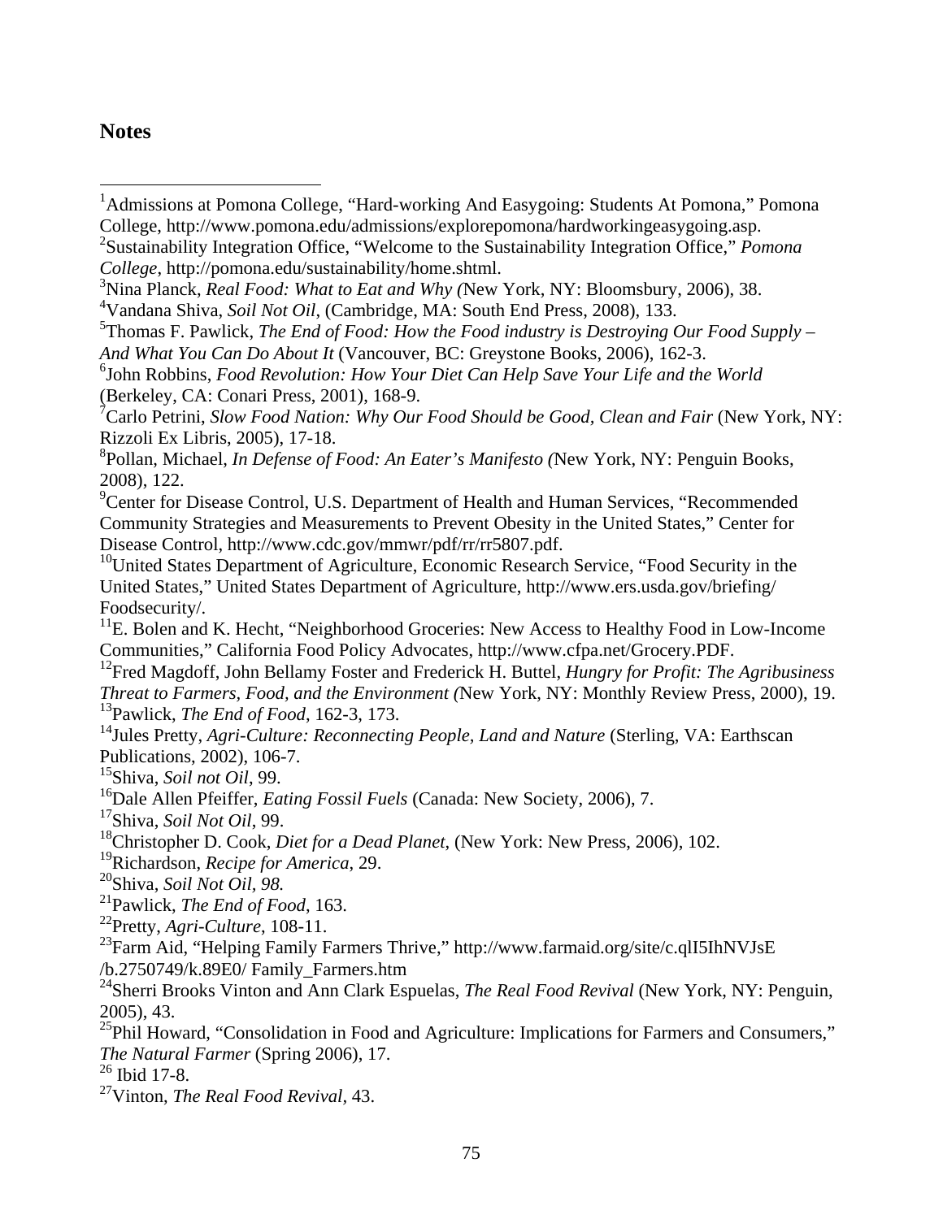## Notes

[1]Admissions at Pomona College, "Hard-working And Easygoing: Students At Pomona," Pomona College, http://www.pomona.edu/admissions/explorepomona/hardworkingeasygoing.asp.

[2]Sustainability Integration Office, "Welcome to the Sustainability Integration Office," *Pomona College*, http://pomona.edu/sustainability/home.shtml.

[3]Nina Planck, *Real Food: What to Eat and Why (*New York, NY: Bloomsbury, 2006), 38.

[4]Vandana Shiva, *Soil Not Oil*, (Cambridge, MA: South End Press, 2008), 133.

[5]Thomas F. Pawlick, *The End of Food: How the Food industry is Destroying Our Food Supply – And What You Can Do About It* (Vancouver, BC: Greystone Books, 2006), 162-3.

[6]John Robbins, *Food Revolution: How Your Diet Can Help Save Your Life and the World* (Berkeley, CA: Conari Press, 2001), 168-9.

[7]Carlo Petrini, *Slow Food Nation: Why Our Food Should be Good, Clean and Fair* (New York, NY: Rizzoli Ex Libris, 2005), 17-18.

[8]Pollan, Michael, *In Defense of Food: An Eater's Manifesto (*New York, NY: Penguin Books, 2008), 122.

[9]Center for Disease Control, U.S. Department of Health and Human Services, "Recommended Community Strategies and Measurements to Prevent Obesity in the United States," Center for Disease Control, http://www.cdc.gov/mmwr/pdf/rr/rr5807.pdf.

[10]United States Department of Agriculture, Economic Research Service, "Food Security in the United States," United States Department of Agriculture, http://www.ers.usda.gov/briefing/ Foodsecurity/.

[11]E. Bolen and K. Hecht, "Neighborhood Groceries: New Access to Healthy Food in Low-Income Communities," California Food Policy Advocates, http://www.cfpa.net/Grocery.PDF.

[12]Fred Magdoff, John Bellamy Foster and Frederick H. Buttel, *Hungry for Profit: The Agribusiness Threat to Farmers, Food, and the Environment (*New York, NY: Monthly Review Press, 2000), 19.

[13]Pawlick, *The End of Food*, 162-3, 173.

[14]Jules Pretty, *Agri-Culture: Reconnecting People, Land and Nature* (Sterling, VA: Earthscan Publications, 2002), 106-7.

[15]Shiva, *Soil not Oil*, 99.

[16]Dale Allen Pfeiffer, *Eating Fossil Fuels* (Canada: New Society, 2006), 7.

[17]Shiva, *Soil Not Oil*, 99.

[18]Christopher D. Cook, *Diet for a Dead Planet*, (New York: New Press, 2006), 102.

[19]Richardson, *Recipe for America*, 29.

[20]Shiva, *Soil Not Oil*, *98.*

[21]Pawlick, *The End of Food*, 163.

[22]Pretty, *Agri-Culture*, 108-11.

[23]Farm Aid, "Helping Family Farmers Thrive," http://www.farmaid.org/site/c.qlI5IhNVJsE /b.2750749/k.89E0/ Family_Farmers.htm

[24]Sherri Brooks Vinton and Ann Clark Espuelas, *The Real Food Revival* (New York, NY: Penguin, 2005), 43.

[25]Phil Howard, "Consolidation in Food and Agriculture: Implications for Farmers and Consumers," *The Natural Farmer* (Spring 2006), 17.

[26] Ibid 17-8.

[27]Vinton, *The Real Food Revival*, 43.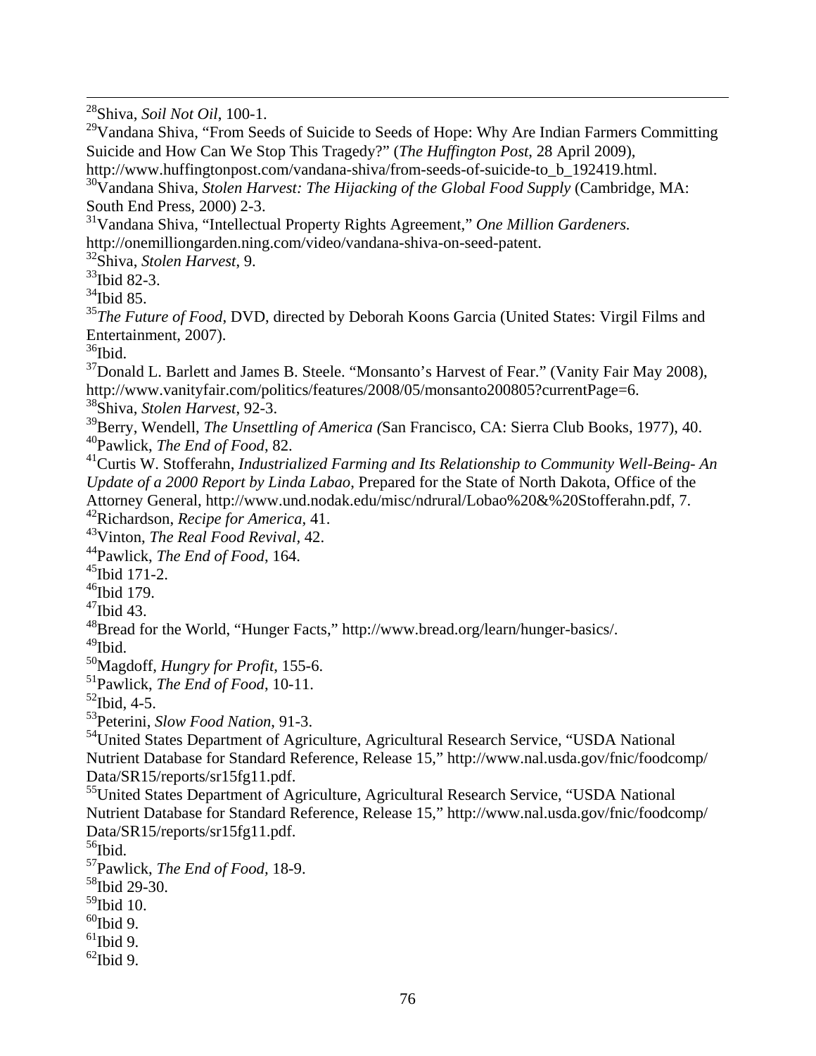[28]Shiva, *Soil Not Oil*, 100-1.

[29]Vandana Shiva, "From Seeds of Suicide to Seeds of Hope: Why Are Indian Farmers Committing Suicide and How Can We Stop This Tragedy?" (*The Huffington Post*, 28 April 2009), http://www.huffingtonpost.com/vandana-shiva/from-seeds-of-suicide-to_b_192419.html.

[30]Vandana Shiva, *Stolen Harvest: The Hijacking of the Global Food Supply* (Cambridge, MA: South End Press, 2000) 2-3.

[31]Vandana Shiva, "Intellectual Property Rights Agreement," *One Million Gardeners.* http://onemilliongarden.ning.com/video/vandana-shiva-on-seed-patent.

[32]Shiva, *Stolen Harvest*, 9.

[33]Ibid 82-3.

[34]Ibid 85.

[35]*The Future of Food*, DVD, directed by Deborah Koons Garcia (United States: Virgil Films and Entertainment, 2007).

[36]Ibid.

[37]Donald L. Barlett and James B. Steele. "Monsanto's Harvest of Fear." (Vanity Fair May 2008), http://www.vanityfair.com/politics/features/2008/05/monsanto200805?currentPage=6.

[38]Shiva, *Stolen Harvest*, 92-3.

[39]Berry, Wendell, *The Unsettling of America (*San Francisco, CA: Sierra Club Books, 1977), 40.

[40]Pawlick, *The End of Food*, 82.

[41]Curtis W. Stofferahn, *Industrialized Farming and Its Relationship to Community Well-Being- An Update of a 2000 Report by Linda Labao*, Prepared for the State of North Dakota, Office of the Attorney General, http://www.und.nodak.edu/misc/ndrural/Lobao%20&%20Stofferahn.pdf, 7.

[42]Richardson, *Recipe for America*, 41.

[43]Vinton, *The Real Food Revival*, 42.

[44]Pawlick, *The End of Food*, 164.

[45]Ibid 171-2.

[46]Ibid 179.

[47]Ibid 43.

[48]Bread for the World, "Hunger Facts," http://www.bread.org/learn/hunger-basics/.

[49]Ibid.

[50]Magdoff, *Hungry for Profit*, 155-6.

[51]Pawlick, *The End of Food*, 10-11.

[52]Ibid, 4-5.

[53]Peterini, *Slow Food Nation*, 91-3.

[54]United States Department of Agriculture, Agricultural Research Service, "USDA National Nutrient Database for Standard Reference, Release 15," http://www.nal.usda.gov/fnic/foodcomp/Data/SR15/reports/sr15fg11.pdf.

[55]United States Department of Agriculture, Agricultural Research Service, "USDA National Nutrient Database for Standard Reference, Release 15," http://www.nal.usda.gov/fnic/foodcomp/Data/SR15/reports/sr15fg11.pdf.

[56]Ibid.

[57]Pawlick, *The End of Food*, 18-9.

[58]Ibid 29-30.

[59]Ibid 10.

[60]Ibid 9.

[61]Ibid 9.

[62]Ibid 9.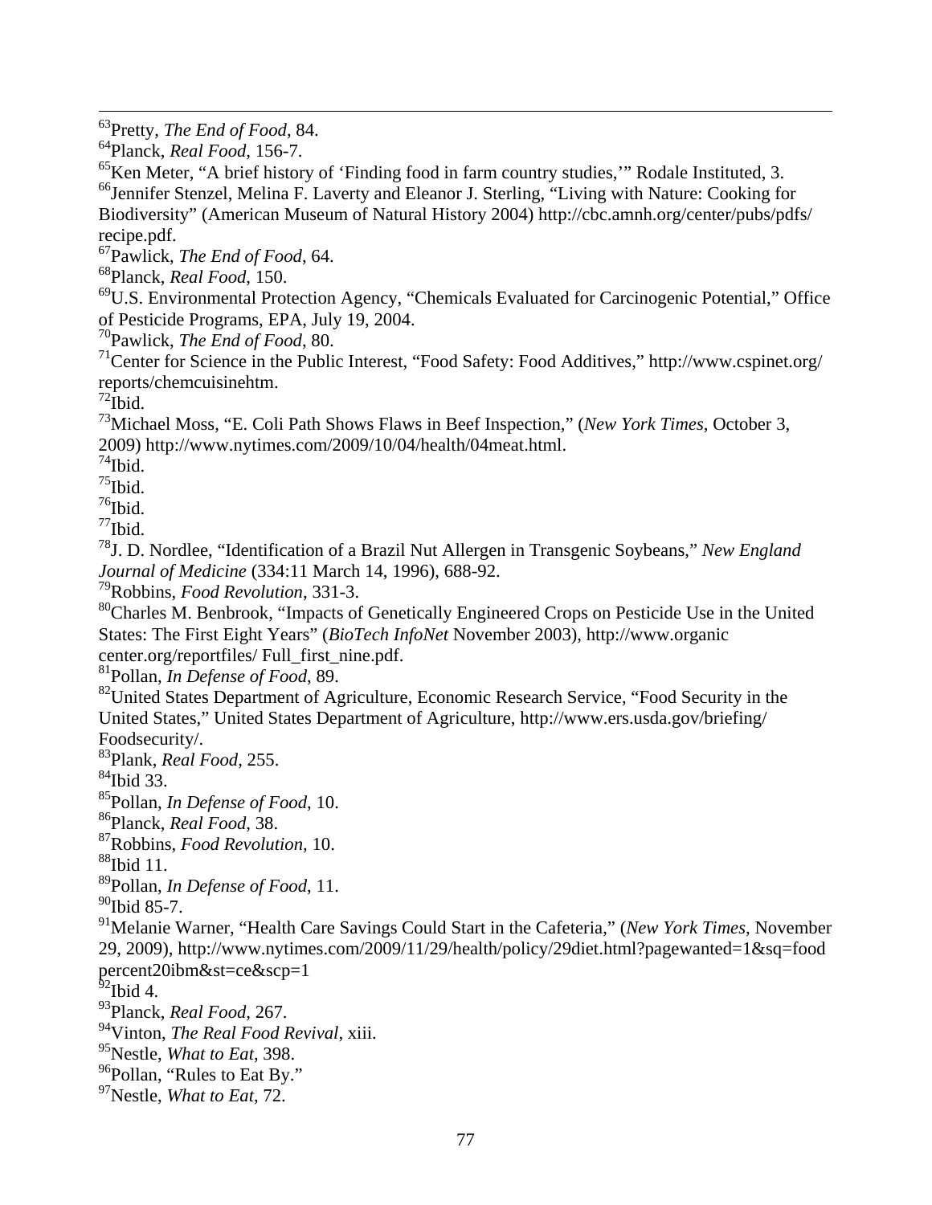[63]Pretty, *The End of Food*, 84.
[64]Planck, *Real Food*, 156-7.
[65]Ken Meter, "A brief history of 'Finding food in farm country studies,'" Rodale Instituted, 3.
[66]Jennifer Stenzel, Melina F. Laverty and Eleanor J. Sterling, "Living with Nature: Cooking for Biodiversity" (American Museum of Natural History 2004) http://cbc.amnh.org/center/pubs/pdfs/recipe.pdf.
[67]Pawlick, *The End of Food*, 64.
[68]Planck, *Real Food*, 150.
[69]U.S. Environmental Protection Agency, "Chemicals Evaluated for Carcinogenic Potential," Office of Pesticide Programs, EPA, July 19, 2004.
[70]Pawlick, *The End of Food*, 80.
[71]Center for Science in the Public Interest, "Food Safety: Food Additives," http://www.cspinet.org/reports/chemcuisinehtm.
[72]Ibid.
[73]Michael Moss, "E. Coli Path Shows Flaws in Beef Inspection," (*New York Times*, October 3, 2009) http://www.nytimes.com/2009/10/04/health/04meat.html.
[74]Ibid.
[75]Ibid.
[76]Ibid.
[77]Ibid.
[78]J. D. Nordlee, "Identification of a Brazil Nut Allergen in Transgenic Soybeans," *New England Journal of Medicine* (334:11 March 14, 1996), 688-92.
[79]Robbins, *Food Revolution*, 331-3.
[80]Charles M. Benbrook, "Impacts of Genetically Engineered Crops on Pesticide Use in the United States: The First Eight Years" (*BioTech InfoNet* November 2003), http://www.organic center.org/reportfiles/ Full_first_nine.pdf.
[81]Pollan, *In Defense of Food*, 89.
[82]United States Department of Agriculture, Economic Research Service, "Food Security in the United States," United States Department of Agriculture, http://www.ers.usda.gov/briefing/Foodsecurity/.
[83]Plank, *Real Food*, 255.
[84]Ibid 33.
[85]Pollan, *In Defense of Food*, 10.
[86]Planck, *Real Food*, 38.
[87]Robbins, *Food Revolution,* 10.
[88]Ibid 11.
[89]Pollan, *In Defense of Food*, 11.
[90]Ibid 85-7.
[91]Melanie Warner, "Health Care Savings Could Start in the Cafeteria," (*New York Times*, November 29, 2009), http://www.nytimes.com/2009/11/29/health/policy/29diet.html?pagewanted=1&sq=food percent20ibm&st=ce&scp=1
[92]Ibid 4.
[93]Planck, *Real Food*, 267.
[94]Vinton, *The Real Food Revival*, xiii.
[95]Nestle, *What to Eat*, 398.
[96]Pollan, "Rules to Eat By."
[97]Nestle, *What to Eat*, 72.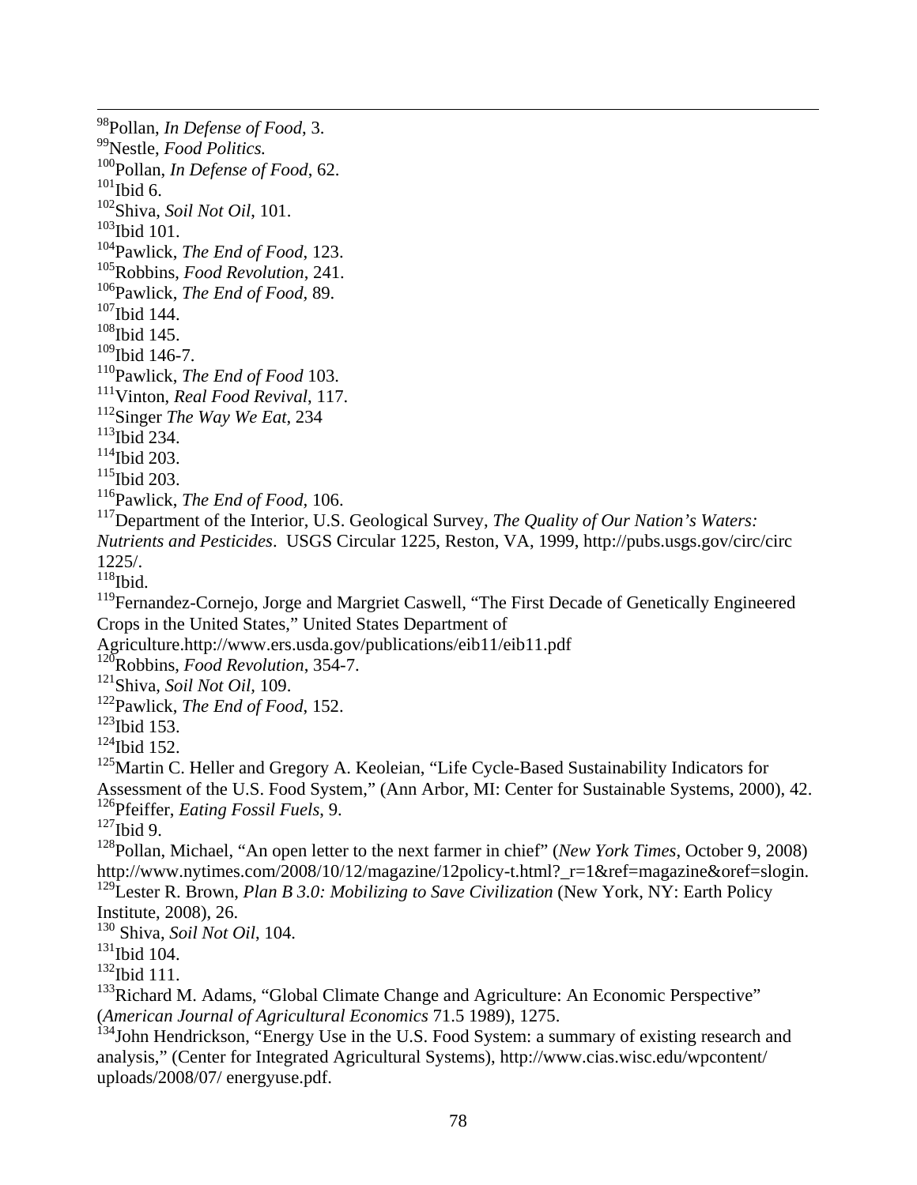[98]Pollan, *In Defense of Food*, 3.
[99]Nestle, *Food Politics.*
[100]Pollan, *In Defense of Food*, 62.
[101]Ibid 6.
[102]Shiva, *Soil Not Oil*, 101.
[103]Ibid 101.
[104]Pawlick, *The End of Food*, 123.
[105]Robbins, *Food Revolution*, 241.
[106]Pawlick, *The End of Food,* 89.
[107]Ibid 144.
[108]Ibid 145.
[109]Ibid 146-7.
[110]Pawlick, *The End of Food* 103.
[111]Vinton, *Real Food Revival*, 117.
[112]Singer *The Way We Eat*, 234
[113]Ibid 234.
[114]Ibid 203.
[115]Ibid 203.
[116]Pawlick, *The End of Food,* 106.
[117]Department of the Interior, U.S. Geological Survey, *The Quality of Our Nation's Waters: Nutrients and Pesticides*. USGS Circular 1225, Reston, VA, 1999, http://pubs.usgs.gov/circ/circ 1225/.
[118]Ibid.
[119]Fernandez-Cornejo, Jorge and Margriet Caswell, "The First Decade of Genetically Engineered Crops in the United States," United States Department of Agriculture.http://www.ers.usda.gov/publications/eib11/eib11.pdf
[120]Robbins, *Food Revolution*, 354-7.
[121]Shiva, *Soil Not Oil,* 109.
[122]Pawlick, *The End of Food*, 152.
[123]Ibid 153.
[124]Ibid 152.
[125]Martin C. Heller and Gregory A. Keoleian, "Life Cycle-Based Sustainability Indicators for Assessment of the U.S. Food System," (Ann Arbor, MI: Center for Sustainable Systems, 2000), 42.
[126]Pfeiffer, *Eating Fossil Fuels*, 9.
[127]Ibid 9.
[128]Pollan, Michael, "An open letter to the next farmer in chief" (*New York Times*, October 9, 2008) http://www.nytimes.com/2008/10/12/magazine/12policy-t.html?_r=1&ref=magazine&oref=slogin.
[129]Lester R. Brown, *Plan B 3.0: Mobilizing to Save Civilization* (New York, NY: Earth Policy Institute, 2008), 26.
[130] Shiva, *Soil Not Oil*, 104.
[131]Ibid 104.
[132]Ibid 111.
[133]Richard M. Adams, "Global Climate Change and Agriculture: An Economic Perspective" (*American Journal of Agricultural Economics* 71.5 1989), 1275.
[134]John Hendrickson, "Energy Use in the U.S. Food System: a summary of existing research and analysis," (Center for Integrated Agricultural Systems), http://www.cias.wisc.edu/wpcontent/ uploads/2008/07/ energyuse.pdf.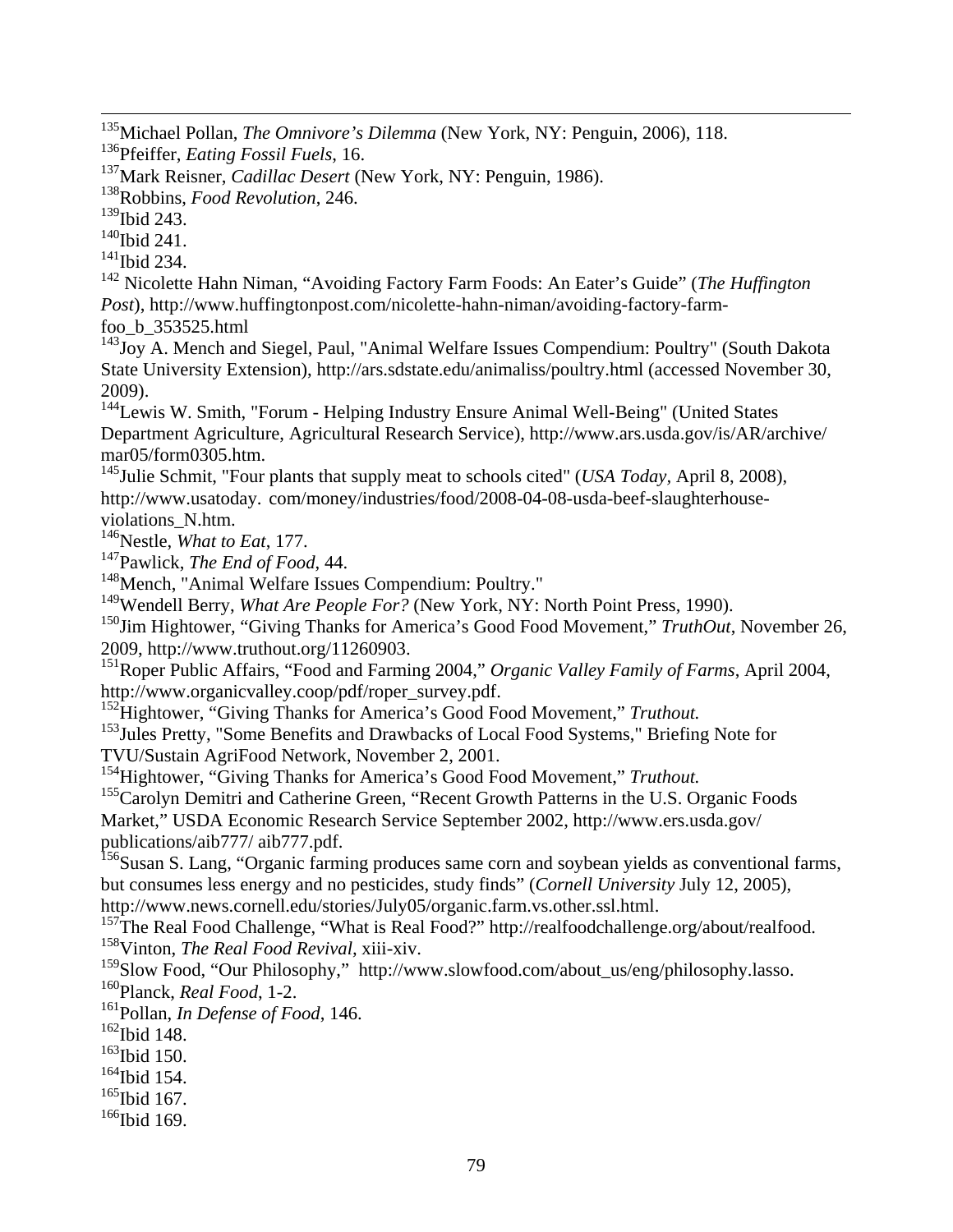[135]Michael Pollan, *The Omnivore's Dilemma* (New York, NY: Penguin, 2006), 118.
[136]Pfeiffer, *Eating Fossil Fuels*, 16.
[137]Mark Reisner, *Cadillac Desert* (New York, NY: Penguin, 1986).
[138]Robbins, *Food Revolution*, 246.
[139]Ibid 243.
[140]Ibid 241.
[141]Ibid 234.
[142] Nicolette Hahn Niman, "Avoiding Factory Farm Foods: An Eater's Guide" (*The Huffington Post*), http://www.huffingtonpost.com/nicolette-hahn-niman/avoiding-factory-farm-foo_b_353525.html
[143]Joy A. Mench and Siegel, Paul, "Animal Welfare Issues Compendium: Poultry" (South Dakota State University Extension), http://ars.sdstate.edu/animaliss/poultry.html (accessed November 30, 2009).
[144]Lewis W. Smith, "Forum - Helping Industry Ensure Animal Well-Being" (United States Department Agriculture, Agricultural Research Service), http://www.ars.usda.gov/is/AR/archive/mar05/form0305.htm.
[145]Julie Schmit, "Four plants that supply meat to schools cited" (*USA Today*, April 8, 2008), http://www.usatoday. com/money/industries/food/2008-04-08-usda-beef-slaughterhouse-violations_N.htm.
[146]Nestle, *What to Eat*, 177.
[147]Pawlick, *The End of Food*, 44.
[148]Mench, "Animal Welfare Issues Compendium: Poultry."
[149]Wendell Berry, *What Are People For?* (New York, NY: North Point Press, 1990).
[150]Jim Hightower, "Giving Thanks for America's Good Food Movement," *TruthOut*, November 26, 2009, http://www.truthout.org/11260903.
[151]Roper Public Affairs, "Food and Farming 2004," *Organic Valley Family of Farms*, April 2004, http://www.organicvalley.coop/pdf/roper_survey.pdf.
[152]Hightower, "Giving Thanks for America's Good Food Movement," *Truthout.*
[153]Jules Pretty, "Some Benefits and Drawbacks of Local Food Systems," Briefing Note for TVU/Sustain AgriFood Network, November 2, 2001.
[154]Hightower, "Giving Thanks for America's Good Food Movement," *Truthout.*
[155]Carolyn Demitri and Catherine Green, "Recent Growth Patterns in the U.S. Organic Foods Market," USDA Economic Research Service September 2002, http://www.ers.usda.gov/publications/aib777/ aib777.pdf.
[156]Susan S. Lang, "Organic farming produces same corn and soybean yields as conventional farms, but consumes less energy and no pesticides, study finds" (*Cornell University* July 12, 2005), http://www.news.cornell.edu/stories/July05/organic.farm.vs.other.ssl.html.
[157]The Real Food Challenge, "What is Real Food?" http://realfoodchallenge.org/about/realfood.
[158]Vinton, *The Real Food Revival*, xiii-xiv.
[159]Slow Food, "Our Philosophy," http://www.slowfood.com/about_us/eng/philosophy.lasso.
[160]Planck, *Real Food*, 1-2.
[161]Pollan, *In Defense of Food*, 146.
[162]Ibid 148.
[163]Ibid 150.
[164]Ibid 154.
[165]Ibid 167.
[166]Ibid 169.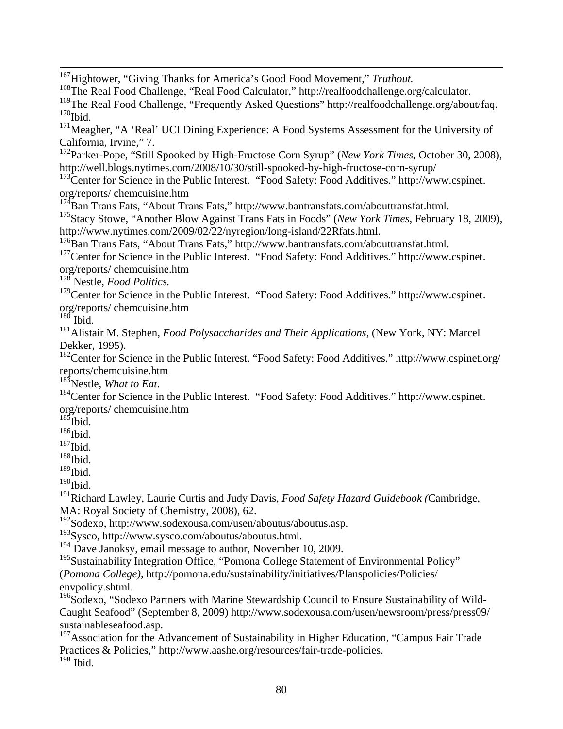[167]Hightower, "Giving Thanks for America's Good Food Movement," *Truthout.*

[168]The Real Food Challenge, "Real Food Calculator," http://realfoodchallenge.org/calculator.

[169]The Real Food Challenge, "Frequently Asked Questions" http://realfoodchallenge.org/about/faq.

[170]Ibid.

[171]Meagher, "A 'Real' UCI Dining Experience: A Food Systems Assessment for the University of California, Irvine," 7.

[172]Parker-Pope, "Still Spooked by High-Fructose Corn Syrup" (*New York Times*, October 30, 2008), http://well.blogs.nytimes.com/2008/10/30/still-spooked-by-high-fructose-corn-syrup/

[173]Center for Science in the Public Interest. "Food Safety: Food Additives." http://www.cspinet.org/reports/ chemcuisine.htm

[174]Ban Trans Fats, "About Trans Fats," http://www.bantransfats.com/abouttransfat.html.

[175]Stacy Stowe, "Another Blow Against Trans Fats in Foods" (*New York Times*, February 18, 2009), http://www.nytimes.com/2009/02/22/nyregion/long-island/22Rfats.html.

[176]Ban Trans Fats, "About Trans Fats," http://www.bantransfats.com/abouttransfat.html.

[177]Center for Science in the Public Interest. "Food Safety: Food Additives." http://www.cspinet.org/reports/ chemcuisine.htm

[178] Nestle, *Food Politics.*

[179]Center for Science in the Public Interest. "Food Safety: Food Additives." http://www.cspinet.org/reports/ chemcuisine.htm

[180] Ibid.

[181]Alistair M. Stephen, *Food Polysaccharides and Their Applications*, (New York, NY: Marcel Dekker, 1995).

[182]Center for Science in the Public Interest. "Food Safety: Food Additives." http://www.cspinet.org/reports/chemcuisine.htm

[183]Nestle, *What to Eat*.

[184]Center for Science in the Public Interest. "Food Safety: Food Additives." http://www.cspinet.org/reports/ chemcuisine.htm

[185]Ibid.

[186]Ibid.

[187]Ibid.

[188]Ibid.

[189]Ibid.

[190]Ibid.

[191]Richard Lawley, Laurie Curtis and Judy Davis, *Food Safety Hazard Guidebook (*Cambridge, MA: Royal Society of Chemistry, 2008), 62.

[192]Sodexo, http://www.sodexousa.com/usen/aboutus/aboutus.asp.

[193]Sysco, http://www.sysco.com/aboutus/aboutus.html.

[194] Dave Janoksy, email message to author, November 10, 2009.

[195]Sustainability Integration Office, "Pomona College Statement of Environmental Policy" (*Pomona College)*, http://pomona.edu/sustainability/initiatives/Planspolicies/Policies/envpolicy.shtml.

[196]Sodexo, "Sodexo Partners with Marine Stewardship Council to Ensure Sustainability of Wild-Caught Seafood" (September 8, 2009) http://www.sodexousa.com/usen/newsroom/press/press09/sustainableseafood.asp.

[197]Association for the Advancement of Sustainability in Higher Education, "Campus Fair Trade Practices & Policies," http://www.aashe.org/resources/fair-trade-policies.

[198] Ibid.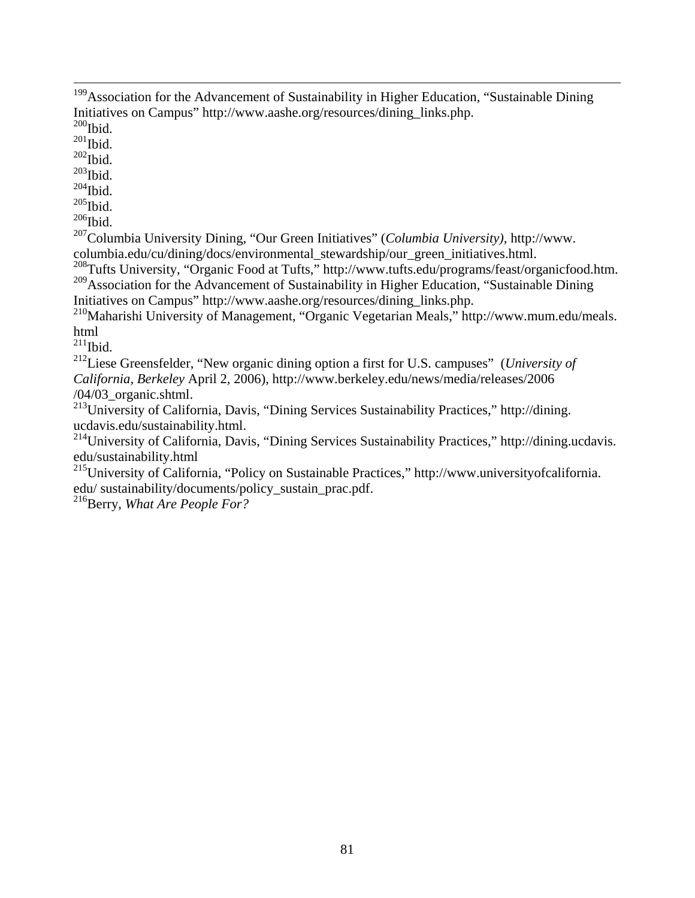[199]Association for the Advancement of Sustainability in Higher Education, "Sustainable Dining Initiatives on Campus" http://www.aashe.org/resources/dining_links.php.
[200]Ibid.
[201]Ibid.
[202]Ibid.
[203]Ibid.
[204]Ibid.
[205]Ibid.
[206]Ibid.
[207]Columbia University Dining, "Our Green Initiatives" (*Columbia University)*, http://www.columbia.edu/cu/dining/docs/environmental_stewardship/our_green_initiatives.html.
[208]Tufts University, "Organic Food at Tufts," http://www.tufts.edu/programs/feast/organicfood.htm.
[209]Association for the Advancement of Sustainability in Higher Education, "Sustainable Dining Initiatives on Campus" http://www.aashe.org/resources/dining_links.php.
[210]Maharishi University of Management, "Organic Vegetarian Meals," http://www.mum.edu/meals.html
[211]Ibid.
[212]Liese Greensfelder, "New organic dining option a first for U.S. campuses" (*University of California, Berkeley* April 2, 2006), http://www.berkeley.edu/news/media/releases/2006/04/03_organic.shtml.
[213]University of California, Davis, "Dining Services Sustainability Practices," http://dining.ucdavis.edu/sustainability.html.
[214]University of California, Davis, "Dining Services Sustainability Practices," http://dining.ucdavis.edu/sustainability.html
[215]University of California, "Policy on Sustainable Practices," http://www.universityofcalifornia.edu/ sustainability/documents/policy_sustain_prac.pdf.
[216]Berry, *What Are People For?*